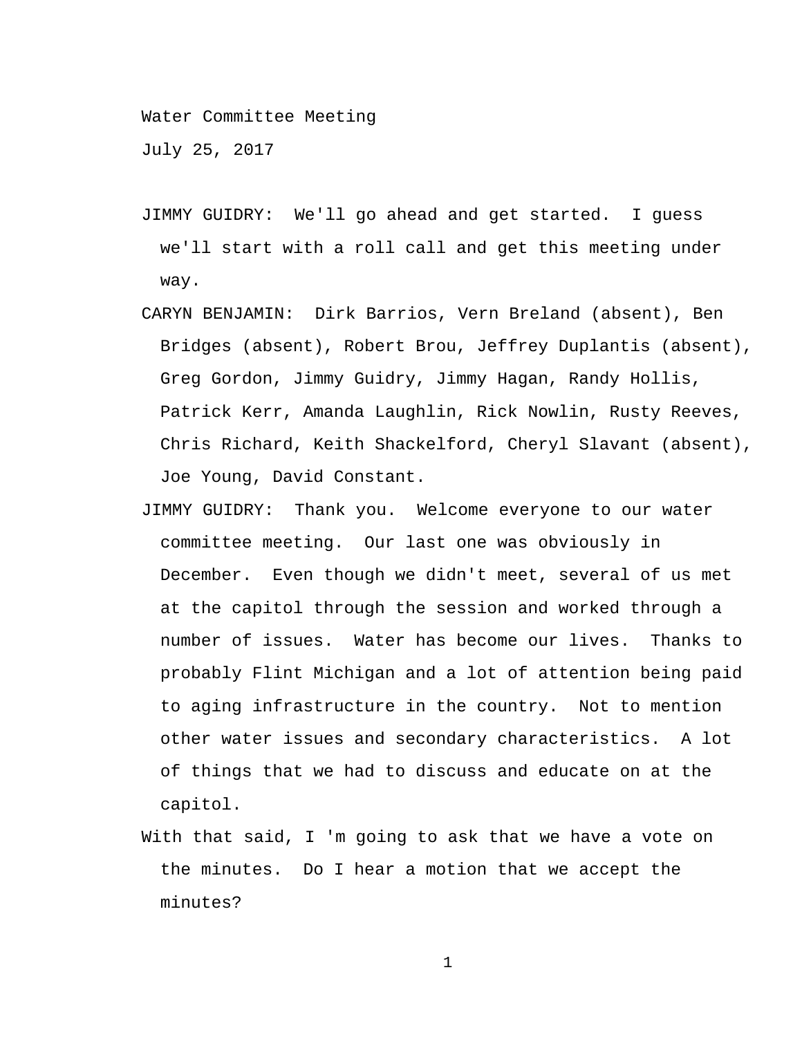Water Committee Meeting

July 25, 2017

JIMMY GUIDRY: We'll go ahead and get started. I guess we'll start with a roll call and get this meeting under way.

CARYN BENJAMIN: Dirk Barrios, Vern Breland (absent), Ben Bridges (absent), Robert Brou, Jeffrey Duplantis (absent), Greg Gordon, Jimmy Guidry, Jimmy Hagan, Randy Hollis, Patrick Kerr, Amanda Laughlin, Rick Nowlin, Rusty Reeves, Chris Richard, Keith Shackelford, Cheryl Slavant (absent), Joe Young, David Constant.

JIMMY GUIDRY: Thank you. Welcome everyone to our water committee meeting. Our last one was obviously in December. Even though we didn't meet, several of us met at the capitol through the session and worked through a number of issues. Water has become our lives. Thanks to probably Flint Michigan and a lot of attention being paid to aging infrastructure in the country. Not to mention other water issues and secondary characteristics. A lot of things that we had to discuss and educate on at the capitol.

With that said, I 'm going to ask that we have a vote on the minutes. Do I hear a motion that we accept the minutes?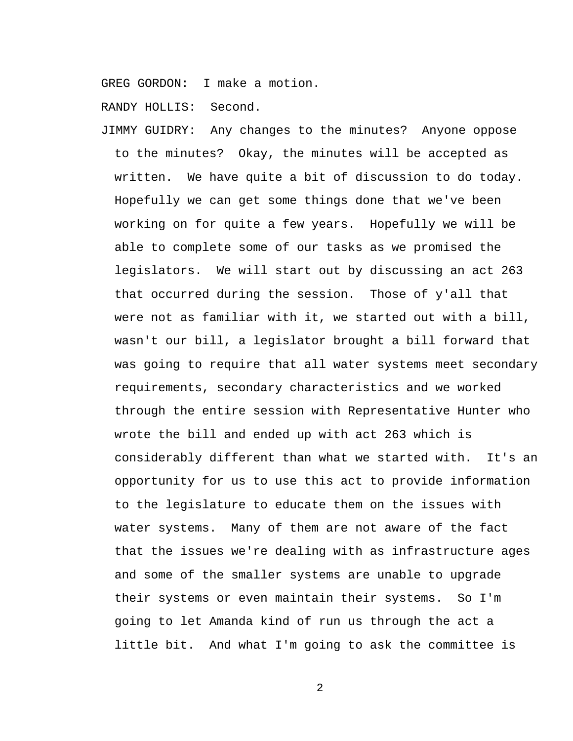GREG GORDON: I make a motion.

RANDY HOLLIS: Second.

JIMMY GUIDRY: Any changes to the minutes? Anyone oppose to the minutes? Okay, the minutes will be accepted as written. We have quite a bit of discussion to do today. Hopefully we can get some things done that we've been working on for quite a few years. Hopefully we will be able to complete some of our tasks as we promised the legislators. We will start out by discussing an act 263 that occurred during the session. Those of y'all that were not as familiar with it, we started out with a bill, wasn't our bill, a legislator brought a bill forward that was going to require that all water systems meet secondary requirements, secondary characteristics and we worked through the entire session with Representative Hunter who wrote the bill and ended up with act 263 which is considerably different than what we started with. It's an opportunity for us to use this act to provide information to the legislature to educate them on the issues with water systems. Many of them are not aware of the fact that the issues we're dealing with as infrastructure ages and some of the smaller systems are unable to upgrade their systems or even maintain their systems. So I'm going to let Amanda kind of run us through the act a little bit. And what I'm going to ask the committee is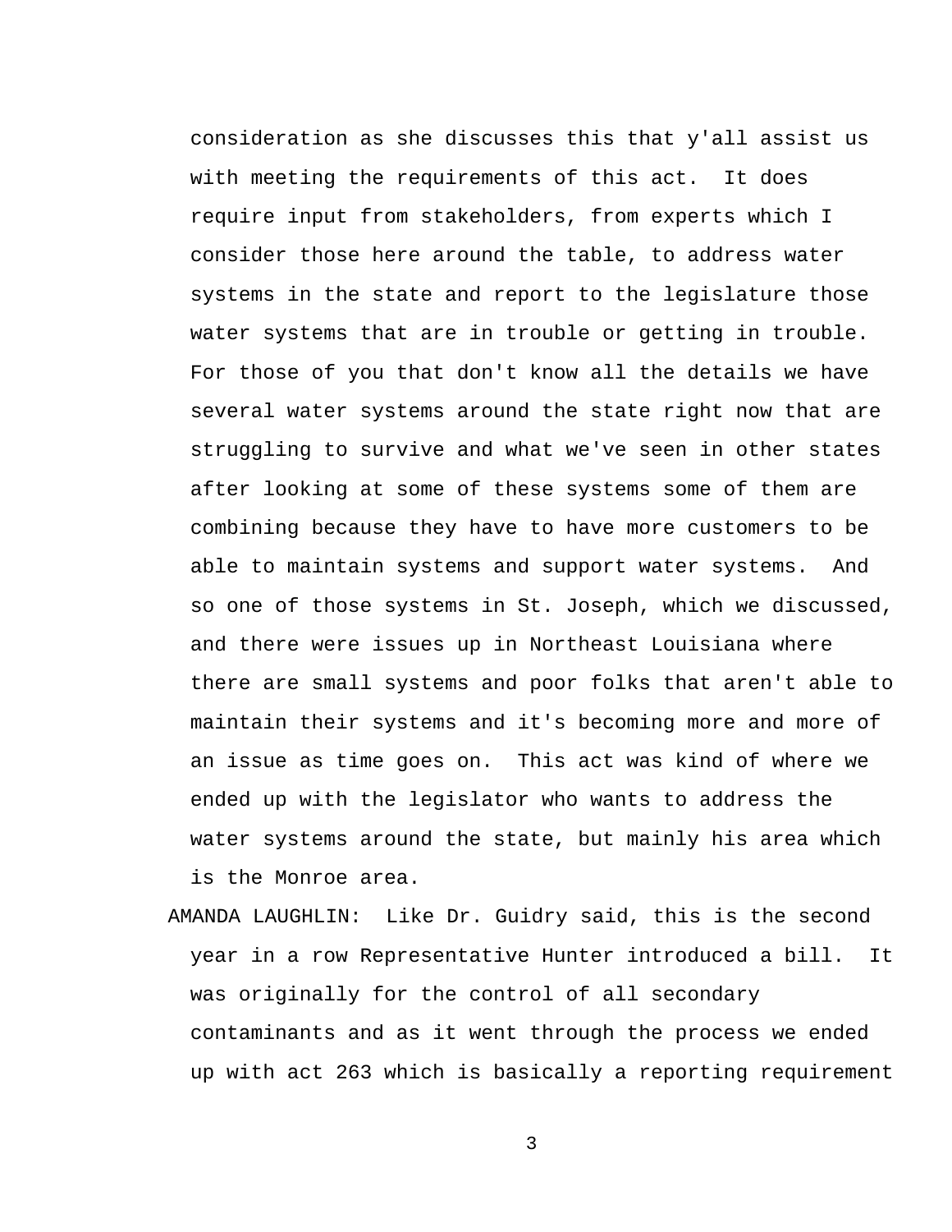consideration as she discusses this that y'all assist us with meeting the requirements of this act. It does require input from stakeholders, from experts which I consider those here around the table, to address water systems in the state and report to the legislature those water systems that are in trouble or getting in trouble. For those of you that don't know all the details we have several water systems around the state right now that are struggling to survive and what we've seen in other states after looking at some of these systems some of them are combining because they have to have more customers to be able to maintain systems and support water systems. And so one of those systems in St. Joseph, which we discussed, and there were issues up in Northeast Louisiana where there are small systems and poor folks that aren't able to maintain their systems and it's becoming more and more of an issue as time goes on. This act was kind of where we ended up with the legislator who wants to address the water systems around the state, but mainly his area which is the Monroe area.

AMANDA LAUGHLIN: Like Dr. Guidry said, this is the second year in a row Representative Hunter introduced a bill. It was originally for the control of all secondary contaminants and as it went through the process we ended up with act 263 which is basically a reporting requirement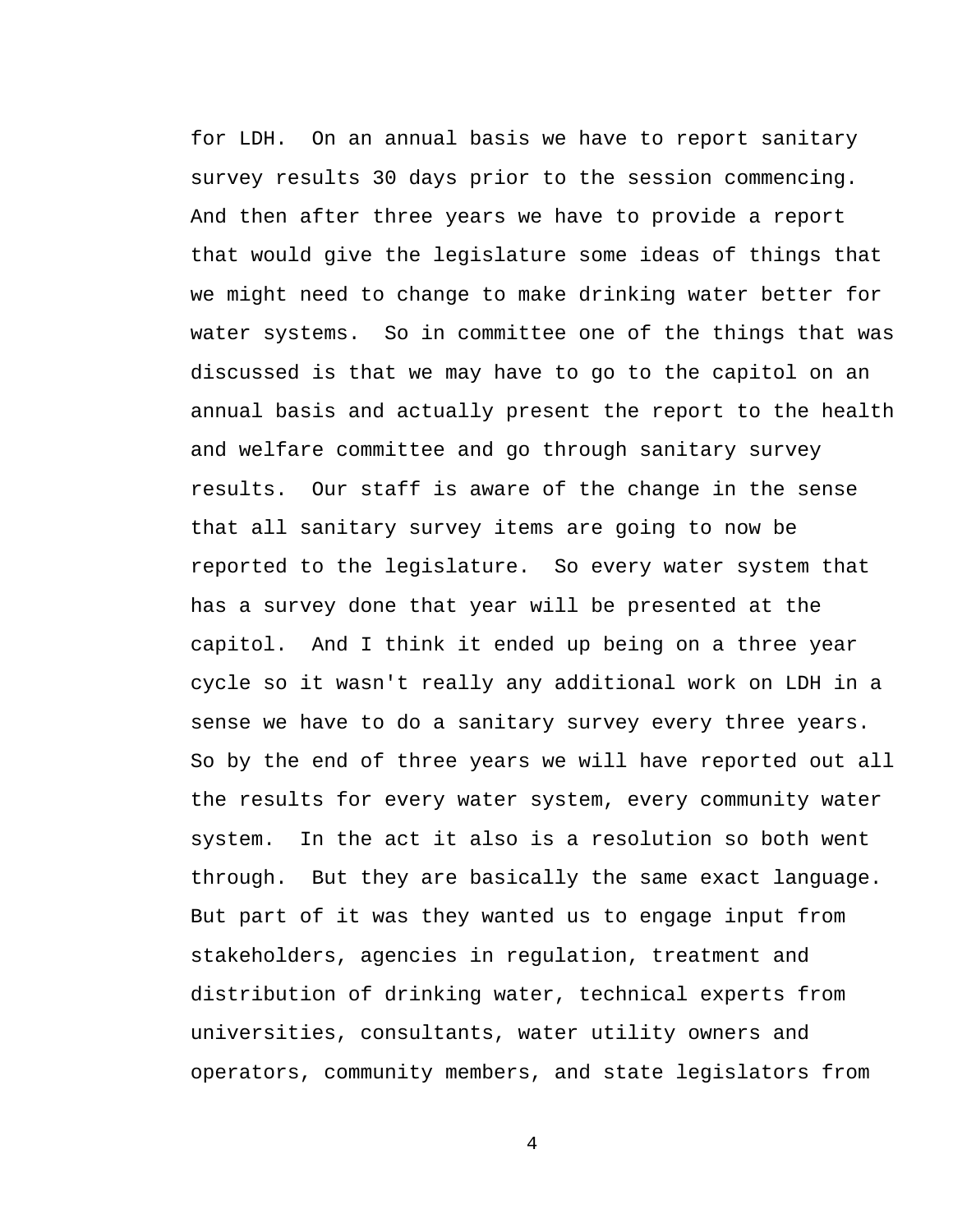for LDH.  On an annual basis we have to report sanitary survey results 30 days prior to the session commencing. And then after three years we have to provide a report that would give the legislature some ideas of things that we might need to change to make drinking water better for water systems.  So in committee one of the things that was discussed is that we may have to go to the capitol on an annual basis and actually present the report to the health and welfare committee and go through sanitary survey results.  Our staff is aware of the change in the sense that all sanitary survey items are going to now be reported to the legislature.  So every water system that has a survey done that year will be presented at the capitol.  And I think it ended up being on a three year cycle so it wasn't really any additional work on LDH in a sense we have to do a sanitary survey every three years. So by the end of three years we will have reported out all the results for every water system, every community water system.  In the act it also is a resolution so both went through.  But they are basically the same exact language. But part of it was they wanted us to engage input from stakeholders, agencies in regulation, treatment and distribution of drinking water, technical experts from universities, consultants, water utility owners and operators, community members, and state legislators from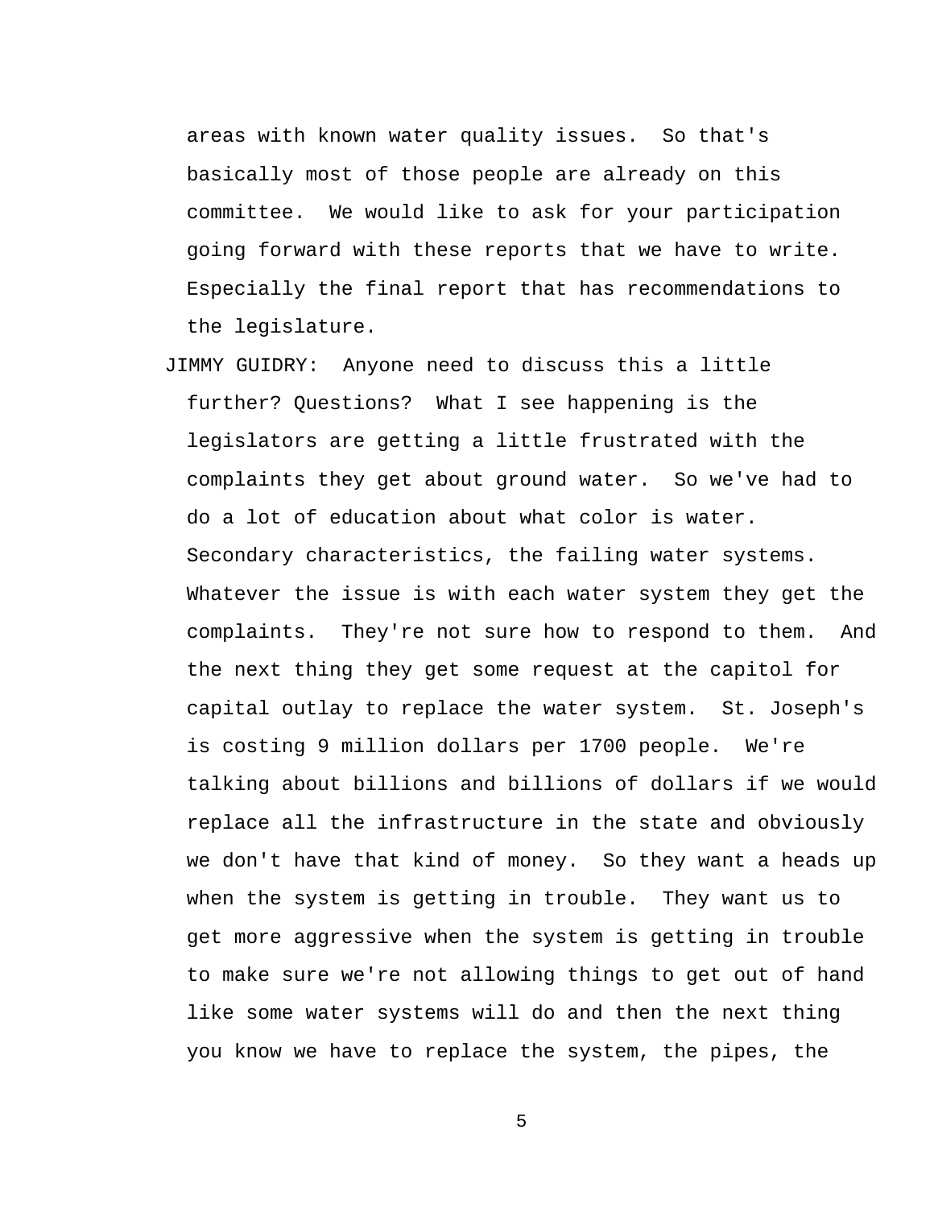areas with known water quality issues. So that's basically most of those people are already on this committee. We would like to ask for your participation going forward with these reports that we have to write. Especially the final report that has recommendations to the legislature.

JIMMY GUIDRY: Anyone need to discuss this a little further? Questions? What I see happening is the legislators are getting a little frustrated with the complaints they get about ground water. So we've had to do a lot of education about what color is water. Secondary characteristics, the failing water systems. Whatever the issue is with each water system they get the complaints. They're not sure how to respond to them. And the next thing they get some request at the capitol for capital outlay to replace the water system. St. Joseph's is costing 9 million dollars per 1700 people. We're talking about billions and billions of dollars if we would replace all the infrastructure in the state and obviously we don't have that kind of money. So they want a heads up when the system is getting in trouble. They want us to get more aggressive when the system is getting in trouble to make sure we're not allowing things to get out of hand like some water systems will do and then the next thing you know we have to replace the system, the pipes, the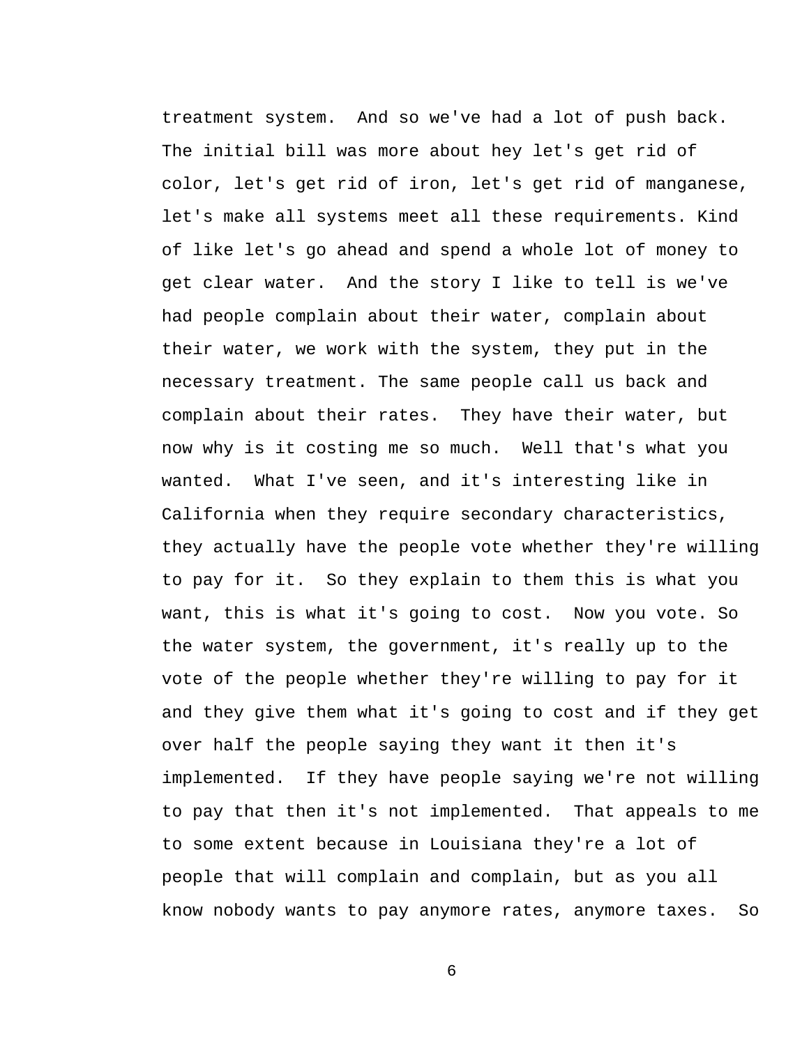treatment system.  And so we've had a lot of push back. The initial bill was more about hey let's get rid of color, let's get rid of iron, let's get rid of manganese, let's make all systems meet all these requirements. Kind of like let's go ahead and spend a whole lot of money to get clear water.  And the story I like to tell is we've had people complain about their water, complain about their water, we work with the system, they put in the necessary treatment. The same people call us back and complain about their rates.  They have their water, but now why is it costing me so much.  Well that's what you wanted.  What I've seen, and it's interesting like in California when they require secondary characteristics, they actually have the people vote whether they're willing to pay for it.  So they explain to them this is what you want, this is what it's going to cost.  Now you vote. So the water system, the government, it's really up to the vote of the people whether they're willing to pay for it and they give them what it's going to cost and if they get over half the people saying they want it then it's implemented.  If they have people saying we're not willing to pay that then it's not implemented.  That appeals to me to some extent because in Louisiana they're a lot of people that will complain and complain, but as you all know nobody wants to pay anymore rates, anymore taxes.  So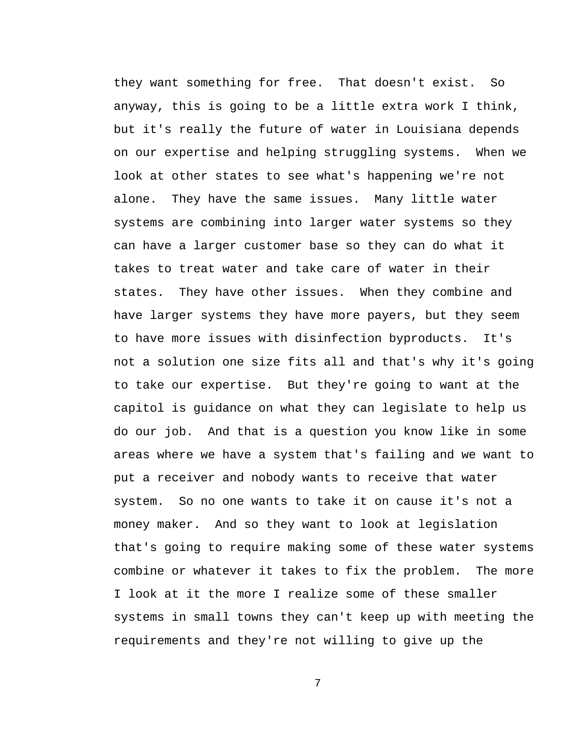they want something for free. That doesn't exist. So anyway, this is going to be a little extra work I think, but it's really the future of water in Louisiana depends on our expertise and helping struggling systems. When we look at other states to see what's happening we're not alone. They have the same issues. Many little water systems are combining into larger water systems so they can have a larger customer base so they can do what it takes to treat water and take care of water in their states. They have other issues. When they combine and have larger systems they have more payers, but they seem to have more issues with disinfection byproducts. It's not a solution one size fits all and that's why it's going to take our expertise. But they're going to want at the capitol is guidance on what they can legislate to help us do our job. And that is a question you know like in some areas where we have a system that's failing and we want to put a receiver and nobody wants to receive that water system. So no one wants to take it on cause it's not a money maker. And so they want to look at legislation that's going to require making some of these water systems combine or whatever it takes to fix the problem. The more I look at it the more I realize some of these smaller systems in small towns they can't keep up with meeting the requirements and they're not willing to give up the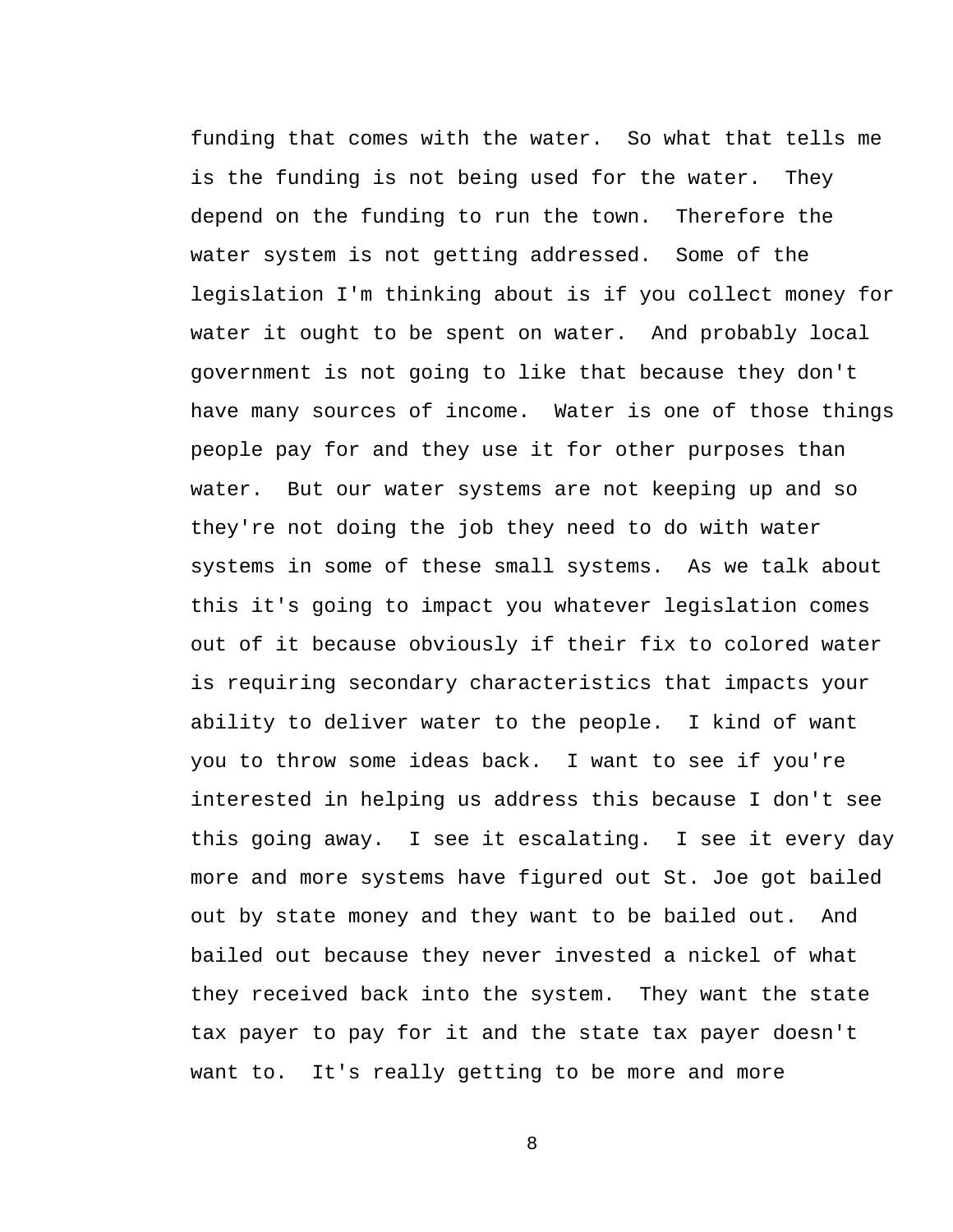funding that comes with the water. So what that tells me is the funding is not being used for the water. They depend on the funding to run the town. Therefore the water system is not getting addressed. Some of the legislation I'm thinking about is if you collect money for water it ought to be spent on water. And probably local government is not going to like that because they don't have many sources of income. Water is one of those things people pay for and they use it for other purposes than water. But our water systems are not keeping up and so they're not doing the job they need to do with water systems in some of these small systems. As we talk about this it's going to impact you whatever legislation comes out of it because obviously if their fix to colored water is requiring secondary characteristics that impacts your ability to deliver water to the people. I kind of want you to throw some ideas back. I want to see if you're interested in helping us address this because I don't see this going away. I see it escalating. I see it every day more and more systems have figured out St. Joe got bailed out by state money and they want to be bailed out. And bailed out because they never invested a nickel of what they received back into the system. They want the state tax payer to pay for it and the state tax payer doesn't want to. It's really getting to be more and more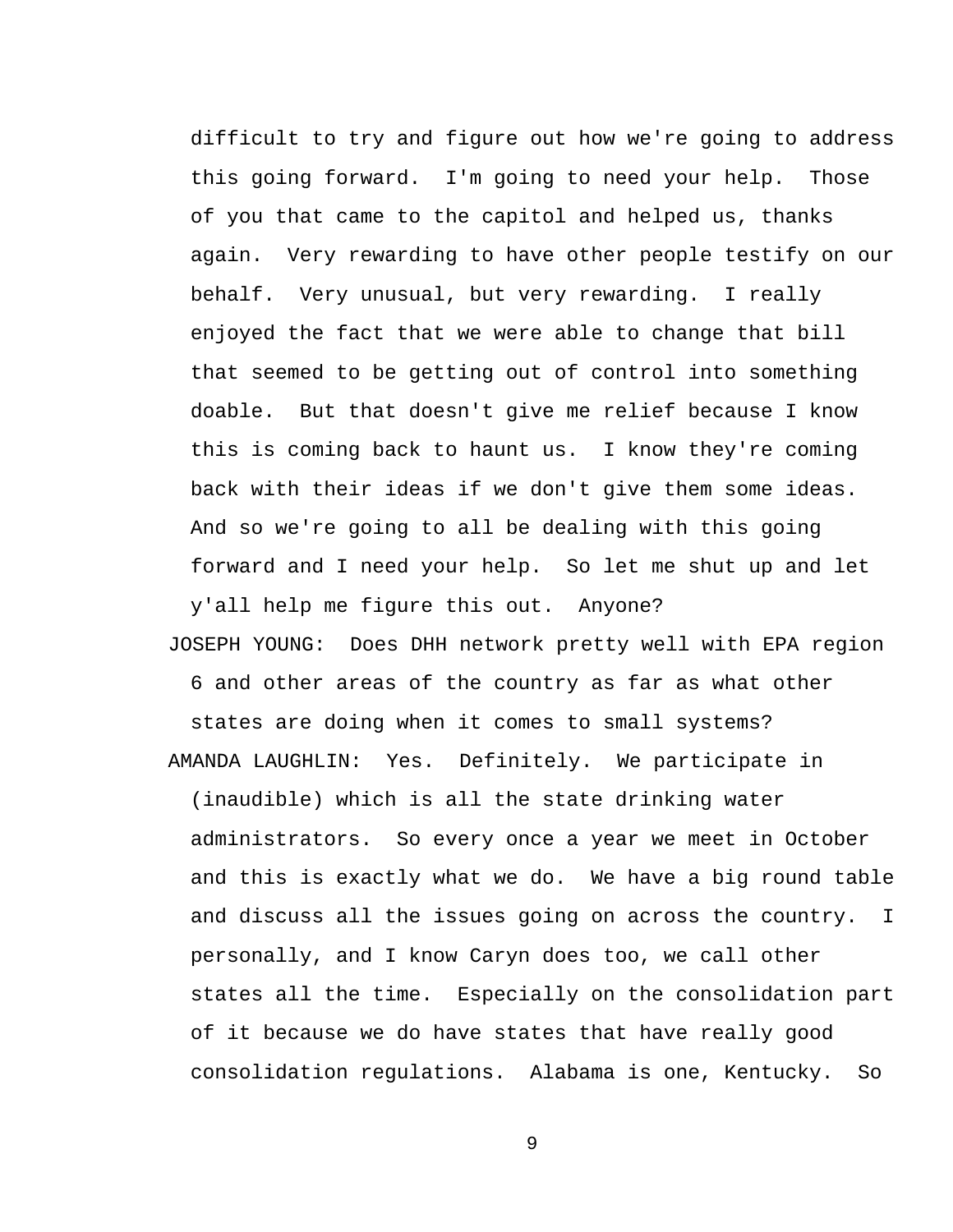difficult to try and figure out how we're going to address this going forward. I'm going to need your help. Those of you that came to the capitol and helped us, thanks again. Very rewarding to have other people testify on our behalf. Very unusual, but very rewarding. I really enjoyed the fact that we were able to change that bill that seemed to be getting out of control into something doable. But that doesn't give me relief because I know this is coming back to haunt us. I know they're coming back with their ideas if we don't give them some ideas. And so we're going to all be dealing with this going forward and I need your help. So let me shut up and let y'all help me figure this out. Anyone?

JOSEPH YOUNG: Does DHH network pretty well with EPA region 6 and other areas of the country as far as what other states are doing when it comes to small systems?

AMANDA LAUGHLIN: Yes. Definitely. We participate in (inaudible) which is all the state drinking water administrators. So every once a year we meet in October and this is exactly what we do. We have a big round table and discuss all the issues going on across the country. I personally, and I know Caryn does too, we call other states all the time. Especially on the consolidation part of it because we do have states that have really good consolidation regulations. Alabama is one, Kentucky. So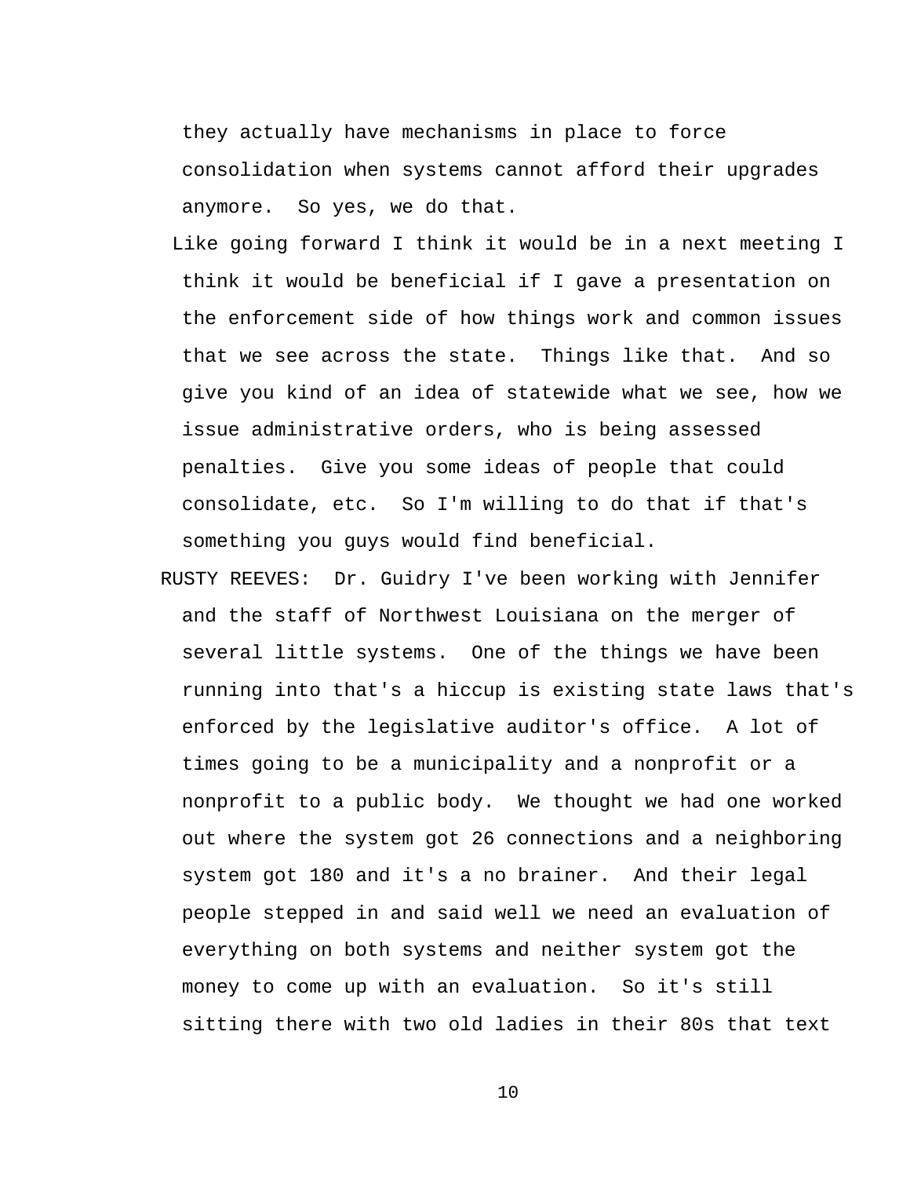they actually have mechanisms in place to force consolidation when systems cannot afford their upgrades anymore. So yes, we do that.

Like going forward I think it would be in a next meeting I think it would be beneficial if I gave a presentation on the enforcement side of how things work and common issues that we see across the state. Things like that. And so give you kind of an idea of statewide what we see, how we issue administrative orders, who is being assessed penalties. Give you some ideas of people that could consolidate, etc. So I'm willing to do that if that's something you guys would find beneficial.

RUSTY REEVES: Dr. Guidry I've been working with Jennifer and the staff of Northwest Louisiana on the merger of several little systems. One of the things we have been running into that's a hiccup is existing state laws that's enforced by the legislative auditor's office. A lot of times going to be a municipality and a nonprofit or a nonprofit to a public body. We thought we had one worked out where the system got 26 connections and a neighboring system got 180 and it's a no brainer. And their legal people stepped in and said well we need an evaluation of everything on both systems and neither system got the money to come up with an evaluation. So it's still sitting there with two old ladies in their 80s that text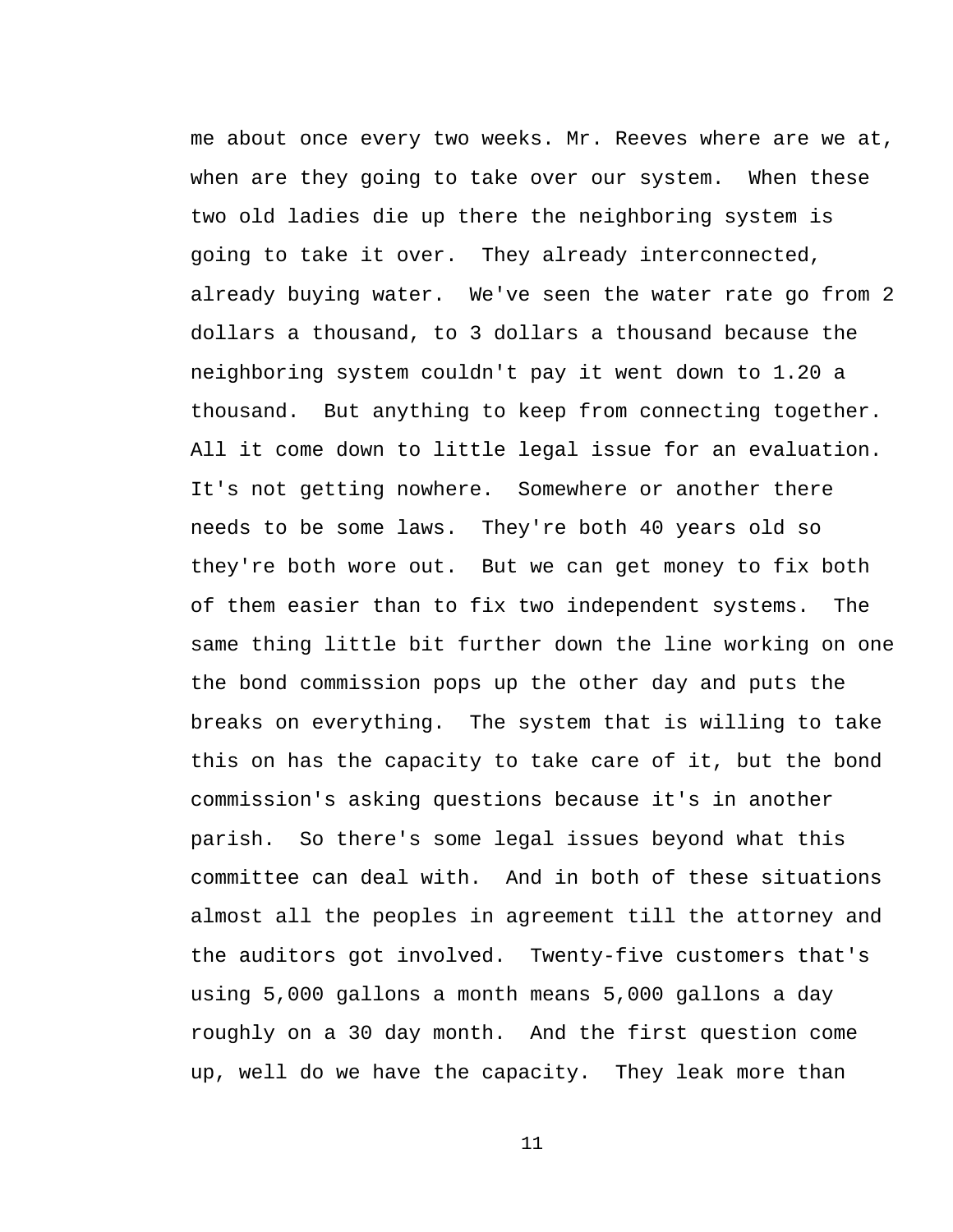me about once every two weeks. Mr. Reeves where are we at, when are they going to take over our system. When these two old ladies die up there the neighboring system is going to take it over. They already interconnected, already buying water. We've seen the water rate go from 2 dollars a thousand, to 3 dollars a thousand because the neighboring system couldn't pay it went down to 1.20 a thousand. But anything to keep from connecting together. All it come down to little legal issue for an evaluation. It's not getting nowhere. Somewhere or another there needs to be some laws. They're both 40 years old so they're both wore out. But we can get money to fix both of them easier than to fix two independent systems. The same thing little bit further down the line working on one the bond commission pops up the other day and puts the breaks on everything. The system that is willing to take this on has the capacity to take care of it, but the bond commission's asking questions because it's in another parish. So there's some legal issues beyond what this committee can deal with. And in both of these situations almost all the peoples in agreement till the attorney and the auditors got involved. Twenty-five customers that's using 5,000 gallons a month means 5,000 gallons a day roughly on a 30 day month. And the first question come up, well do we have the capacity. They leak more than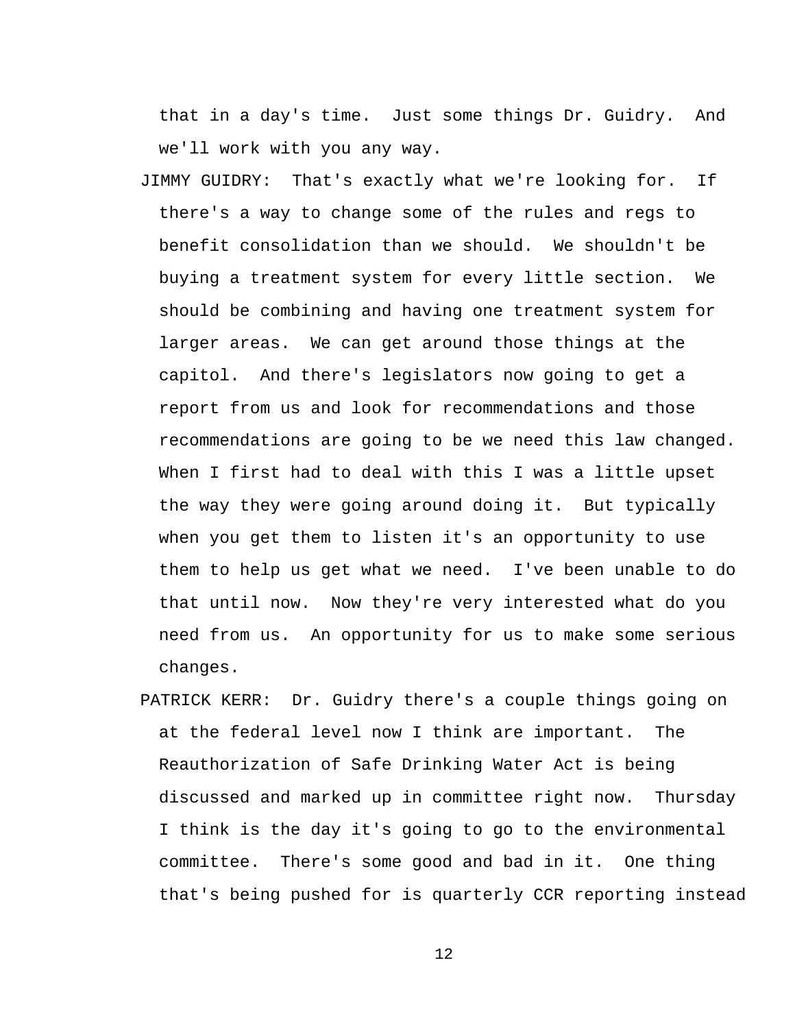that in a day's time. Just some things Dr. Guidry. And we'll work with you any way.

JIMMY GUIDRY: That's exactly what we're looking for. If there's a way to change some of the rules and regs to benefit consolidation than we should. We shouldn't be buying a treatment system for every little section. We should be combining and having one treatment system for larger areas. We can get around those things at the capitol. And there's legislators now going to get a report from us and look for recommendations and those recommendations are going to be we need this law changed. When I first had to deal with this I was a little upset the way they were going around doing it. But typically when you get them to listen it's an opportunity to use them to help us get what we need. I've been unable to do that until now. Now they're very interested what do you need from us. An opportunity for us to make some serious changes.

PATRICK KERR: Dr. Guidry there's a couple things going on at the federal level now I think are important. The Reauthorization of Safe Drinking Water Act is being discussed and marked up in committee right now. Thursday I think is the day it's going to go to the environmental committee. There's some good and bad in it. One thing that's being pushed for is quarterly CCR reporting instead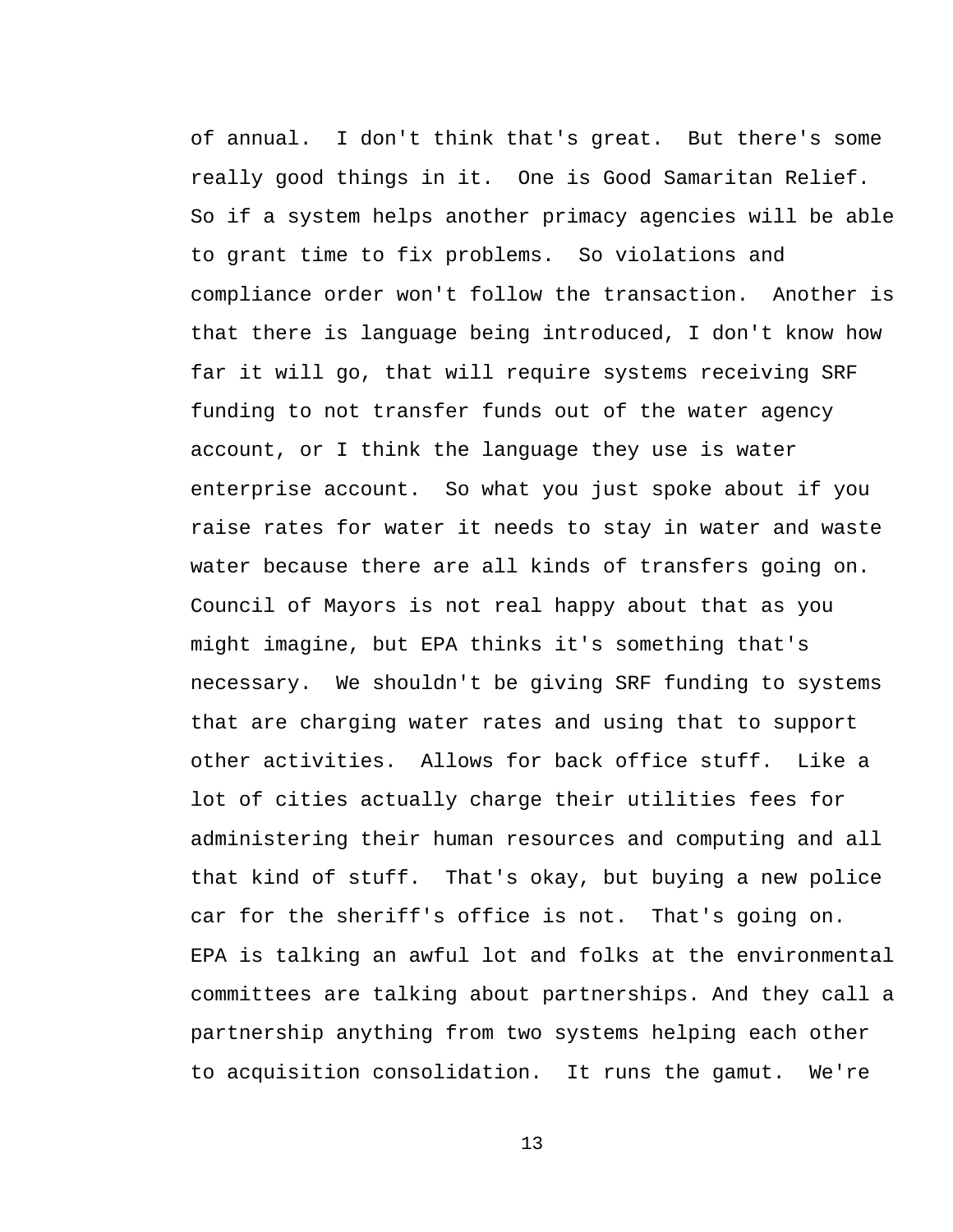of annual. I don't think that's great. But there's some really good things in it. One is Good Samaritan Relief. So if a system helps another primacy agencies will be able to grant time to fix problems. So violations and compliance order won't follow the transaction. Another is that there is language being introduced, I don't know how far it will go, that will require systems receiving SRF funding to not transfer funds out of the water agency account, or I think the language they use is water enterprise account. So what you just spoke about if you raise rates for water it needs to stay in water and waste water because there are all kinds of transfers going on. Council of Mayors is not real happy about that as you might imagine, but EPA thinks it's something that's necessary. We shouldn't be giving SRF funding to systems that are charging water rates and using that to support other activities. Allows for back office stuff. Like a lot of cities actually charge their utilities fees for administering their human resources and computing and all that kind of stuff. That's okay, but buying a new police car for the sheriff's office is not. That's going on. EPA is talking an awful lot and folks at the environmental committees are talking about partnerships. And they call a partnership anything from two systems helping each other to acquisition consolidation. It runs the gamut. We're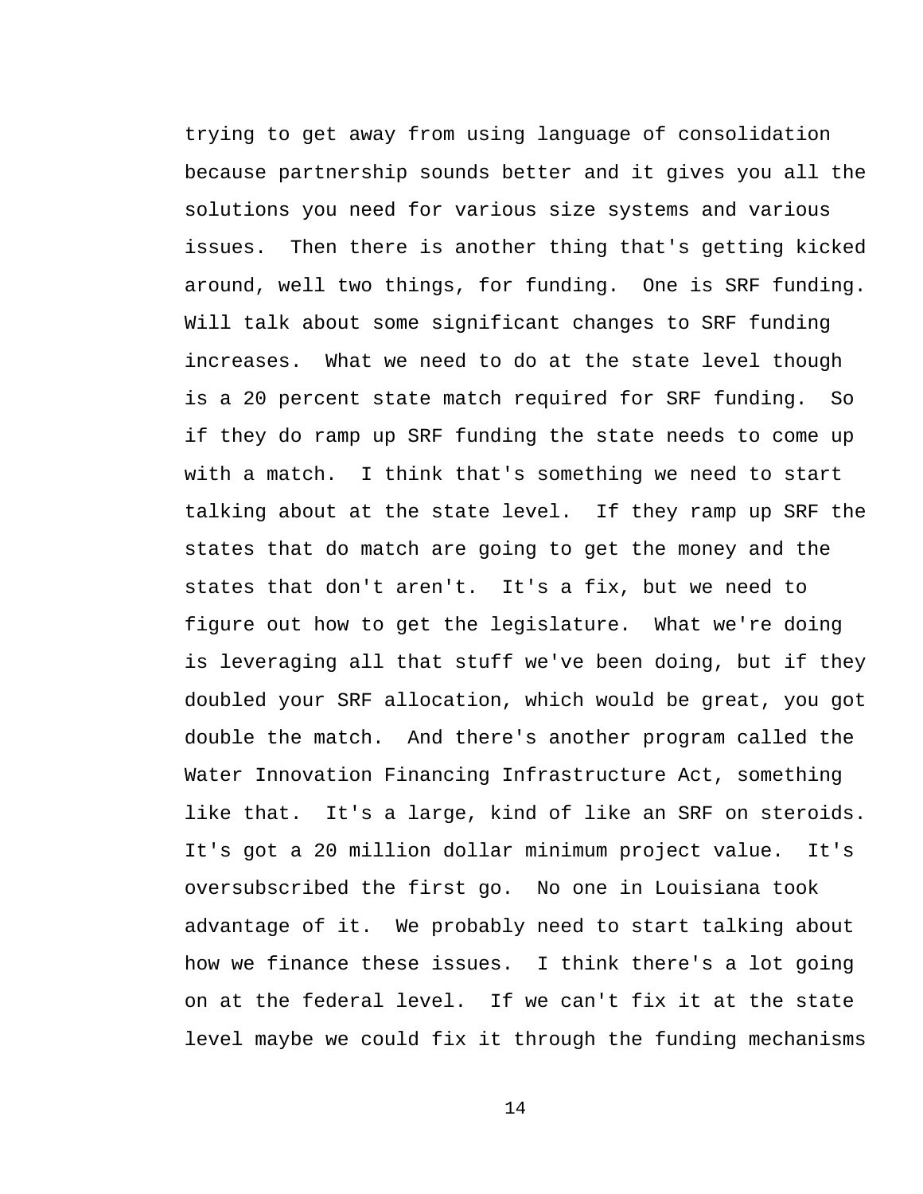trying to get away from using language of consolidation because partnership sounds better and it gives you all the solutions you need for various size systems and various issues. Then there is another thing that's getting kicked around, well two things, for funding. One is SRF funding. Will talk about some significant changes to SRF funding increases. What we need to do at the state level though is a 20 percent state match required for SRF funding. So if they do ramp up SRF funding the state needs to come up with a match. I think that's something we need to start talking about at the state level. If they ramp up SRF the states that do match are going to get the money and the states that don't aren't. It's a fix, but we need to figure out how to get the legislature. What we're doing is leveraging all that stuff we've been doing, but if they doubled your SRF allocation, which would be great, you got double the match. And there's another program called the Water Innovation Financing Infrastructure Act, something like that. It's a large, kind of like an SRF on steroids. It's got a 20 million dollar minimum project value. It's oversubscribed the first go. No one in Louisiana took advantage of it. We probably need to start talking about how we finance these issues. I think there's a lot going on at the federal level. If we can't fix it at the state level maybe we could fix it through the funding mechanisms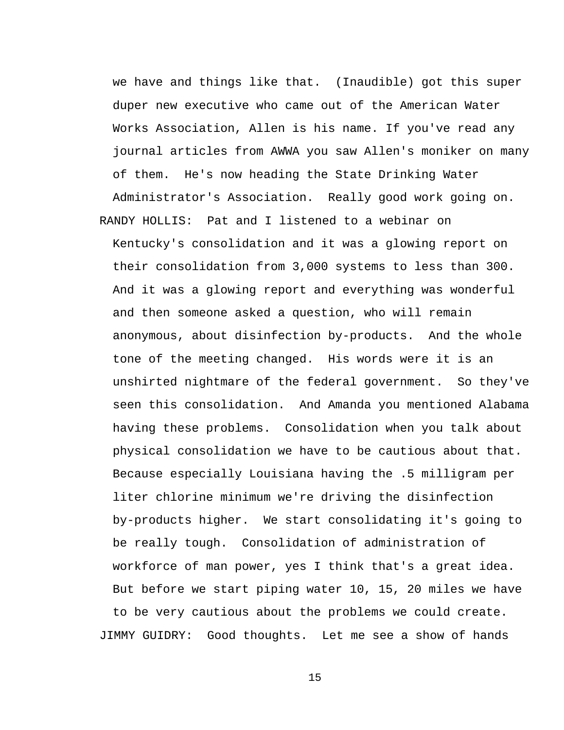we have and things like that. (Inaudible) got this super duper new executive who came out of the American Water Works Association, Allen is his name. If you've read any journal articles from AWWA you saw Allen's moniker on many of them. He's now heading the State Drinking Water Administrator's Association. Really good work going on.

RANDY HOLLIS: Pat and I listened to a webinar on Kentucky's consolidation and it was a glowing report on their consolidation from 3,000 systems to less than 300. And it was a glowing report and everything was wonderful and then someone asked a question, who will remain anonymous, about disinfection by-products. And the whole tone of the meeting changed. His words were it is an unshirted nightmare of the federal government. So they've seen this consolidation. And Amanda you mentioned Alabama having these problems. Consolidation when you talk about physical consolidation we have to be cautious about that. Because especially Louisiana having the .5 milligram per liter chlorine minimum we're driving the disinfection by-products higher. We start consolidating it's going to be really tough. Consolidation of administration of workforce of man power, yes I think that's a great idea. But before we start piping water 10, 15, 20 miles we have to be very cautious about the problems we could create.

JIMMY GUIDRY: Good thoughts. Let me see a show of hands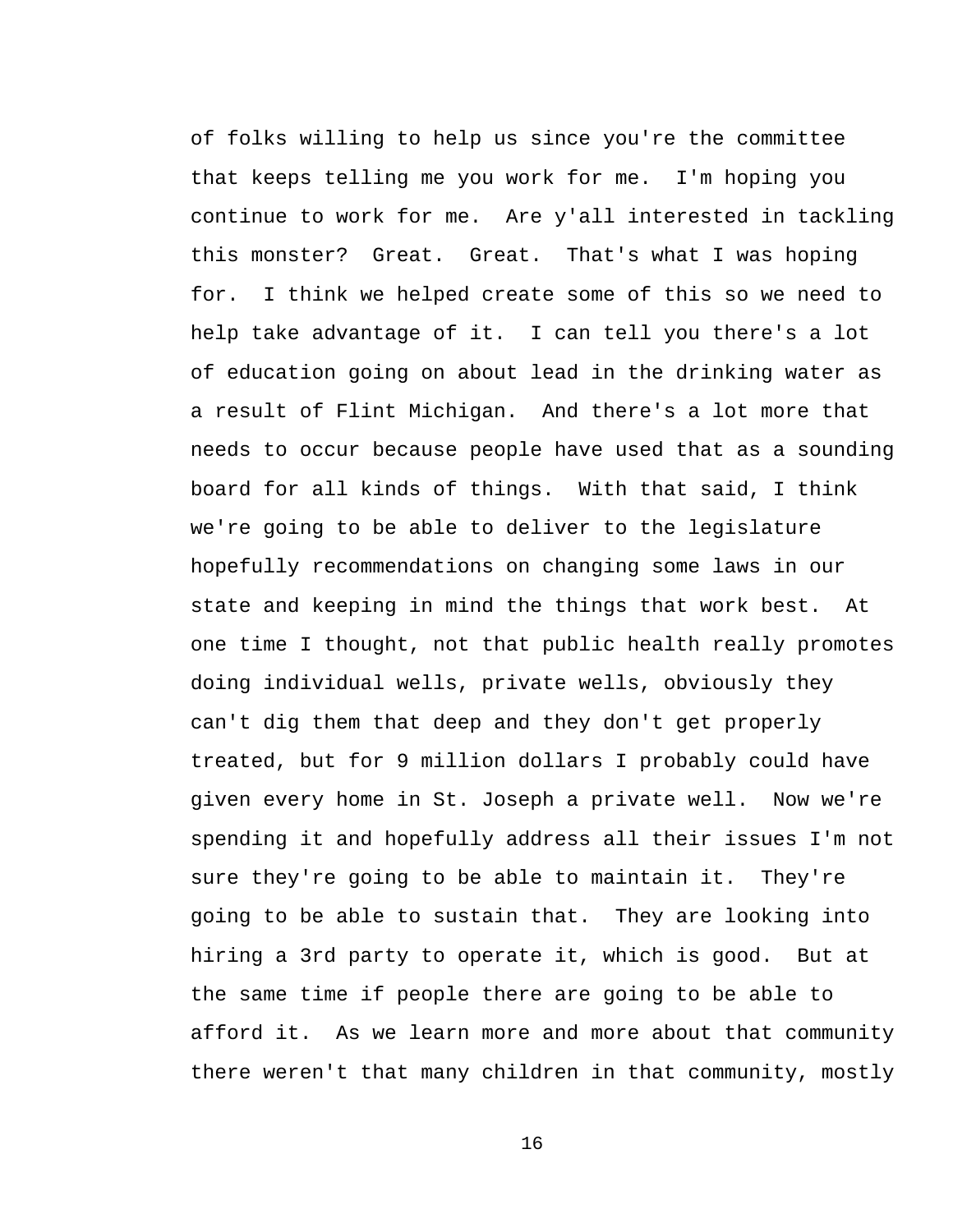of folks willing to help us since you're the committee that keeps telling me you work for me. I'm hoping you continue to work for me. Are y'all interested in tackling this monster? Great. Great. That's what I was hoping for. I think we helped create some of this so we need to help take advantage of it. I can tell you there's a lot of education going on about lead in the drinking water as a result of Flint Michigan. And there's a lot more that needs to occur because people have used that as a sounding board for all kinds of things. With that said, I think we're going to be able to deliver to the legislature hopefully recommendations on changing some laws in our state and keeping in mind the things that work best. At one time I thought, not that public health really promotes doing individual wells, private wells, obviously they can't dig them that deep and they don't get properly treated, but for 9 million dollars I probably could have given every home in St. Joseph a private well. Now we're spending it and hopefully address all their issues I'm not sure they're going to be able to maintain it. They're going to be able to sustain that. They are looking into hiring a 3rd party to operate it, which is good. But at the same time if people there are going to be able to afford it. As we learn more and more about that community there weren't that many children in that community, mostly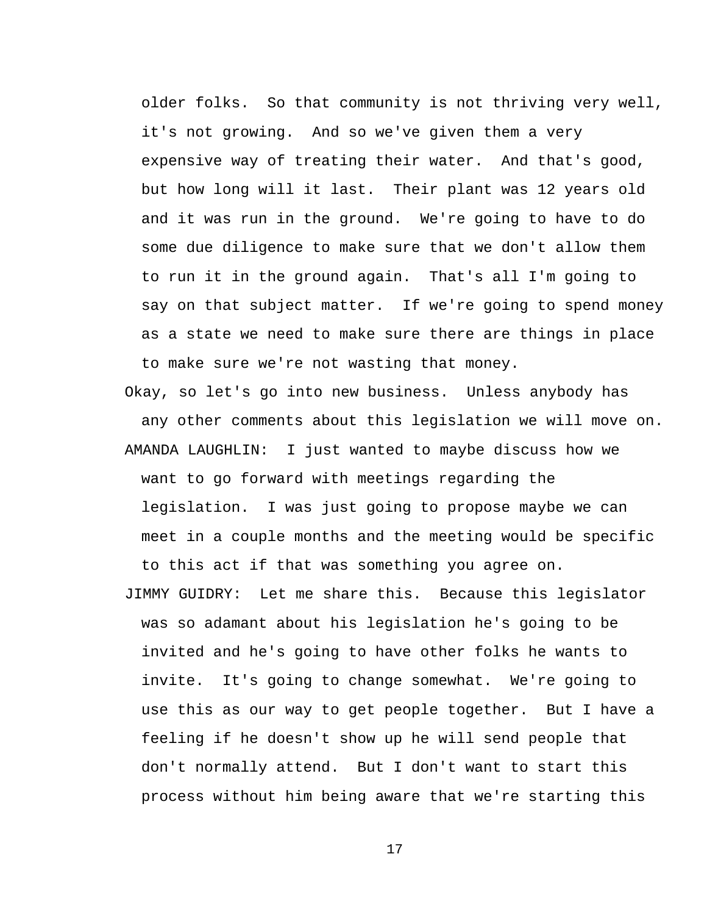older folks. So that community is not thriving very well, it's not growing. And so we've given them a very expensive way of treating their water. And that's good, but how long will it last. Their plant was 12 years old and it was run in the ground. We're going to have to do some due diligence to make sure that we don't allow them to run it in the ground again. That's all I'm going to say on that subject matter. If we're going to spend money as a state we need to make sure there are things in place to make sure we're not wasting that money.

Okay, so let's go into new business. Unless anybody has any other comments about this legislation we will move on.

AMANDA LAUGHLIN: I just wanted to maybe discuss how we want to go forward with meetings regarding the legislation. I was just going to propose maybe we can meet in a couple months and the meeting would be specific to this act if that was something you agree on.

JIMMY GUIDRY: Let me share this. Because this legislator was so adamant about his legislation he's going to be invited and he's going to have other folks he wants to invite. It's going to change somewhat. We're going to use this as our way to get people together. But I have a feeling if he doesn't show up he will send people that don't normally attend. But I don't want to start this process without him being aware that we're starting this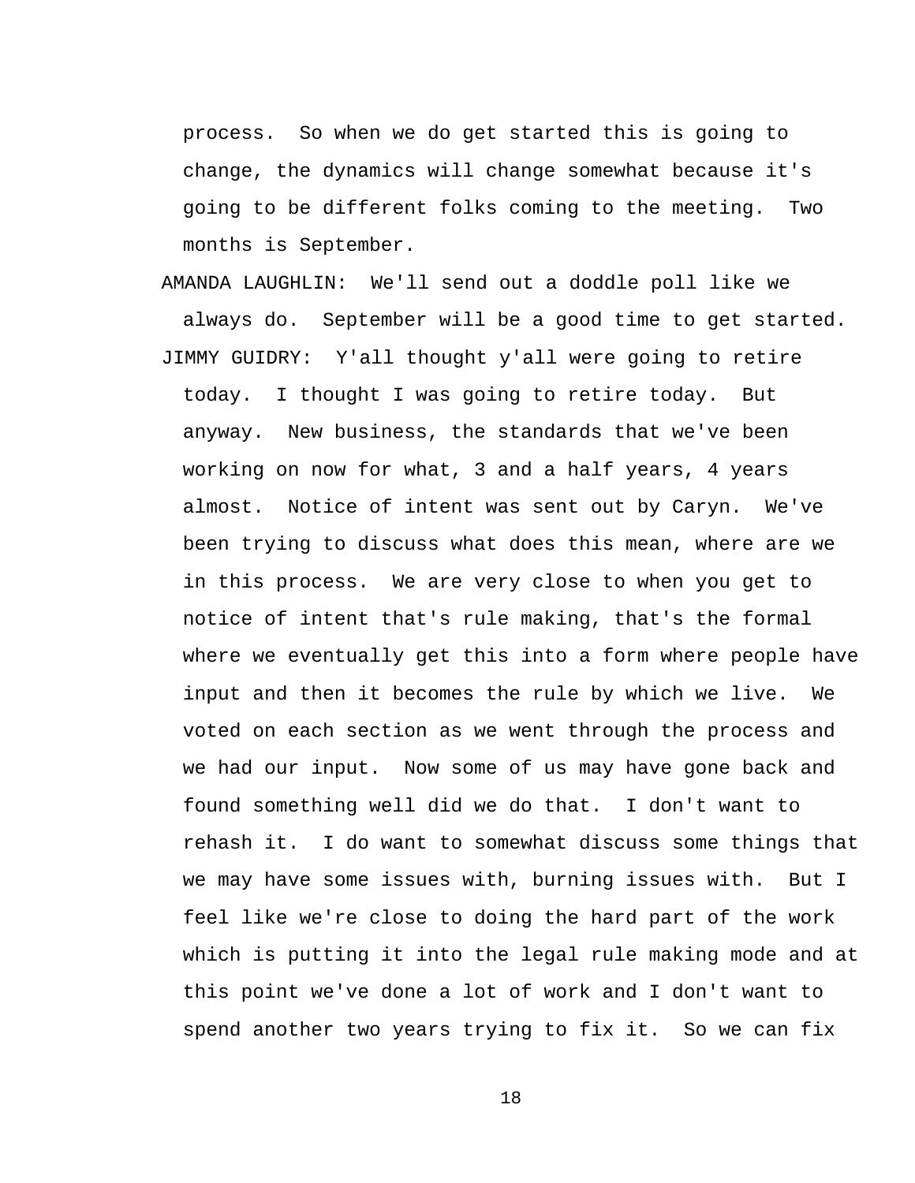process. So when we do get started this is going to change, the dynamics will change somewhat because it's going to be different folks coming to the meeting. Two months is September.

AMANDA LAUGHLIN: We'll send out a doddle poll like we always do. September will be a good time to get started.

JIMMY GUIDRY: Y'all thought y'all were going to retire today. I thought I was going to retire today. But anyway. New business, the standards that we've been working on now for what, 3 and a half years, 4 years almost. Notice of intent was sent out by Caryn. We've been trying to discuss what does this mean, where are we in this process. We are very close to when you get to notice of intent that's rule making, that's the formal where we eventually get this into a form where people have input and then it becomes the rule by which we live. We voted on each section as we went through the process and we had our input. Now some of us may have gone back and found something well did we do that. I don't want to rehash it. I do want to somewhat discuss some things that we may have some issues with, burning issues with. But I feel like we're close to doing the hard part of the work which is putting it into the legal rule making mode and at this point we've done a lot of work and I don't want to spend another two years trying to fix it. So we can fix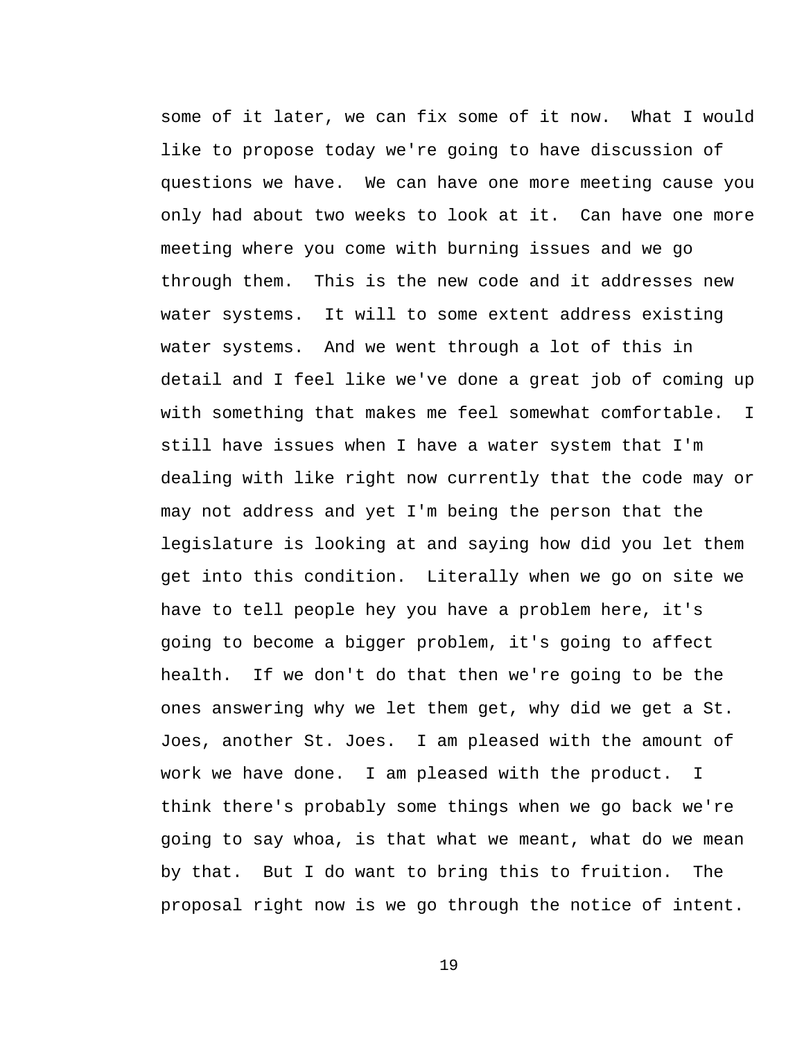some of it later, we can fix some of it now. What I would like to propose today we're going to have discussion of questions we have. We can have one more meeting cause you only had about two weeks to look at it. Can have one more meeting where you come with burning issues and we go through them. This is the new code and it addresses new water systems. It will to some extent address existing water systems. And we went through a lot of this in detail and I feel like we've done a great job of coming up with something that makes me feel somewhat comfortable. I still have issues when I have a water system that I'm dealing with like right now currently that the code may or may not address and yet I'm being the person that the legislature is looking at and saying how did you let them get into this condition. Literally when we go on site we have to tell people hey you have a problem here, it's going to become a bigger problem, it's going to affect health. If we don't do that then we're going to be the ones answering why we let them get, why did we get a St. Joes, another St. Joes. I am pleased with the amount of work we have done. I am pleased with the product. I think there's probably some things when we go back we're going to say whoa, is that what we meant, what do we mean by that. But I do want to bring this to fruition. The proposal right now is we go through the notice of intent.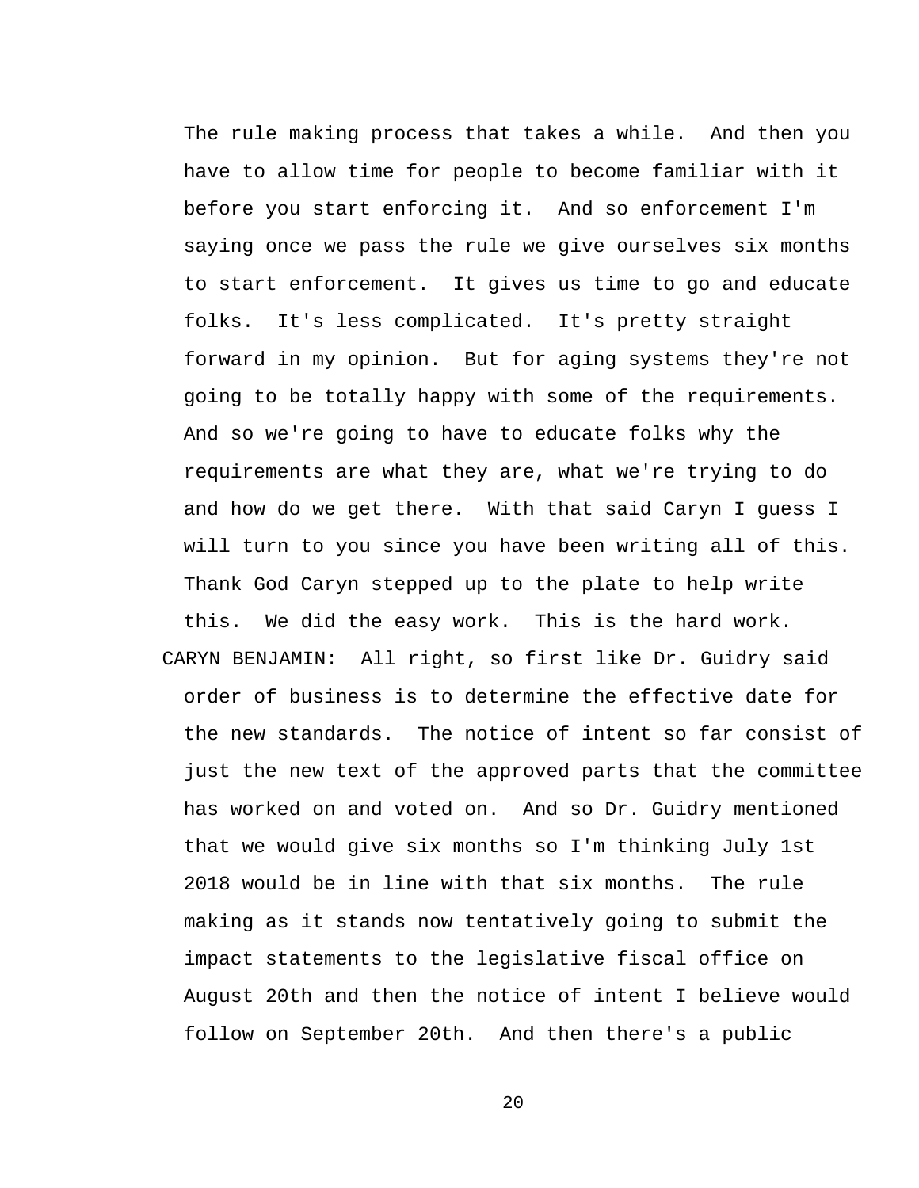The rule making process that takes a while. And then you have to allow time for people to become familiar with it before you start enforcing it. And so enforcement I'm saying once we pass the rule we give ourselves six months to start enforcement. It gives us time to go and educate folks. It's less complicated. It's pretty straight forward in my opinion. But for aging systems they're not going to be totally happy with some of the requirements. And so we're going to have to educate folks why the requirements are what they are, what we're trying to do and how do we get there. With that said Caryn I guess I will turn to you since you have been writing all of this. Thank God Caryn stepped up to the plate to help write this. We did the easy work. This is the hard work.

CARYN BENJAMIN: All right, so first like Dr. Guidry said order of business is to determine the effective date for the new standards. The notice of intent so far consist of just the new text of the approved parts that the committee has worked on and voted on. And so Dr. Guidry mentioned that we would give six months so I'm thinking July 1st 2018 would be in line with that six months. The rule making as it stands now tentatively going to submit the impact statements to the legislative fiscal office on August 20th and then the notice of intent I believe would follow on September 20th. And then there's a public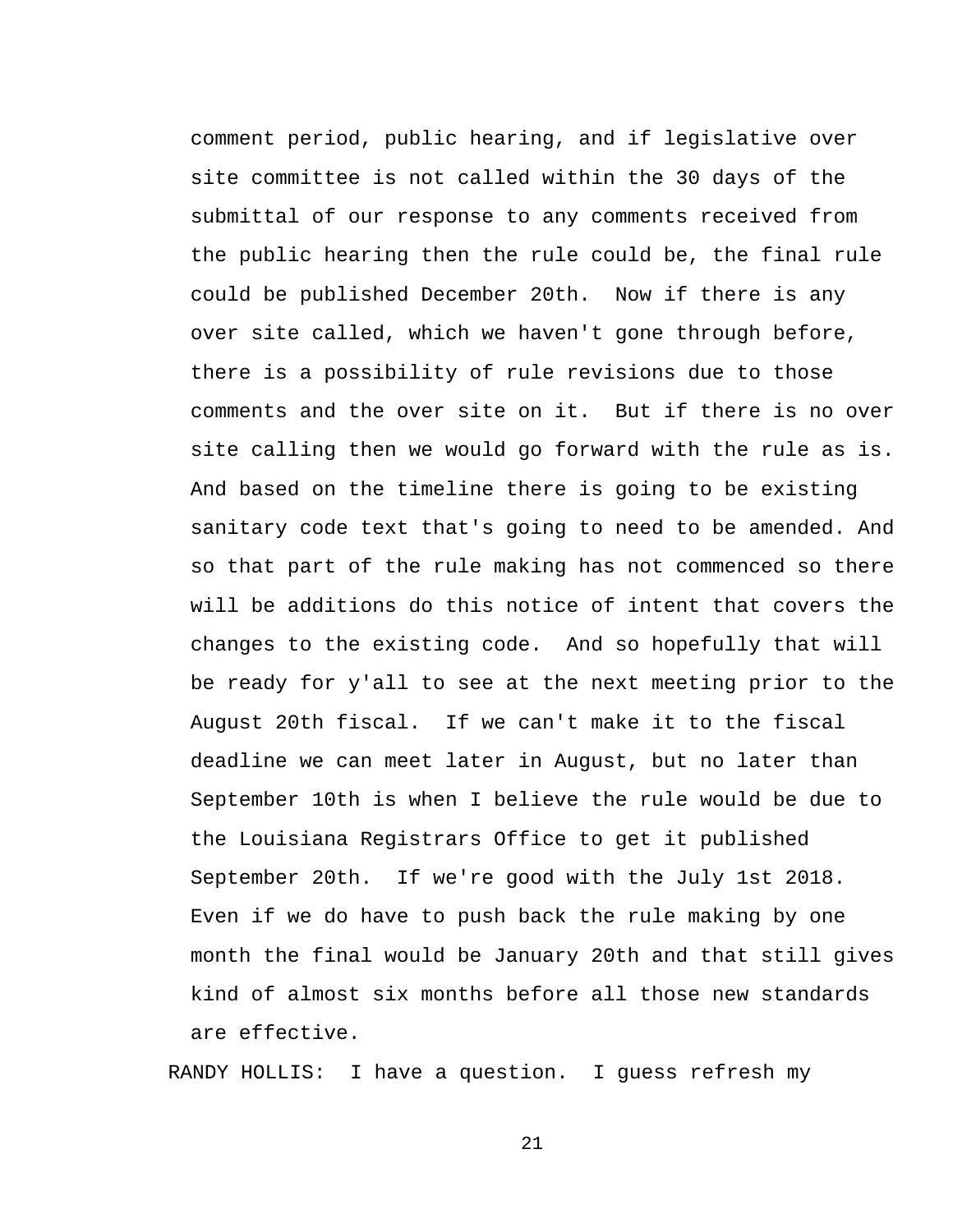comment period, public hearing, and if legislative over site committee is not called within the 30 days of the submittal of our response to any comments received from the public hearing then the rule could be, the final rule could be published December 20th. Now if there is any over site called, which we haven't gone through before, there is a possibility of rule revisions due to those comments and the over site on it. But if there is no over site calling then we would go forward with the rule as is. And based on the timeline there is going to be existing sanitary code text that's going to need to be amended. And so that part of the rule making has not commenced so there will be additions do this notice of intent that covers the changes to the existing code. And so hopefully that will be ready for y'all to see at the next meeting prior to the August 20th fiscal. If we can't make it to the fiscal deadline we can meet later in August, but no later than September 10th is when I believe the rule would be due to the Louisiana Registrars Office to get it published September 20th. If we're good with the July 1st 2018. Even if we do have to push back the rule making by one month the final would be January 20th and that still gives kind of almost six months before all those new standards are effective.

RANDY HOLLIS: I have a question. I guess refresh my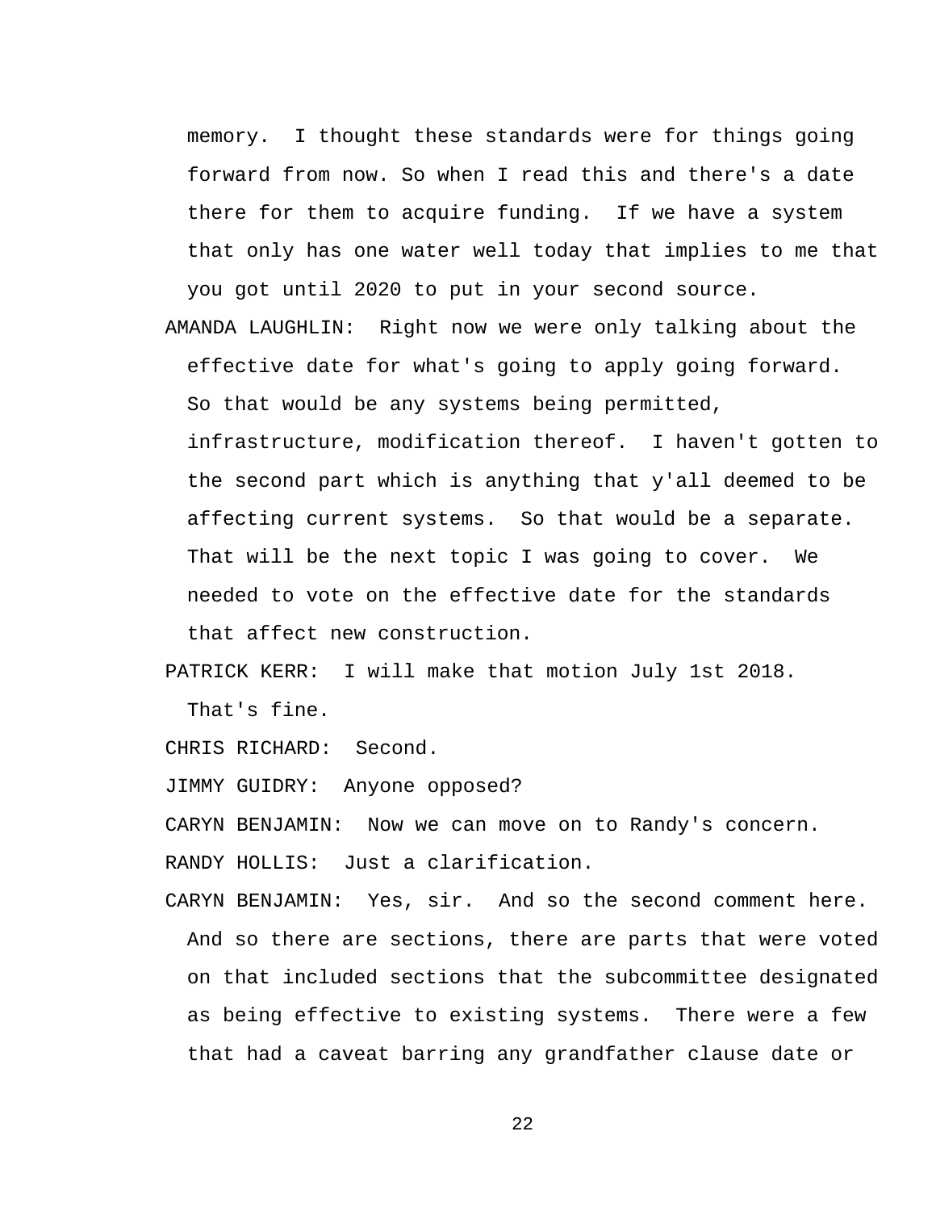memory.  I thought these standards were for things going forward from now. So when I read this and there's a date there for them to acquire funding.  If we have a system that only has one water well today that implies to me that you got until 2020 to put in your second source.

AMANDA LAUGHLIN:  Right now we were only talking about the effective date for what's going to apply going forward.  So that would be any systems being permitted, infrastructure, modification thereof.  I haven't gotten to the second part which is anything that y'all deemed to be affecting current systems.  So that would be a separate.  That will be the next topic I was going to cover.  We needed to vote on the effective date for the standards that affect new construction.

PATRICK KERR:  I will make that motion July 1st 2018.  That's fine.

CHRIS RICHARD:  Second.

JIMMY GUIDRY:  Anyone opposed?

CARYN BENJAMIN:  Now we can move on to Randy's concern.

RANDY HOLLIS:  Just a clarification.

CARYN BENJAMIN:  Yes, sir.  And so the second comment here.  And so there are sections, there are parts that were voted on that included sections that the subcommittee designated as being effective to existing systems.  There were a few that had a caveat barring any grandfather clause date or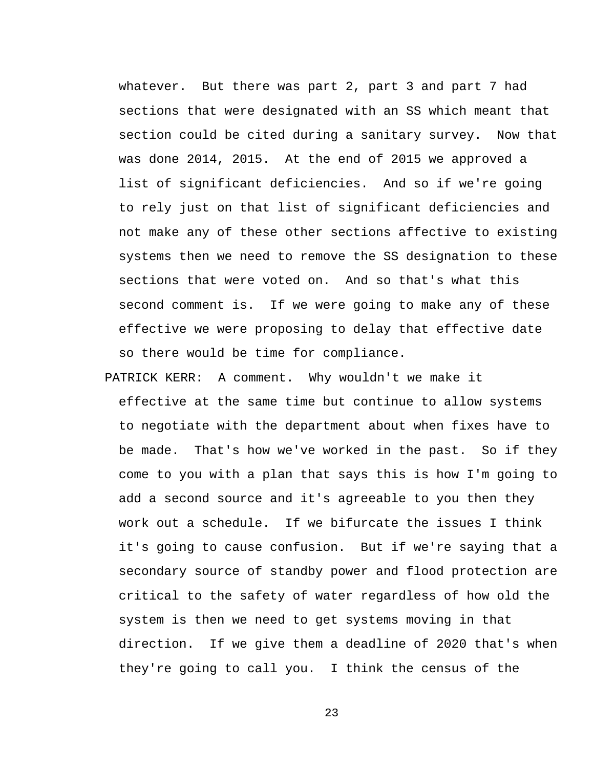whatever. But there was part 2, part 3 and part 7 had sections that were designated with an SS which meant that section could be cited during a sanitary survey. Now that was done 2014, 2015. At the end of 2015 we approved a list of significant deficiencies. And so if we're going to rely just on that list of significant deficiencies and not make any of these other sections affective to existing systems then we need to remove the SS designation to these sections that were voted on. And so that's what this second comment is. If we were going to make any of these effective we were proposing to delay that effective date so there would be time for compliance.

PATRICK KERR: A comment. Why wouldn't we make it effective at the same time but continue to allow systems to negotiate with the department about when fixes have to be made. That's how we've worked in the past. So if they come to you with a plan that says this is how I'm going to add a second source and it's agreeable to you then they work out a schedule. If we bifurcate the issues I think it's going to cause confusion. But if we're saying that a secondary source of standby power and flood protection are critical to the safety of water regardless of how old the system is then we need to get systems moving in that direction. If we give them a deadline of 2020 that's when they're going to call you. I think the census of the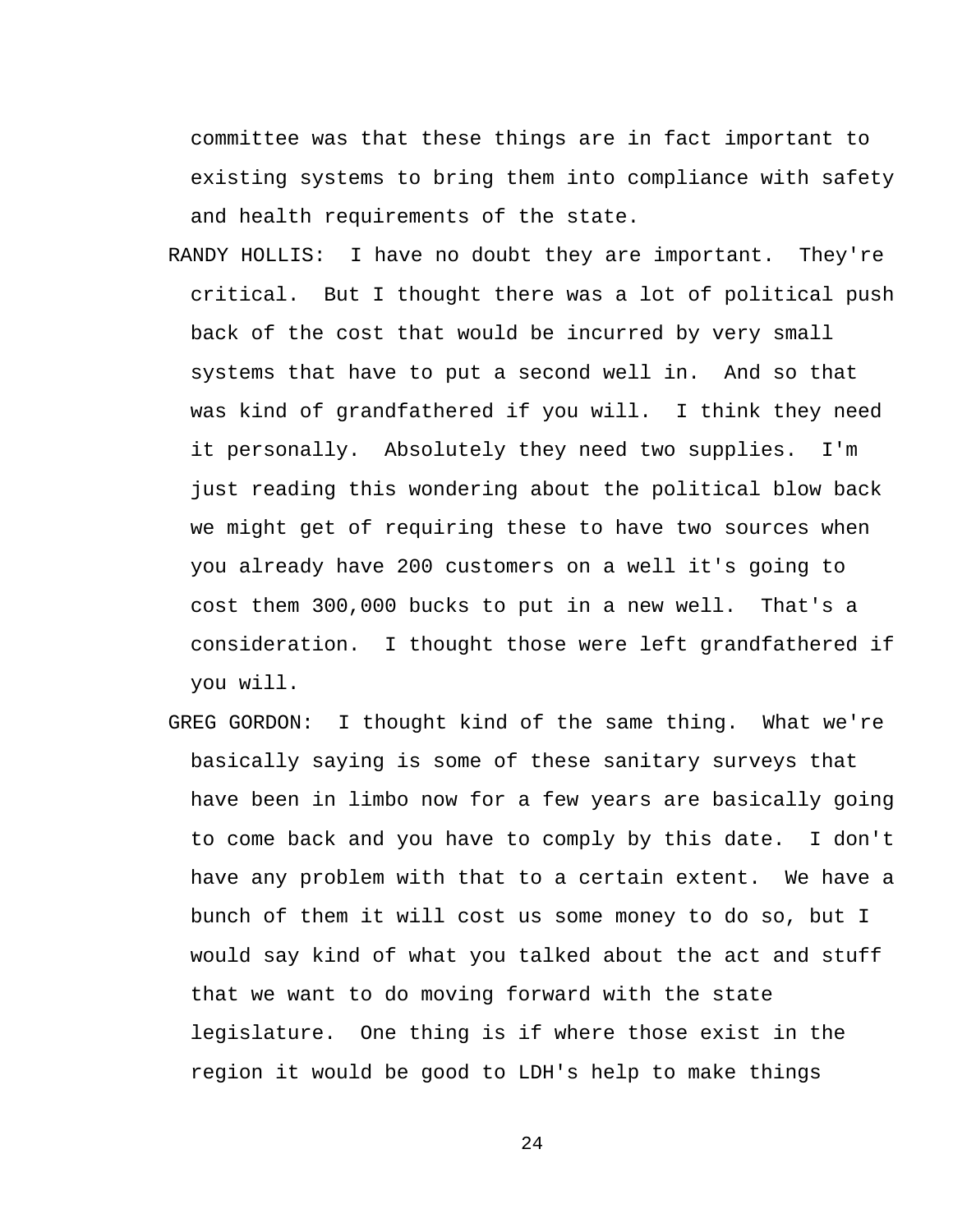committee was that these things are in fact important to existing systems to bring them into compliance with safety and health requirements of the state.

RANDY HOLLIS: I have no doubt they are important. They're critical. But I thought there was a lot of political push back of the cost that would be incurred by very small systems that have to put a second well in. And so that was kind of grandfathered if you will. I think they need it personally. Absolutely they need two supplies. I'm just reading this wondering about the political blow back we might get of requiring these to have two sources when you already have 200 customers on a well it's going to cost them 300,000 bucks to put in a new well. That's a consideration. I thought those were left grandfathered if you will.

GREG GORDON: I thought kind of the same thing. What we're basically saying is some of these sanitary surveys that have been in limbo now for a few years are basically going to come back and you have to comply by this date. I don't have any problem with that to a certain extent. We have a bunch of them it will cost us some money to do so, but I would say kind of what you talked about the act and stuff that we want to do moving forward with the state legislature. One thing is if where those exist in the region it would be good to LDH's help to make things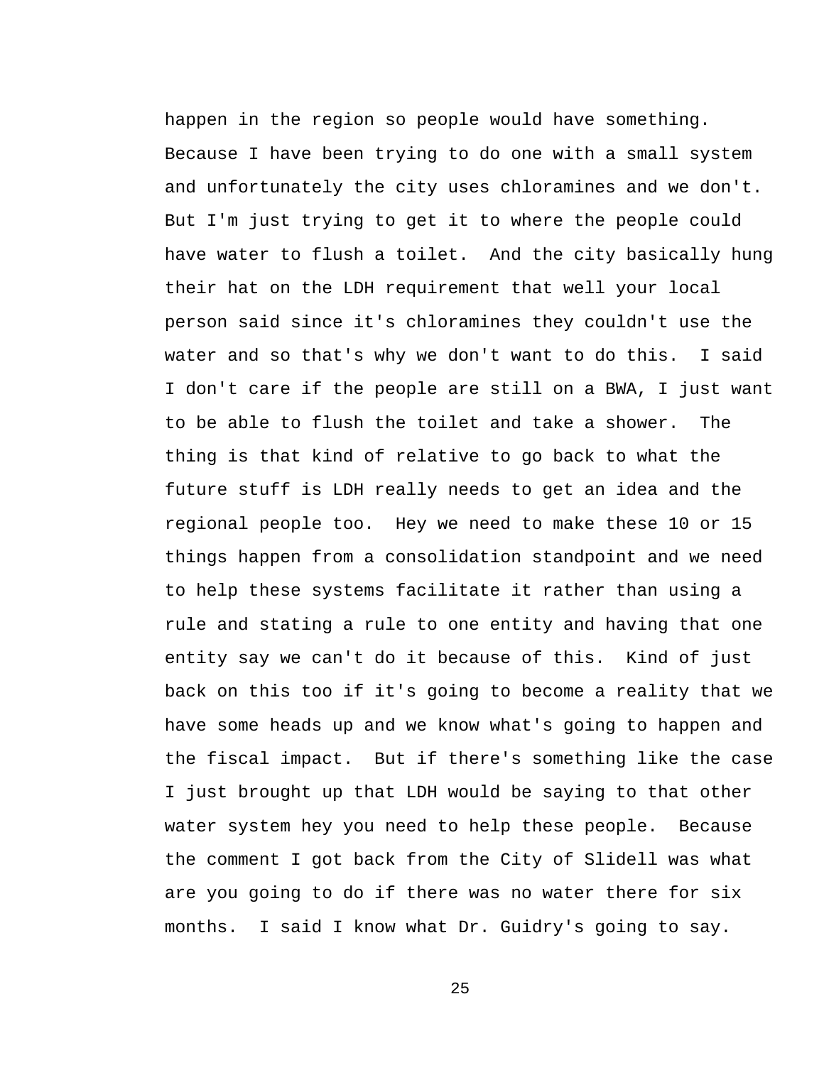happen in the region so people would have something. Because I have been trying to do one with a small system and unfortunately the city uses chloramines and we don't. But I'm just trying to get it to where the people could have water to flush a toilet. And the city basically hung their hat on the LDH requirement that well your local person said since it's chloramines they couldn't use the water and so that's why we don't want to do this. I said I don't care if the people are still on a BWA, I just want to be able to flush the toilet and take a shower. The thing is that kind of relative to go back to what the future stuff is LDH really needs to get an idea and the regional people too. Hey we need to make these 10 or 15 things happen from a consolidation standpoint and we need to help these systems facilitate it rather than using a rule and stating a rule to one entity and having that one entity say we can't do it because of this. Kind of just back on this too if it's going to become a reality that we have some heads up and we know what's going to happen and the fiscal impact. But if there's something like the case I just brought up that LDH would be saying to that other water system hey you need to help these people. Because the comment I got back from the City of Slidell was what are you going to do if there was no water there for six months. I said I know what Dr. Guidry's going to say.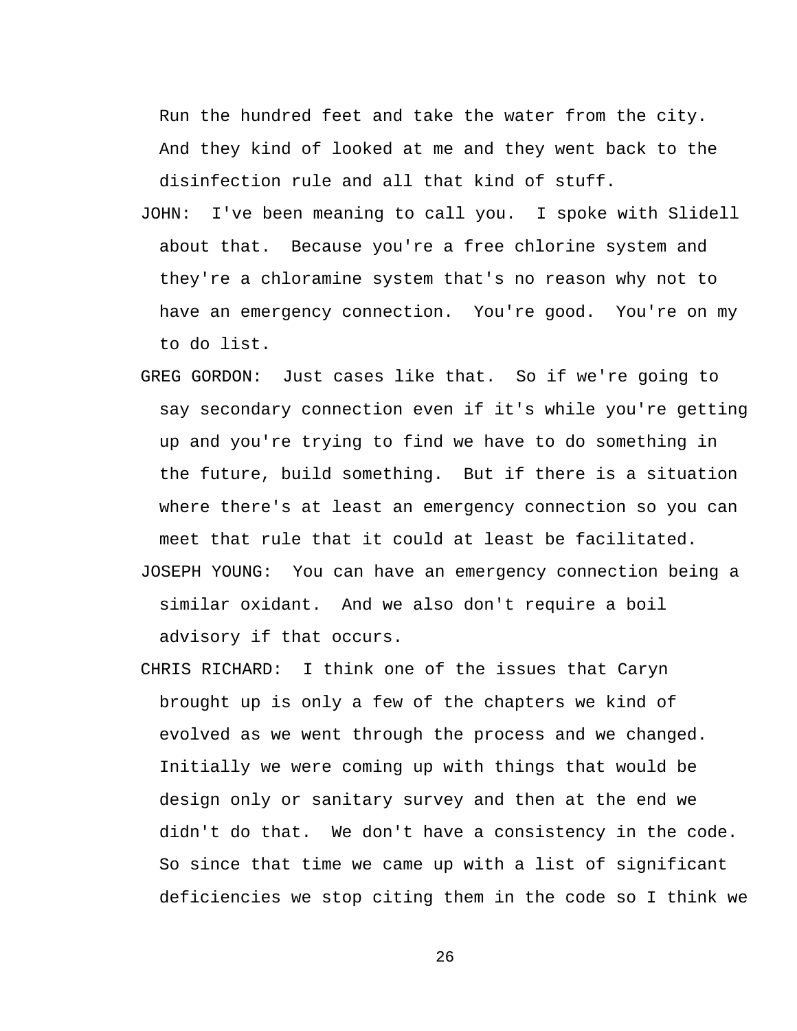Run the hundred feet and take the water from the city. And they kind of looked at me and they went back to the disinfection rule and all that kind of stuff.

JOHN: I've been meaning to call you. I spoke with Slidell about that. Because you're a free chlorine system and they're a chloramine system that's no reason why not to have an emergency connection. You're good. You're on my to do list.

GREG GORDON: Just cases like that. So if we're going to say secondary connection even if it's while you're getting up and you're trying to find we have to do something in the future, build something. But if there is a situation where there's at least an emergency connection so you can meet that rule that it could at least be facilitated.

JOSEPH YOUNG: You can have an emergency connection being a similar oxidant. And we also don't require a boil advisory if that occurs.

CHRIS RICHARD: I think one of the issues that Caryn brought up is only a few of the chapters we kind of evolved as we went through the process and we changed. Initially we were coming up with things that would be design only or sanitary survey and then at the end we didn't do that. We don't have a consistency in the code. So since that time we came up with a list of significant deficiencies we stop citing them in the code so I think we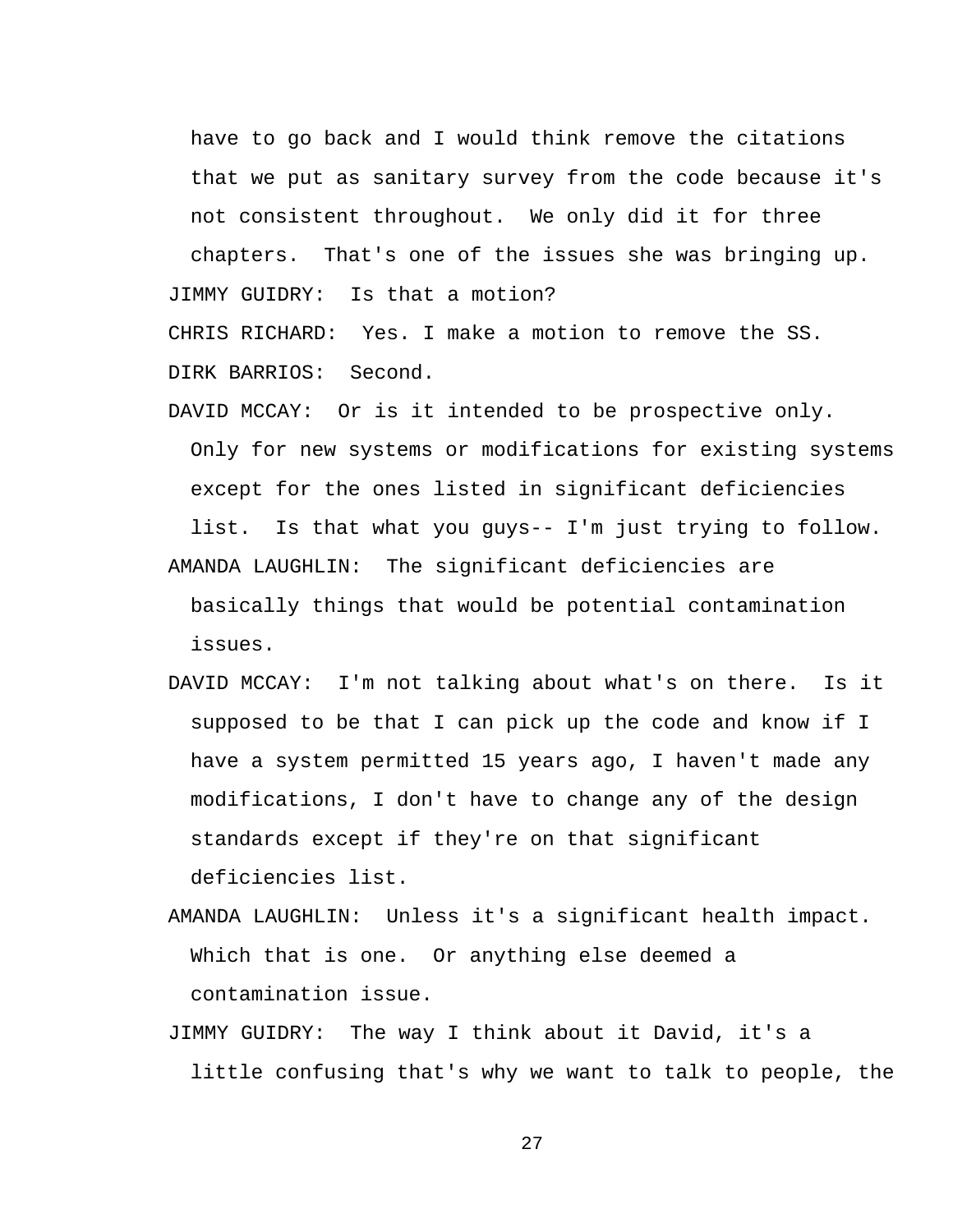have to go back and I would think remove the citations that we put as sanitary survey from the code because it's not consistent throughout. We only did it for three chapters. That's one of the issues she was bringing up.

JIMMY GUIDRY: Is that a motion?

CHRIS RICHARD: Yes. I make a motion to remove the SS.

DIRK BARRIOS: Second.

DAVID MCCAY: Or is it intended to be prospective only. Only for new systems or modifications for existing systems except for the ones listed in significant deficiencies list. Is that what you guys-- I'm just trying to follow.

AMANDA LAUGHLIN: The significant deficiencies are basically things that would be potential contamination issues.

DAVID MCCAY: I'm not talking about what's on there. Is it supposed to be that I can pick up the code and know if I have a system permitted 15 years ago, I haven't made any modifications, I don't have to change any of the design standards except if they're on that significant deficiencies list.

AMANDA LAUGHLIN: Unless it's a significant health impact. Which that is one. Or anything else deemed a contamination issue.

JIMMY GUIDRY: The way I think about it David, it's a little confusing that's why we want to talk to people, the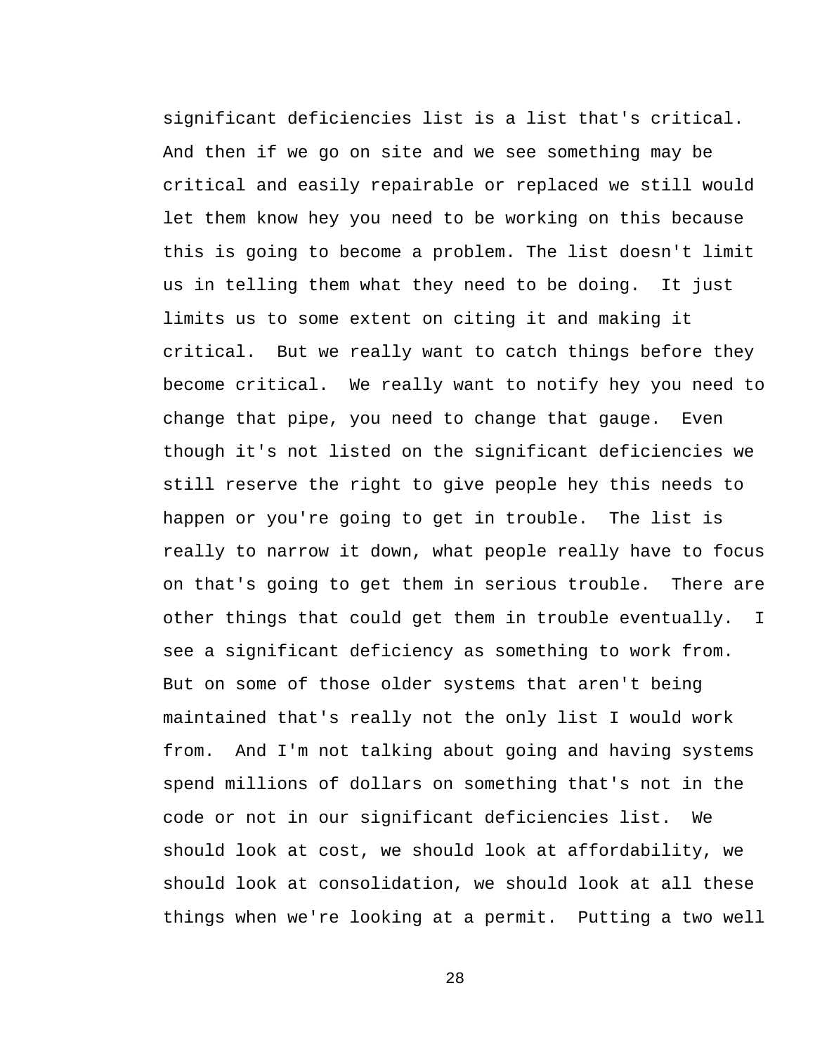significant deficiencies list is a list that's critical. And then if we go on site and we see something may be critical and easily repairable or replaced we still would let them know hey you need to be working on this because this is going to become a problem. The list doesn't limit us in telling them what they need to be doing.  It just limits us to some extent on citing it and making it critical.  But we really want to catch things before they become critical.  We really want to notify hey you need to change that pipe, you need to change that gauge.  Even though it's not listed on the significant deficiencies we still reserve the right to give people hey this needs to happen or you're going to get in trouble.  The list is really to narrow it down, what people really have to focus on that's going to get them in serious trouble.  There are other things that could get them in trouble eventually.  I see a significant deficiency as something to work from. But on some of those older systems that aren't being maintained that's really not the only list I would work from.  And I'm not talking about going and having systems spend millions of dollars on something that's not in the code or not in our significant deficiencies list.  We should look at cost, we should look at affordability, we should look at consolidation, we should look at all these things when we're looking at a permit.  Putting a two well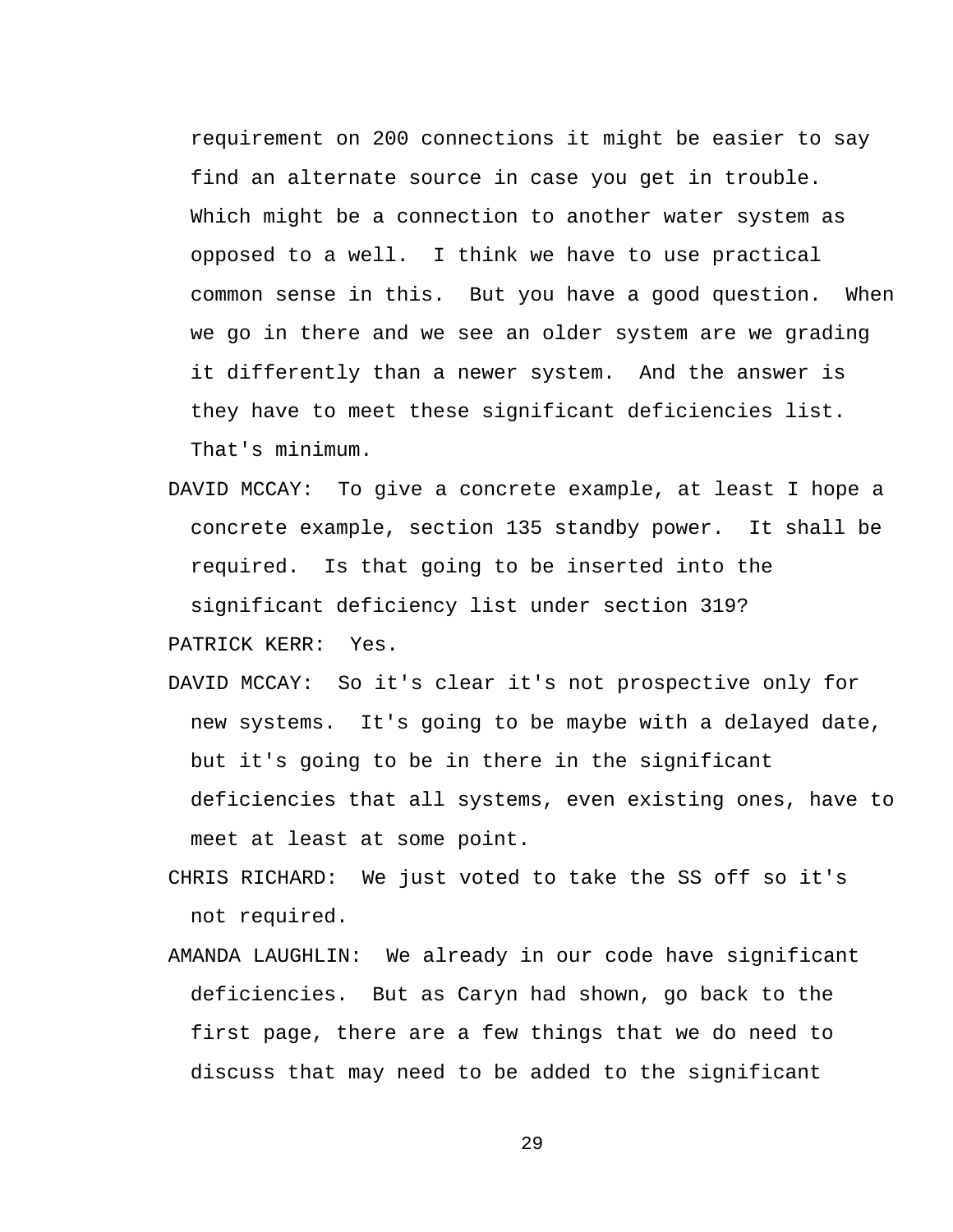requirement on 200 connections it might be easier to say find an alternate source in case you get in trouble. Which might be a connection to another water system as opposed to a well. I think we have to use practical common sense in this. But you have a good question. When we go in there and we see an older system are we grading it differently than a newer system. And the answer is they have to meet these significant deficiencies list. That's minimum.

DAVID MCCAY: To give a concrete example, at least I hope a concrete example, section 135 standby power. It shall be required. Is that going to be inserted into the significant deficiency list under section 319?

PATRICK KERR: Yes.

DAVID MCCAY: So it's clear it's not prospective only for new systems. It's going to be maybe with a delayed date, but it's going to be in there in the significant deficiencies that all systems, even existing ones, have to meet at least at some point.

CHRIS RICHARD: We just voted to take the SS off so it's not required.

AMANDA LAUGHLIN: We already in our code have significant deficiencies. But as Caryn had shown, go back to the first page, there are a few things that we do need to discuss that may need to be added to the significant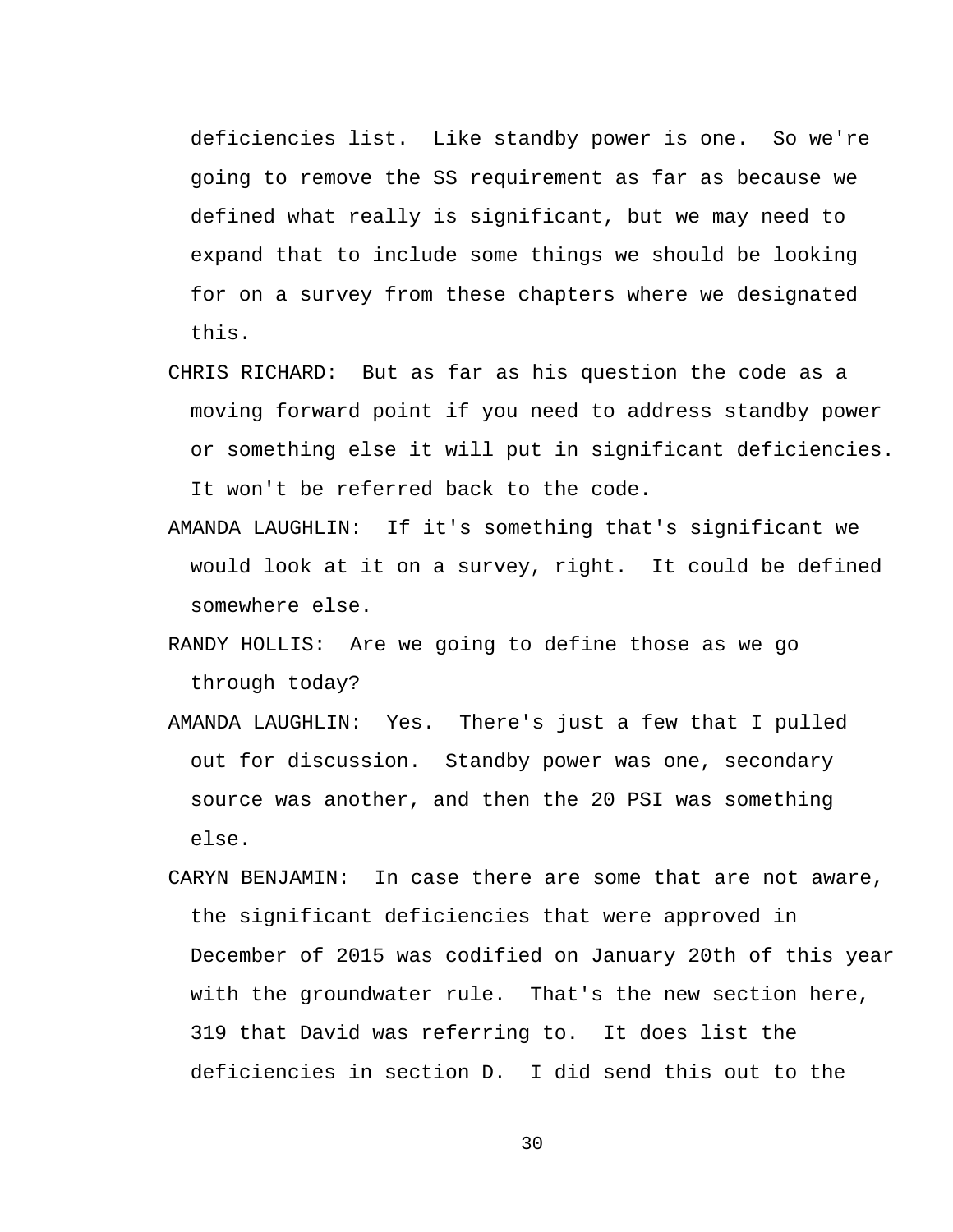deficiencies list. Like standby power is one. So we're going to remove the SS requirement as far as because we defined what really is significant, but we may need to expand that to include some things we should be looking for on a survey from these chapters where we designated this.

CHRIS RICHARD: But as far as his question the code as a moving forward point if you need to address standby power or something else it will put in significant deficiencies. It won't be referred back to the code.

AMANDA LAUGHLIN: If it's something that's significant we would look at it on a survey, right. It could be defined somewhere else.

RANDY HOLLIS: Are we going to define those as we go through today?

AMANDA LAUGHLIN: Yes. There's just a few that I pulled out for discussion. Standby power was one, secondary source was another, and then the 20 PSI was something else.

CARYN BENJAMIN: In case there are some that are not aware, the significant deficiencies that were approved in December of 2015 was codified on January 20th of this year with the groundwater rule. That's the new section here, 319 that David was referring to. It does list the deficiencies in section D. I did send this out to the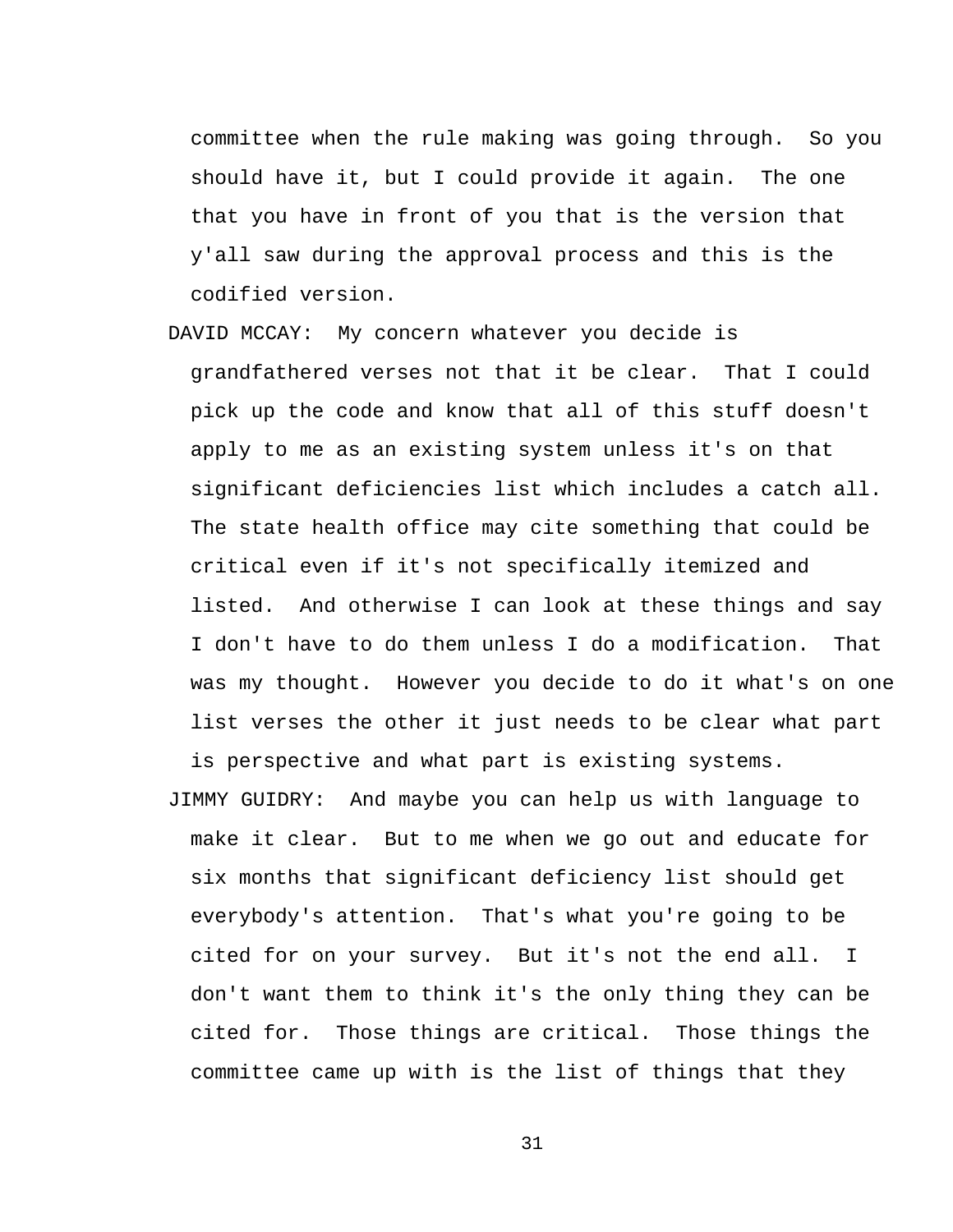committee when the rule making was going through. So you should have it, but I could provide it again. The one that you have in front of you that is the version that y'all saw during the approval process and this is the codified version.

DAVID MCCAY: My concern whatever you decide is grandfathered verses not that it be clear. That I could pick up the code and know that all of this stuff doesn't apply to me as an existing system unless it's on that significant deficiencies list which includes a catch all. The state health office may cite something that could be critical even if it's not specifically itemized and listed. And otherwise I can look at these things and say I don't have to do them unless I do a modification. That was my thought. However you decide to do it what's on one list verses the other it just needs to be clear what part is perspective and what part is existing systems.

JIMMY GUIDRY: And maybe you can help us with language to make it clear. But to me when we go out and educate for six months that significant deficiency list should get everybody's attention. That's what you're going to be cited for on your survey. But it's not the end all. I don't want them to think it's the only thing they can be cited for. Those things are critical. Those things the committee came up with is the list of things that they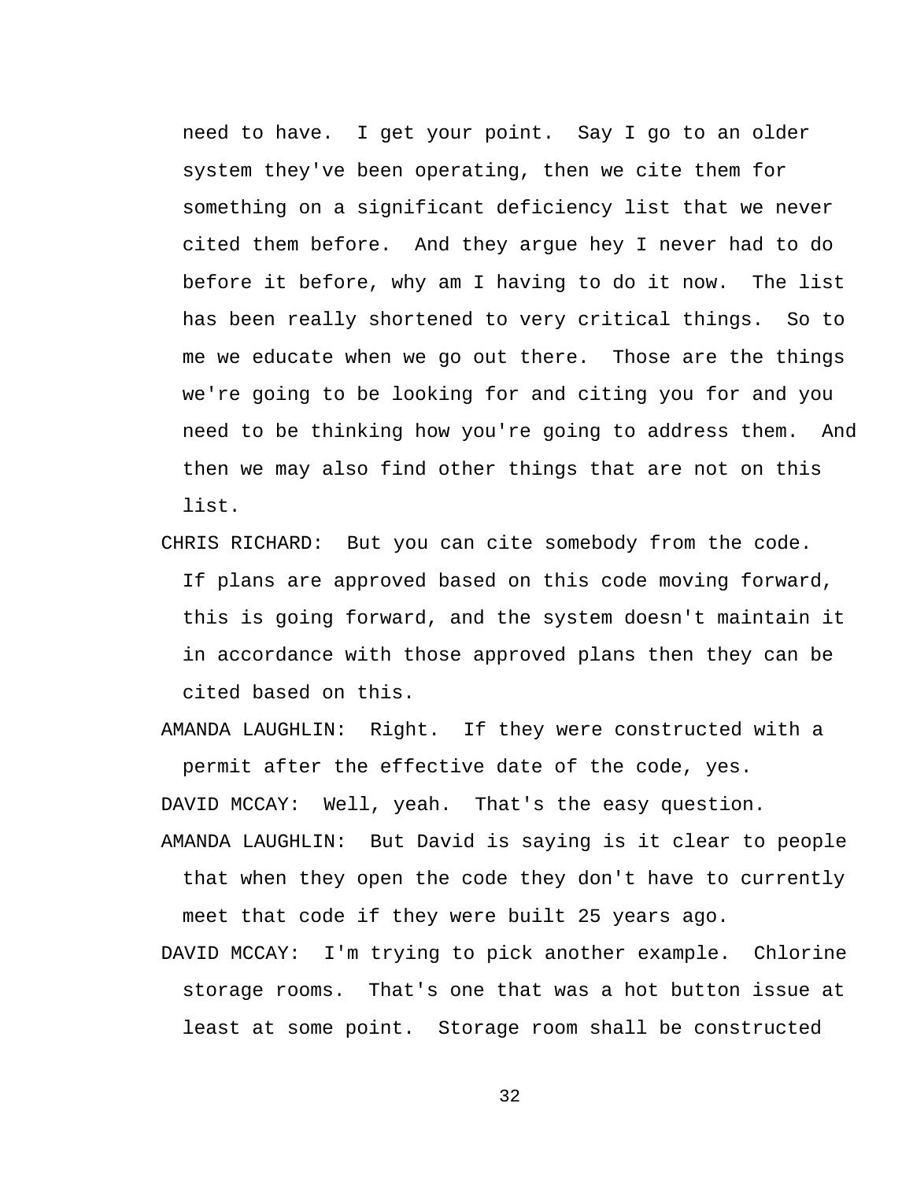need to have. I get your point. Say I go to an older system they've been operating, then we cite them for something on a significant deficiency list that we never cited them before. And they argue hey I never had to do before it before, why am I having to do it now. The list has been really shortened to very critical things. So to me we educate when we go out there. Those are the things we're going to be looking for and citing you for and you need to be thinking how you're going to address them. And then we may also find other things that are not on this list.

CHRIS RICHARD: But you can cite somebody from the code. If plans are approved based on this code moving forward, this is going forward, and the system doesn't maintain it in accordance with those approved plans then they can be cited based on this.

AMANDA LAUGHLIN: Right. If they were constructed with a permit after the effective date of the code, yes.

DAVID MCCAY: Well, yeah. That's the easy question.

AMANDA LAUGHLIN: But David is saying is it clear to people that when they open the code they don't have to currently meet that code if they were built 25 years ago.

DAVID MCCAY: I'm trying to pick another example. Chlorine storage rooms. That's one that was a hot button issue at least at some point. Storage room shall be constructed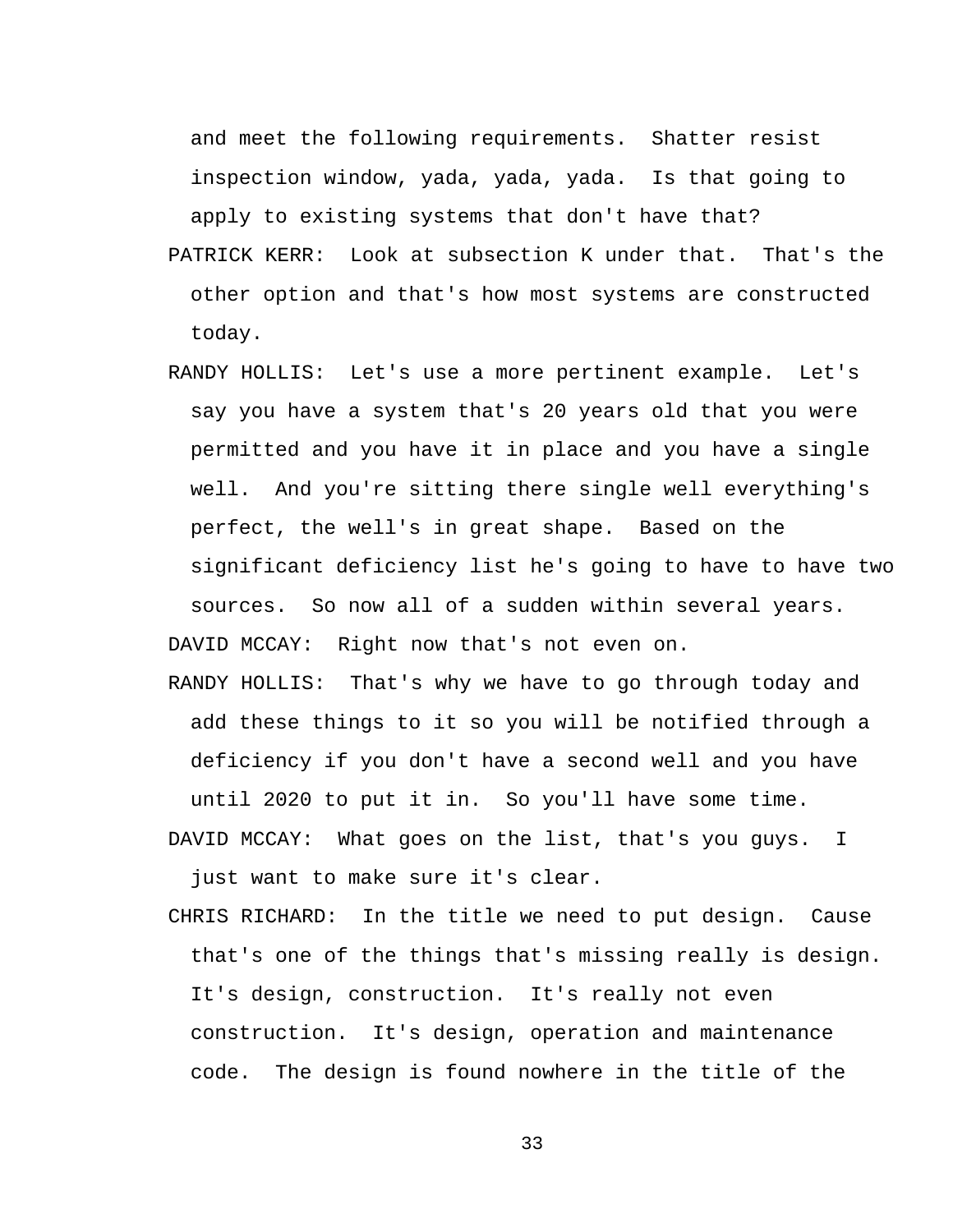and meet the following requirements. Shatter resist inspection window, yada, yada, yada. Is that going to apply to existing systems that don't have that?

PATRICK KERR: Look at subsection K under that. That's the other option and that's how most systems are constructed today.

RANDY HOLLIS: Let's use a more pertinent example. Let's say you have a system that's 20 years old that you were permitted and you have it in place and you have a single well. And you're sitting there single well everything's perfect, the well's in great shape. Based on the significant deficiency list he's going to have to have two sources. So now all of a sudden within several years.

DAVID MCCAY: Right now that's not even on.

RANDY HOLLIS: That's why we have to go through today and add these things to it so you will be notified through a deficiency if you don't have a second well and you have until 2020 to put it in. So you'll have some time.

DAVID MCCAY: What goes on the list, that's you guys. I just want to make sure it's clear.

CHRIS RICHARD: In the title we need to put design. Cause that's one of the things that's missing really is design. It's design, construction. It's really not even construction. It's design, operation and maintenance code. The design is found nowhere in the title of the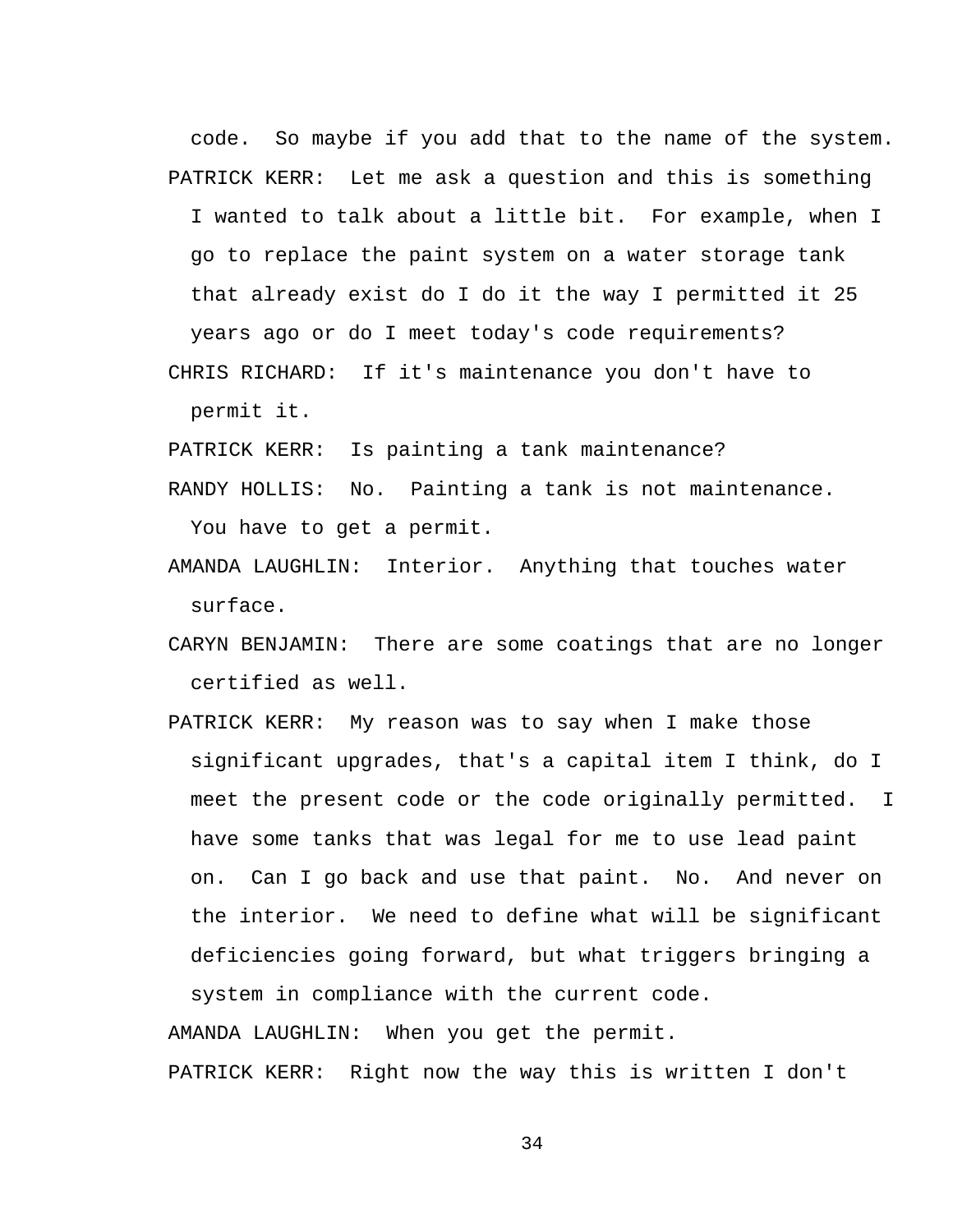code. So maybe if you add that to the name of the system.

PATRICK KERR: Let me ask a question and this is something I wanted to talk about a little bit. For example, when I go to replace the paint system on a water storage tank that already exist do I do it the way I permitted it 25 years ago or do I meet today's code requirements?

CHRIS RICHARD: If it's maintenance you don't have to permit it.

PATRICK KERR: Is painting a tank maintenance?

RANDY HOLLIS: No. Painting a tank is not maintenance. You have to get a permit.

AMANDA LAUGHLIN: Interior. Anything that touches water surface.

CARYN BENJAMIN: There are some coatings that are no longer certified as well.

PATRICK KERR: My reason was to say when I make those significant upgrades, that's a capital item I think, do I meet the present code or the code originally permitted. I have some tanks that was legal for me to use lead paint on. Can I go back and use that paint. No. And never on the interior. We need to define what will be significant deficiencies going forward, but what triggers bringing a system in compliance with the current code.

AMANDA LAUGHLIN: When you get the permit.

PATRICK KERR: Right now the way this is written I don't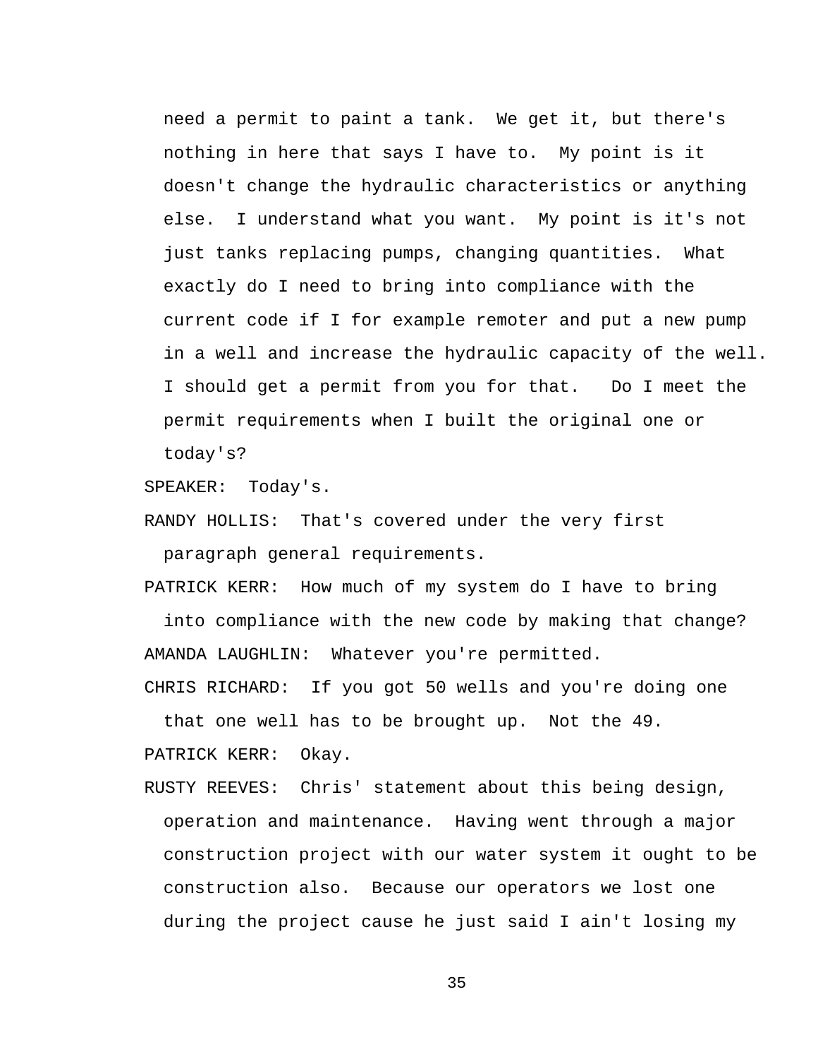need a permit to paint a tank. We get it, but there's nothing in here that says I have to. My point is it doesn't change the hydraulic characteristics or anything else. I understand what you want. My point is it's not just tanks replacing pumps, changing quantities. What exactly do I need to bring into compliance with the current code if I for example remoter and put a new pump in a well and increase the hydraulic capacity of the well. I should get a permit from you for that. Do I meet the permit requirements when I built the original one or today's?

SPEAKER: Today's.

RANDY HOLLIS: That's covered under the very first paragraph general requirements.

PATRICK KERR: How much of my system do I have to bring into compliance with the new code by making that change?

AMANDA LAUGHLIN: Whatever you're permitted.

CHRIS RICHARD: If you got 50 wells and you're doing one that one well has to be brought up. Not the 49.

PATRICK KERR: Okay.

RUSTY REEVES: Chris' statement about this being design, operation and maintenance. Having went through a major construction project with our water system it ought to be construction also. Because our operators we lost one during the project cause he just said I ain't losing my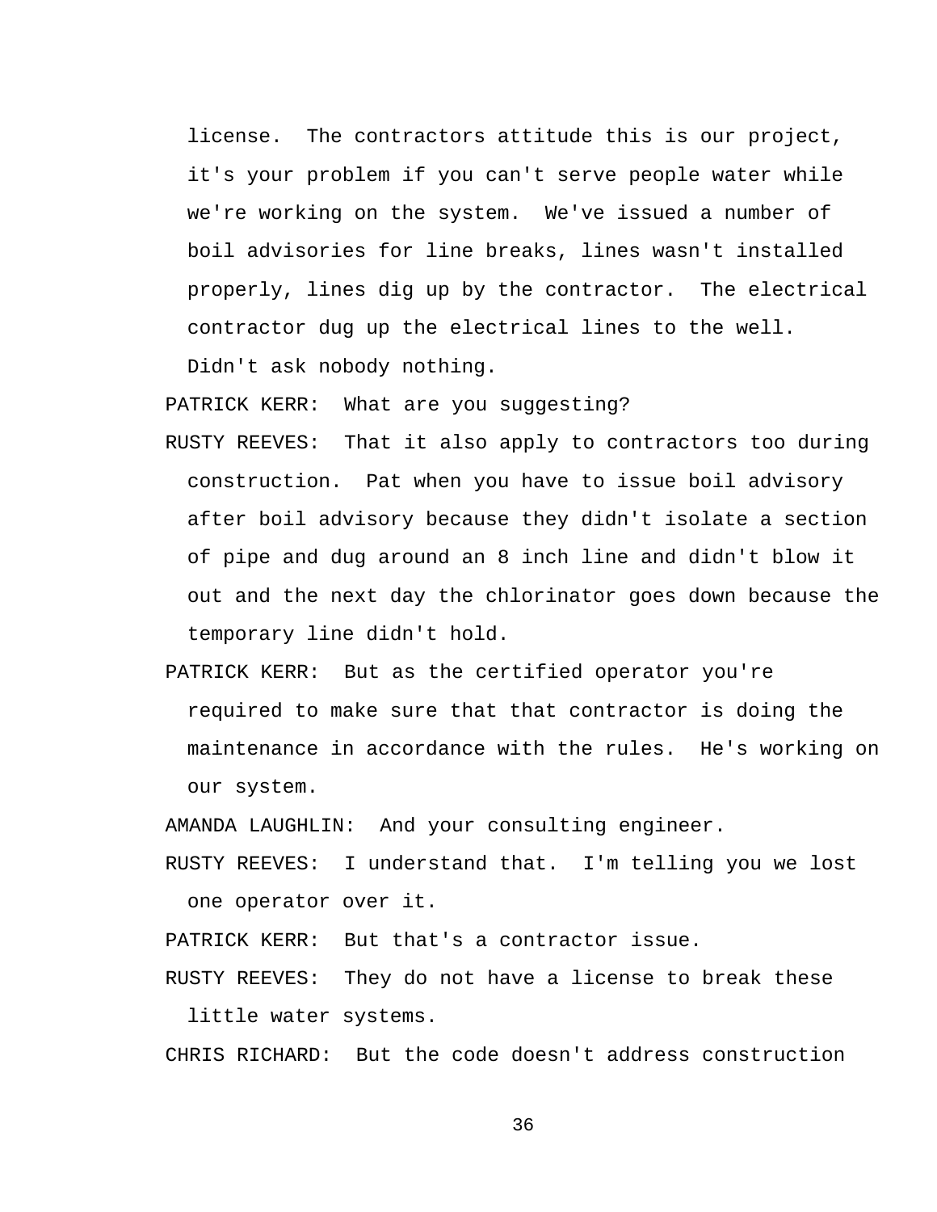license. The contractors attitude this is our project, it's your problem if you can't serve people water while we're working on the system. We've issued a number of boil advisories for line breaks, lines wasn't installed properly, lines dig up by the contractor. The electrical contractor dug up the electrical lines to the well. Didn't ask nobody nothing.

PATRICK KERR: What are you suggesting?

RUSTY REEVES: That it also apply to contractors too during construction. Pat when you have to issue boil advisory after boil advisory because they didn't isolate a section of pipe and dug around an 8 inch line and didn't blow it out and the next day the chlorinator goes down because the temporary line didn't hold.

PATRICK KERR: But as the certified operator you're required to make sure that that contractor is doing the maintenance in accordance with the rules. He's working on our system.

AMANDA LAUGHLIN: And your consulting engineer.

RUSTY REEVES: I understand that. I'm telling you we lost one operator over it.

PATRICK KERR: But that's a contractor issue.

RUSTY REEVES: They do not have a license to break these little water systems.

CHRIS RICHARD: But the code doesn't address construction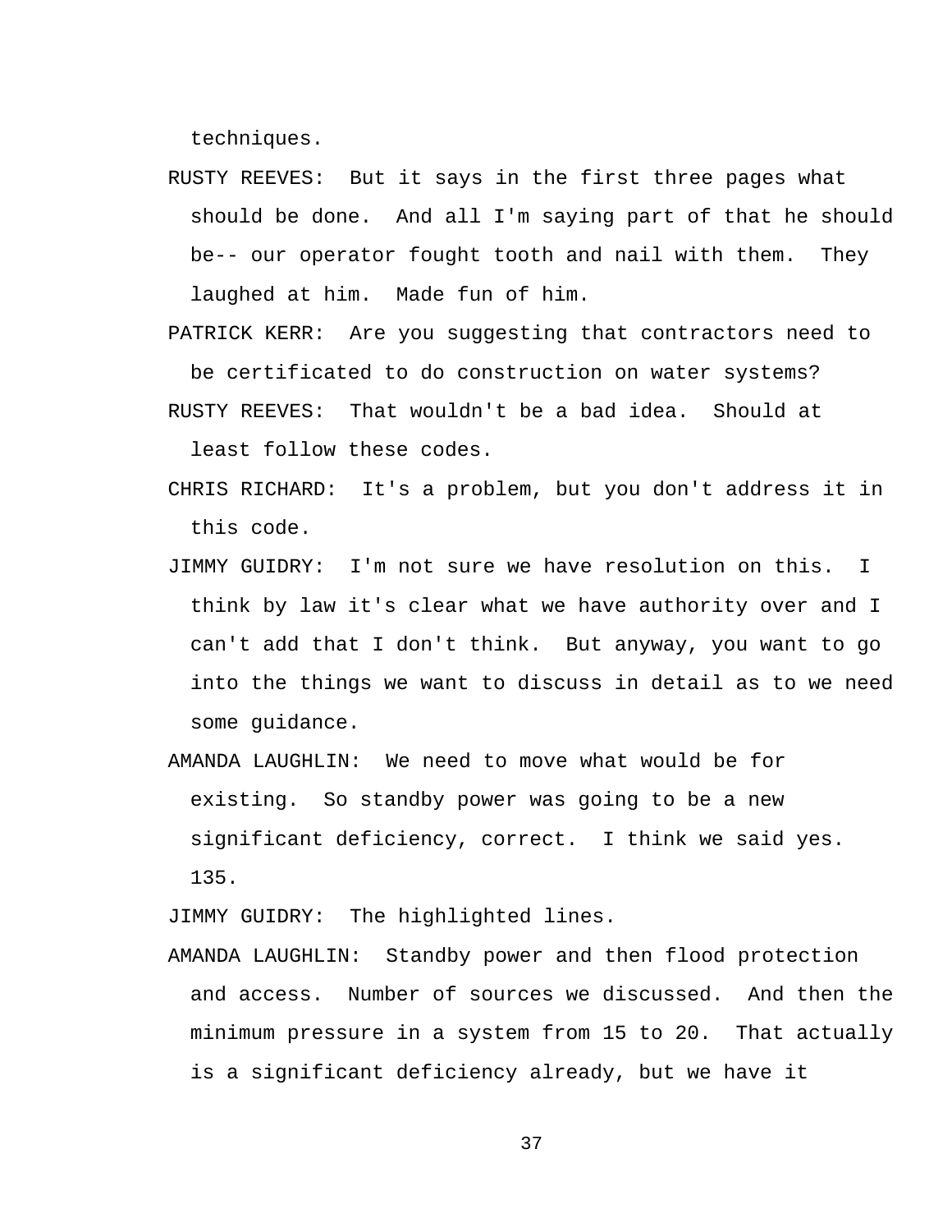techniques.

RUSTY REEVES: But it says in the first three pages what should be done. And all I'm saying part of that he should be-- our operator fought tooth and nail with them. They laughed at him. Made fun of him.

PATRICK KERR: Are you suggesting that contractors need to be certificated to do construction on water systems?

RUSTY REEVES: That wouldn't be a bad idea. Should at least follow these codes.

CHRIS RICHARD: It's a problem, but you don't address it in this code.

JIMMY GUIDRY: I'm not sure we have resolution on this. I think by law it's clear what we have authority over and I can't add that I don't think. But anyway, you want to go into the things we want to discuss in detail as to we need some guidance.

AMANDA LAUGHLIN: We need to move what would be for existing. So standby power was going to be a new significant deficiency, correct. I think we said yes. 135.

JIMMY GUIDRY: The highlighted lines.

AMANDA LAUGHLIN: Standby power and then flood protection and access. Number of sources we discussed. And then the minimum pressure in a system from 15 to 20. That actually is a significant deficiency already, but we have it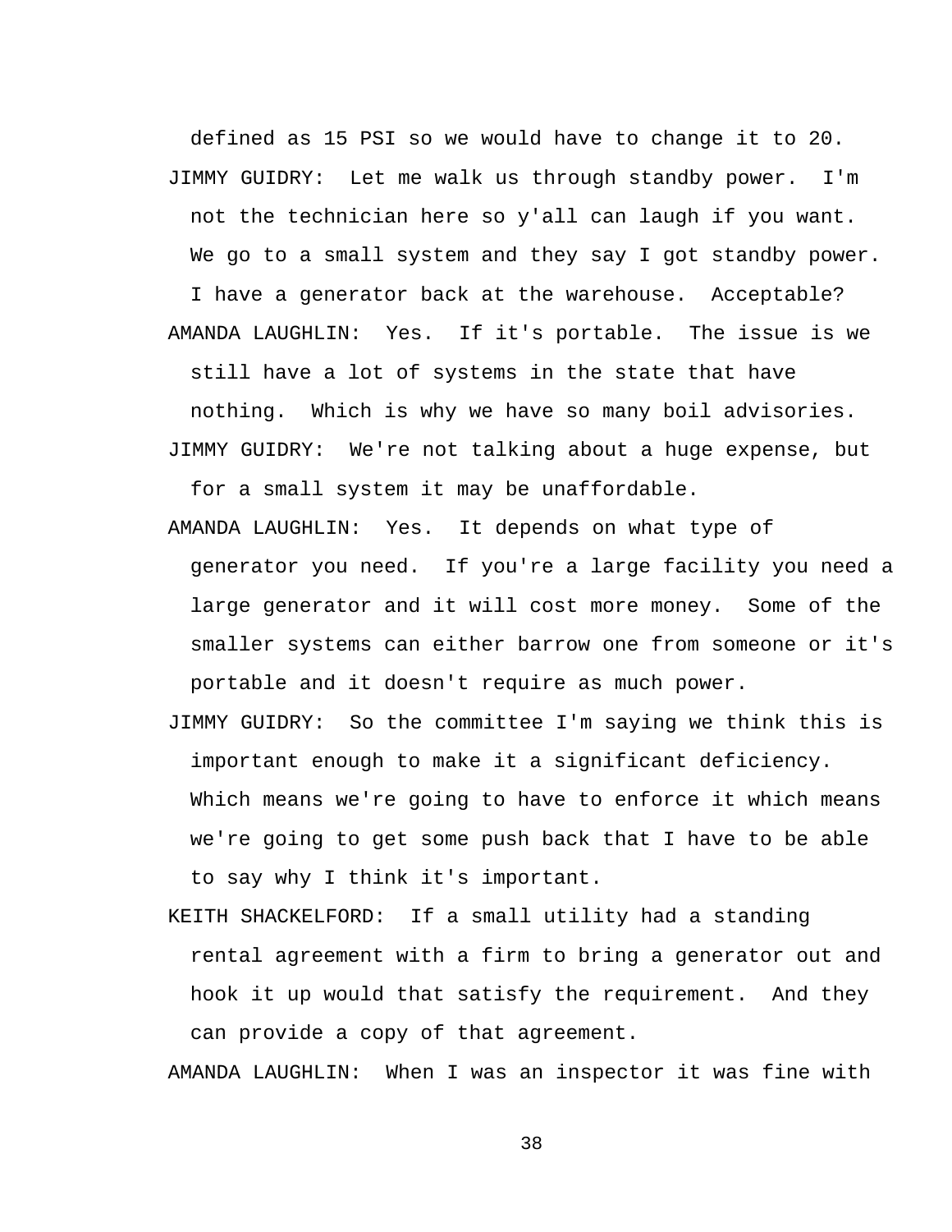defined as 15 PSI so we would have to change it to 20.

JIMMY GUIDRY: Let me walk us through standby power. I'm not the technician here so y'all can laugh if you want. We go to a small system and they say I got standby power. I have a generator back at the warehouse. Acceptable?

AMANDA LAUGHLIN: Yes. If it's portable. The issue is we still have a lot of systems in the state that have nothing. Which is why we have so many boil advisories.

JIMMY GUIDRY: We're not talking about a huge expense, but for a small system it may be unaffordable.

AMANDA LAUGHLIN: Yes. It depends on what type of generator you need. If you're a large facility you need a large generator and it will cost more money. Some of the smaller systems can either barrow one from someone or it's portable and it doesn't require as much power.

JIMMY GUIDRY: So the committee I'm saying we think this is important enough to make it a significant deficiency. Which means we're going to have to enforce it which means we're going to get some push back that I have to be able to say why I think it's important.

KEITH SHACKELFORD: If a small utility had a standing rental agreement with a firm to bring a generator out and hook it up would that satisfy the requirement. And they can provide a copy of that agreement.

AMANDA LAUGHLIN: When I was an inspector it was fine with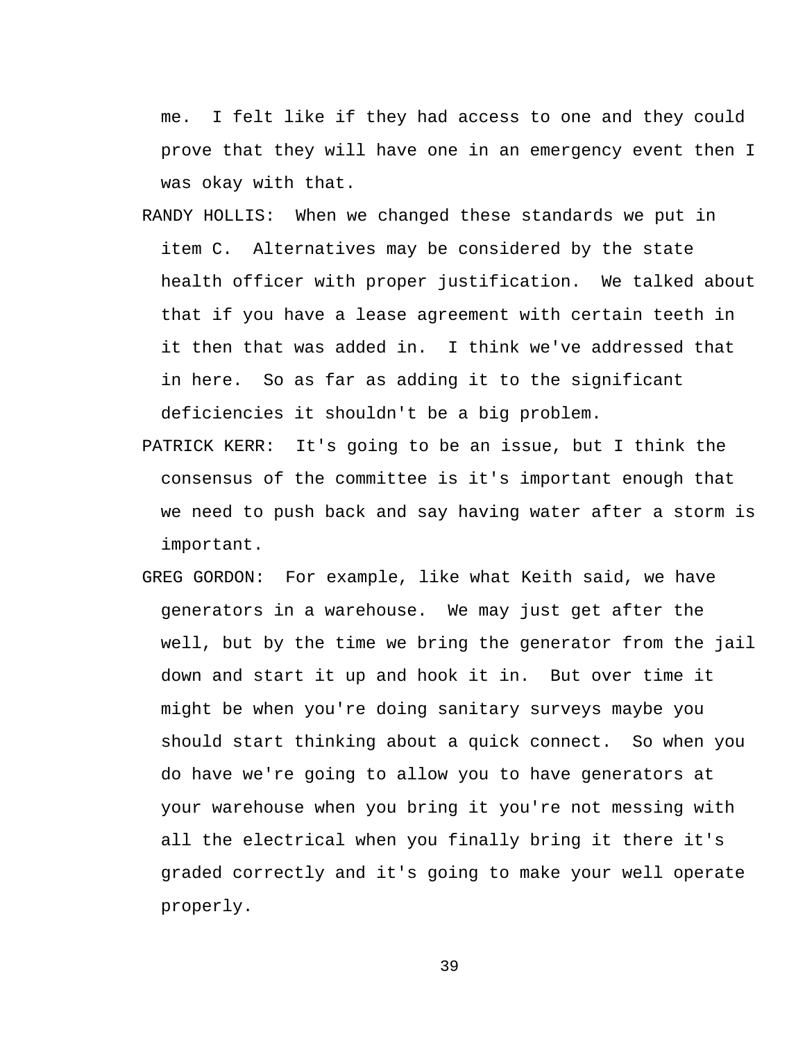me. I felt like if they had access to one and they could prove that they will have one in an emergency event then I was okay with that.

RANDY HOLLIS: When we changed these standards we put in item C. Alternatives may be considered by the state health officer with proper justification. We talked about that if you have a lease agreement with certain teeth in it then that was added in. I think we've addressed that in here. So as far as adding it to the significant deficiencies it shouldn't be a big problem.

PATRICK KERR: It's going to be an issue, but I think the consensus of the committee is it's important enough that we need to push back and say having water after a storm is important.

GREG GORDON: For example, like what Keith said, we have generators in a warehouse. We may just get after the well, but by the time we bring the generator from the jail down and start it up and hook it in. But over time it might be when you're doing sanitary surveys maybe you should start thinking about a quick connect. So when you do have we're going to allow you to have generators at your warehouse when you bring it you're not messing with all the electrical when you finally bring it there it's graded correctly and it's going to make your well operate properly.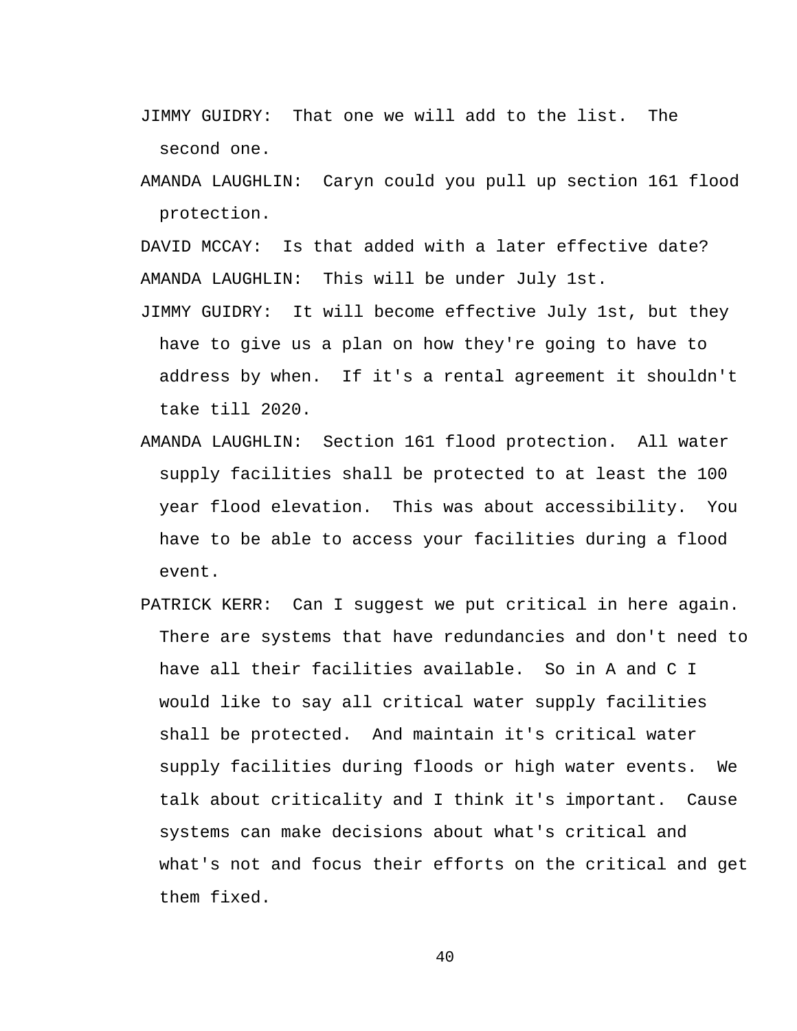JIMMY GUIDRY: That one we will add to the list. The second one.

AMANDA LAUGHLIN: Caryn could you pull up section 161 flood protection.

DAVID MCCAY: Is that added with a later effective date?

AMANDA LAUGHLIN: This will be under July 1st.

JIMMY GUIDRY: It will become effective July 1st, but they have to give us a plan on how they're going to have to address by when. If it's a rental agreement it shouldn't take till 2020.

AMANDA LAUGHLIN: Section 161 flood protection. All water supply facilities shall be protected to at least the 100 year flood elevation. This was about accessibility. You have to be able to access your facilities during a flood event.

PATRICK KERR: Can I suggest we put critical in here again. There are systems that have redundancies and don't need to have all their facilities available. So in A and C I would like to say all critical water supply facilities shall be protected. And maintain it's critical water supply facilities during floods or high water events. We talk about criticality and I think it's important. Cause systems can make decisions about what's critical and what's not and focus their efforts on the critical and get them fixed.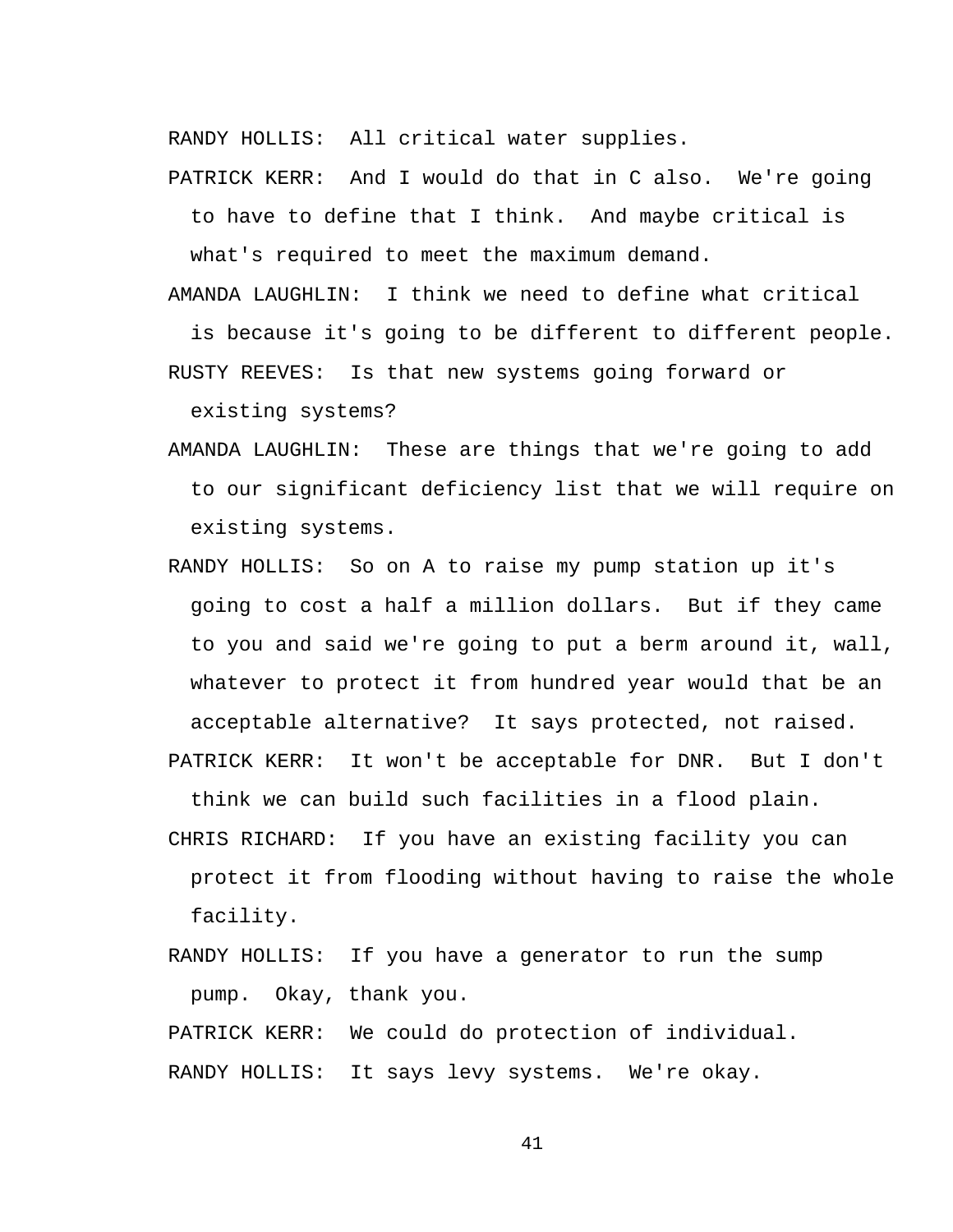RANDY HOLLIS: All critical water supplies.

PATRICK KERR: And I would do that in C also. We're going to have to define that I think. And maybe critical is what's required to meet the maximum demand.

AMANDA LAUGHLIN: I think we need to define what critical is because it's going to be different to different people.

RUSTY REEVES: Is that new systems going forward or existing systems?

AMANDA LAUGHLIN: These are things that we're going to add to our significant deficiency list that we will require on existing systems.

RANDY HOLLIS: So on A to raise my pump station up it's going to cost a half a million dollars. But if they came to you and said we're going to put a berm around it, wall, whatever to protect it from hundred year would that be an acceptable alternative? It says protected, not raised.

PATRICK KERR: It won't be acceptable for DNR. But I don't think we can build such facilities in a flood plain.

CHRIS RICHARD: If you have an existing facility you can protect it from flooding without having to raise the whole facility.

RANDY HOLLIS: If you have a generator to run the sump pump. Okay, thank you.

PATRICK KERR: We could do protection of individual.

RANDY HOLLIS: It says levy systems. We're okay.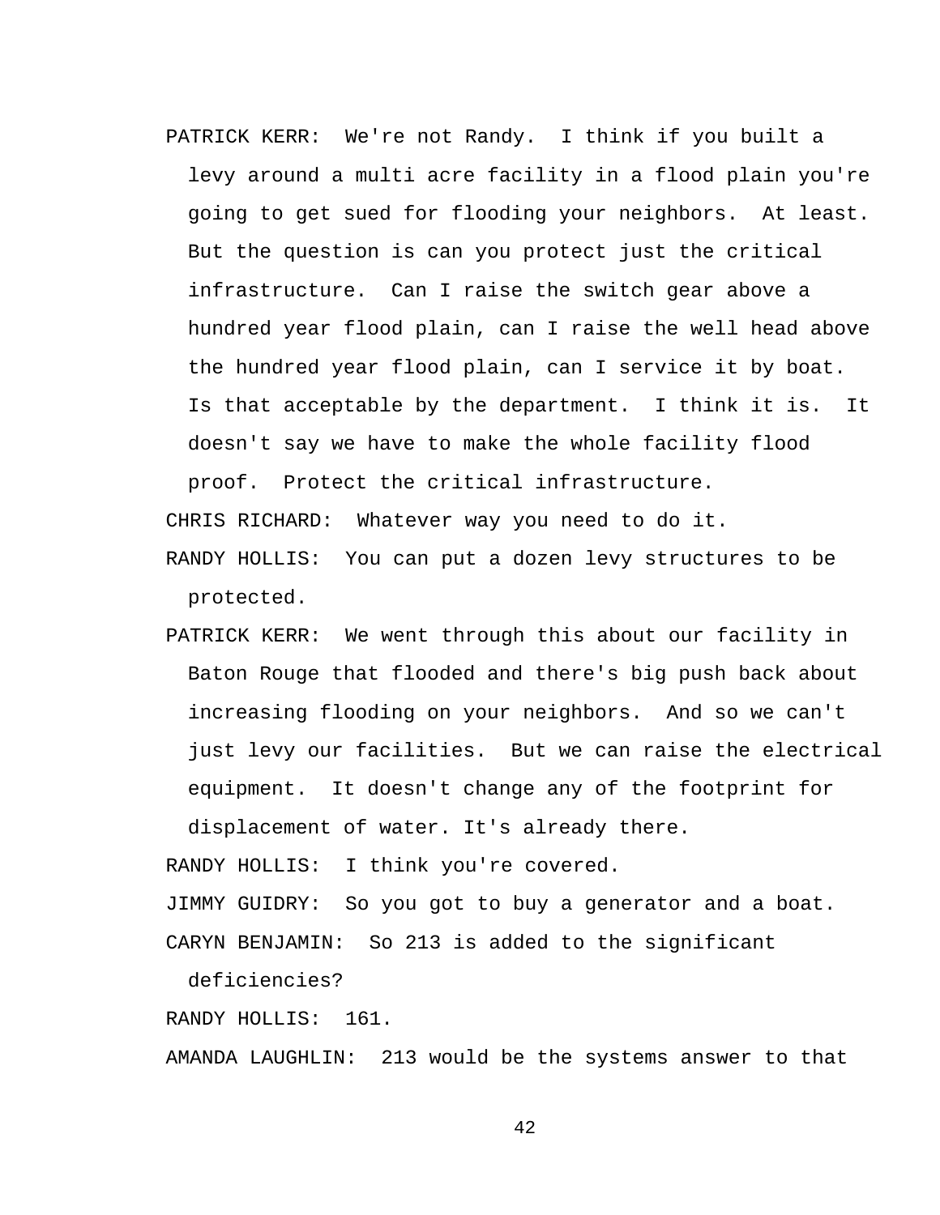PATRICK KERR: We're not Randy. I think if you built a levy around a multi acre facility in a flood plain you're going to get sued for flooding your neighbors. At least. But the question is can you protect just the critical infrastructure. Can I raise the switch gear above a hundred year flood plain, can I raise the well head above the hundred year flood plain, can I service it by boat. Is that acceptable by the department. I think it is. It doesn't say we have to make the whole facility flood proof. Protect the critical infrastructure.

CHRIS RICHARD: Whatever way you need to do it.

RANDY HOLLIS: You can put a dozen levy structures to be protected.

PATRICK KERR: We went through this about our facility in Baton Rouge that flooded and there's big push back about increasing flooding on your neighbors. And so we can't just levy our facilities. But we can raise the electrical equipment. It doesn't change any of the footprint for displacement of water. It's already there.

RANDY HOLLIS: I think you're covered.

JIMMY GUIDRY: So you got to buy a generator and a boat.

CARYN BENJAMIN: So 213 is added to the significant deficiencies?

RANDY HOLLIS: 161.

AMANDA LAUGHLIN: 213 would be the systems answer to that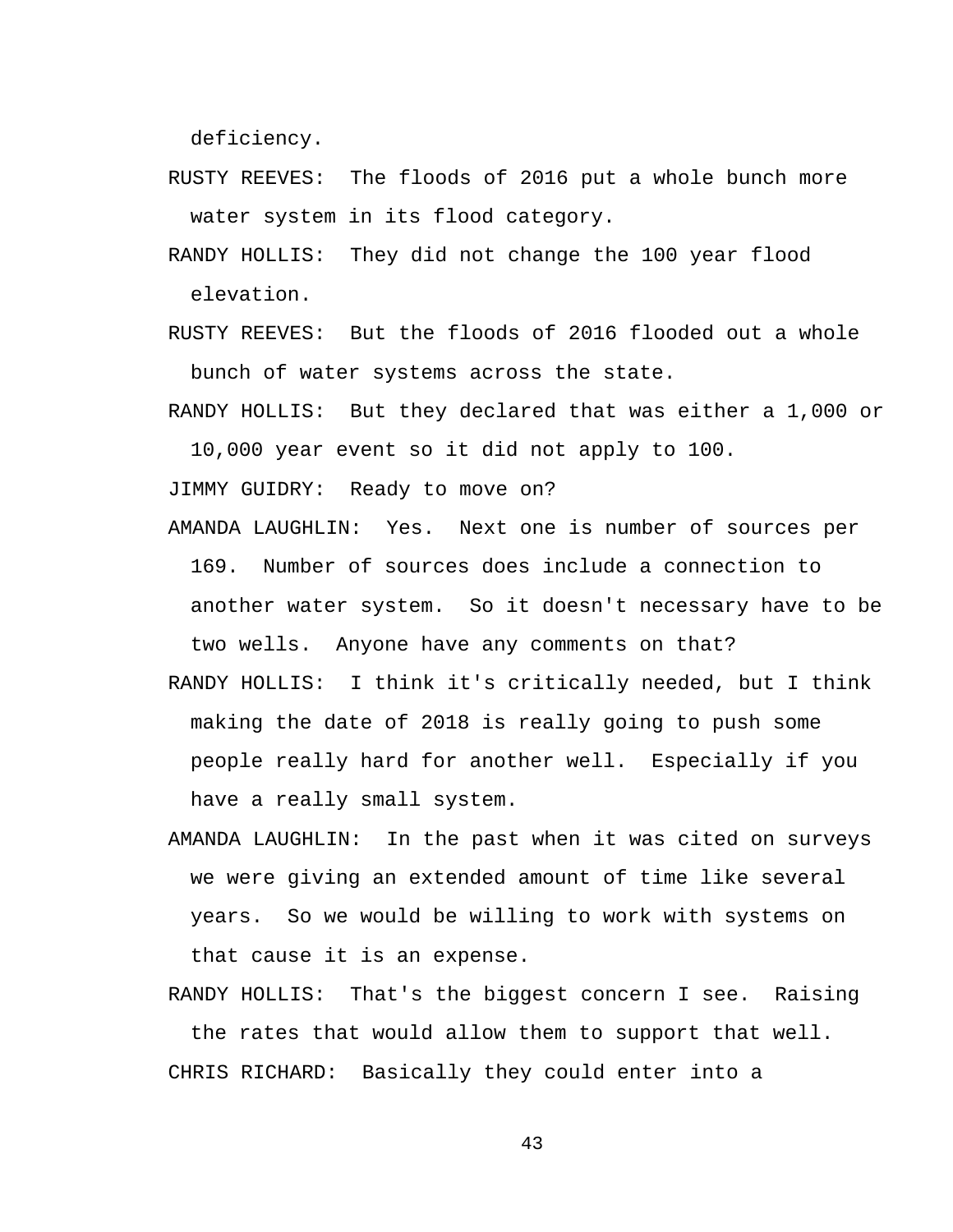deficiency.

RUSTY REEVES: The floods of 2016 put a whole bunch more water system in its flood category.

RANDY HOLLIS: They did not change the 100 year flood elevation.

RUSTY REEVES: But the floods of 2016 flooded out a whole bunch of water systems across the state.

RANDY HOLLIS: But they declared that was either a 1,000 or 10,000 year event so it did not apply to 100.

JIMMY GUIDRY: Ready to move on?

AMANDA LAUGHLIN: Yes. Next one is number of sources per 169. Number of sources does include a connection to another water system. So it doesn't necessary have to be two wells. Anyone have any comments on that?

RANDY HOLLIS: I think it's critically needed, but I think making the date of 2018 is really going to push some people really hard for another well. Especially if you have a really small system.

AMANDA LAUGHLIN: In the past when it was cited on surveys we were giving an extended amount of time like several years. So we would be willing to work with systems on that cause it is an expense.

RANDY HOLLIS: That's the biggest concern I see. Raising the rates that would allow them to support that well.

CHRIS RICHARD: Basically they could enter into a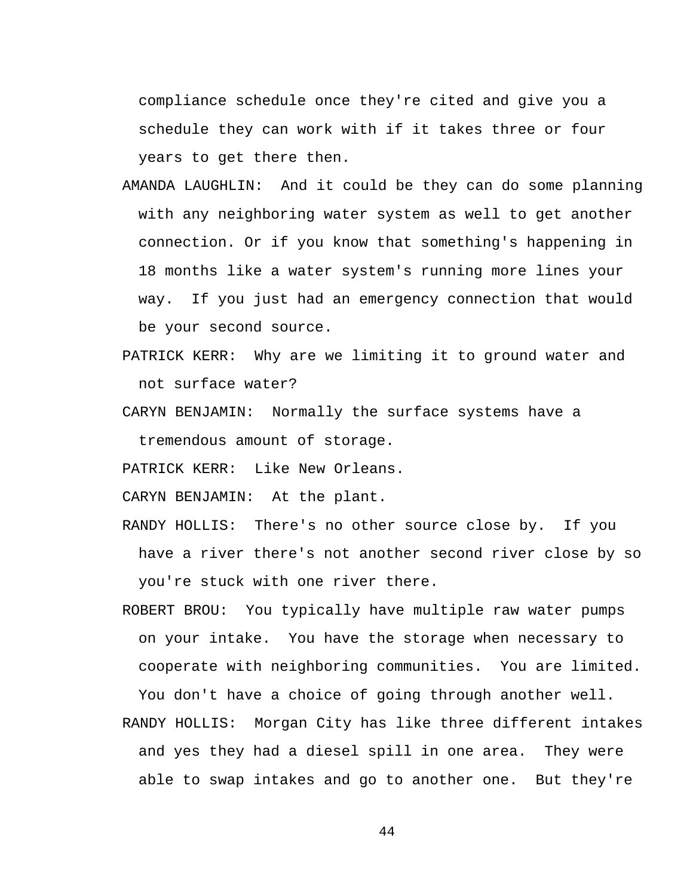compliance schedule once they're cited and give you a schedule they can work with if it takes three or four years to get there then.

AMANDA LAUGHLIN: And it could be they can do some planning with any neighboring water system as well to get another connection. Or if you know that something's happening in 18 months like a water system's running more lines your way. If you just had an emergency connection that would be your second source.

PATRICK KERR: Why are we limiting it to ground water and not surface water?

CARYN BENJAMIN: Normally the surface systems have a tremendous amount of storage.

PATRICK KERR: Like New Orleans.

CARYN BENJAMIN: At the plant.

RANDY HOLLIS: There's no other source close by. If you have a river there's not another second river close by so you're stuck with one river there.

ROBERT BROU: You typically have multiple raw water pumps on your intake. You have the storage when necessary to cooperate with neighboring communities. You are limited. You don't have a choice of going through another well.

RANDY HOLLIS: Morgan City has like three different intakes and yes they had a diesel spill in one area. They were able to swap intakes and go to another one. But they're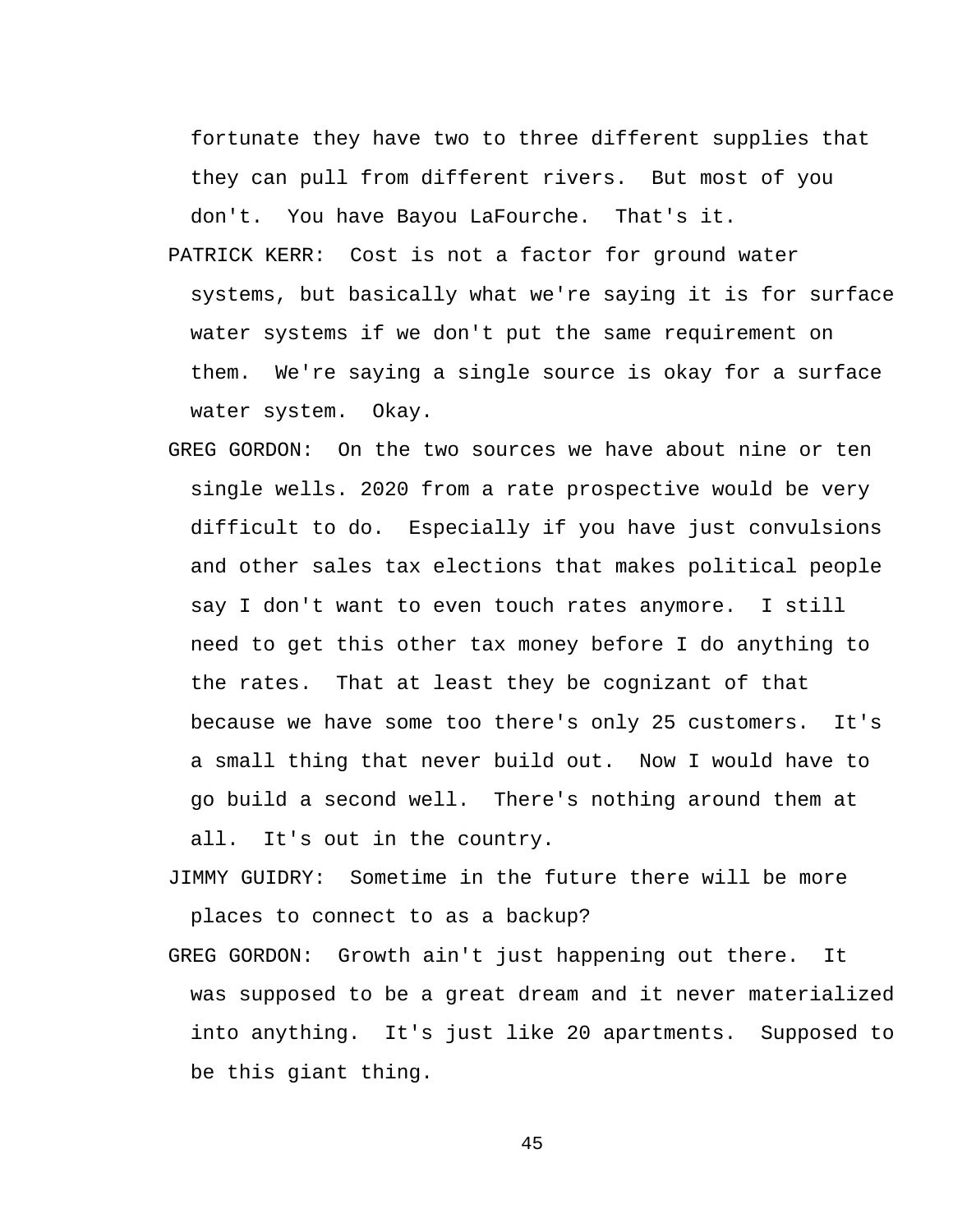fortunate they have two to three different supplies that they can pull from different rivers. But most of you don't. You have Bayou LaFourche. That's it.

PATRICK KERR: Cost is not a factor for ground water systems, but basically what we're saying it is for surface water systems if we don't put the same requirement on them. We're saying a single source is okay for a surface water system. Okay.

GREG GORDON: On the two sources we have about nine or ten single wells. 2020 from a rate prospective would be very difficult to do. Especially if you have just convulsions and other sales tax elections that makes political people say I don't want to even touch rates anymore. I still need to get this other tax money before I do anything to the rates. That at least they be cognizant of that because we have some too there's only 25 customers. It's a small thing that never build out. Now I would have to go build a second well. There's nothing around them at all. It's out in the country.

JIMMY GUIDRY: Sometime in the future there will be more places to connect to as a backup?

GREG GORDON: Growth ain't just happening out there. It was supposed to be a great dream and it never materialized into anything. It's just like 20 apartments. Supposed to be this giant thing.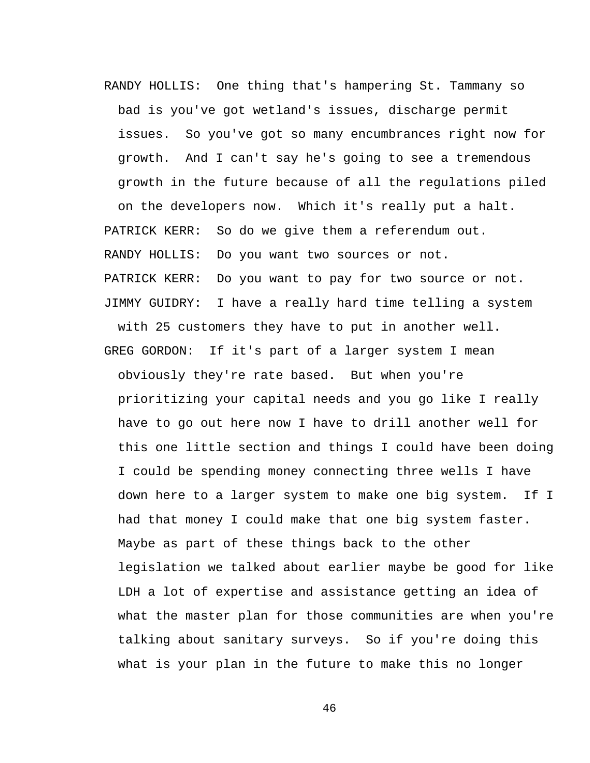RANDY HOLLIS: One thing that's hampering St. Tammany so bad is you've got wetland's issues, discharge permit issues. So you've got so many encumbrances right now for growth. And I can't say he's going to see a tremendous growth in the future because of all the regulations piled on the developers now. Which it's really put a halt.

PATRICK KERR: So do we give them a referendum out.

RANDY HOLLIS: Do you want two sources or not.

PATRICK KERR: Do you want to pay for two source or not.

JIMMY GUIDRY: I have a really hard time telling a system with 25 customers they have to put in another well.

GREG GORDON: If it's part of a larger system I mean obviously they're rate based. But when you're prioritizing your capital needs and you go like I really have to go out here now I have to drill another well for this one little section and things I could have been doing I could be spending money connecting three wells I have down here to a larger system to make one big system. If I had that money I could make that one big system faster. Maybe as part of these things back to the other legislation we talked about earlier maybe be good for like LDH a lot of expertise and assistance getting an idea of what the master plan for those communities are when you're talking about sanitary surveys. So if you're doing this what is your plan in the future to make this no longer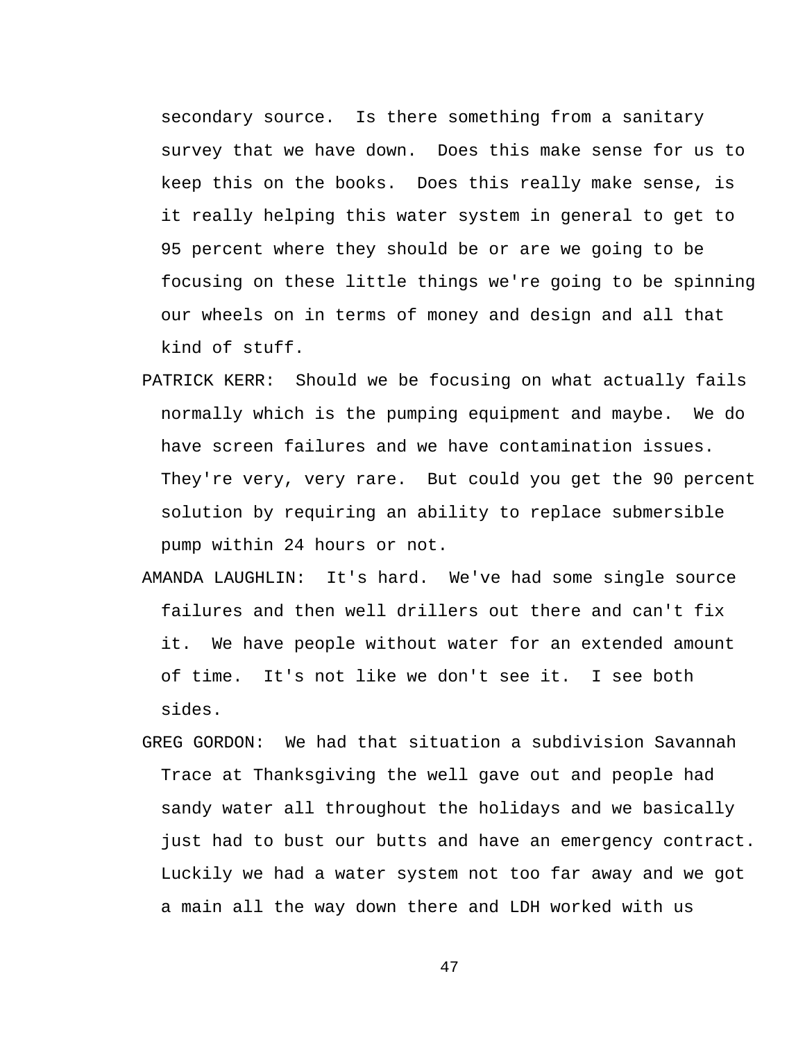secondary source. Is there something from a sanitary survey that we have down. Does this make sense for us to keep this on the books. Does this really make sense, is it really helping this water system in general to get to 95 percent where they should be or are we going to be focusing on these little things we're going to be spinning our wheels on in terms of money and design and all that kind of stuff.

PATRICK KERR: Should we be focusing on what actually fails normally which is the pumping equipment and maybe. We do have screen failures and we have contamination issues. They're very, very rare. But could you get the 90 percent solution by requiring an ability to replace submersible pump within 24 hours or not.

AMANDA LAUGHLIN: It's hard. We've had some single source failures and then well drillers out there and can't fix it. We have people without water for an extended amount of time. It's not like we don't see it. I see both sides.

GREG GORDON: We had that situation a subdivision Savannah Trace at Thanksgiving the well gave out and people had sandy water all throughout the holidays and we basically just had to bust our butts and have an emergency contract. Luckily we had a water system not too far away and we got a main all the way down there and LDH worked with us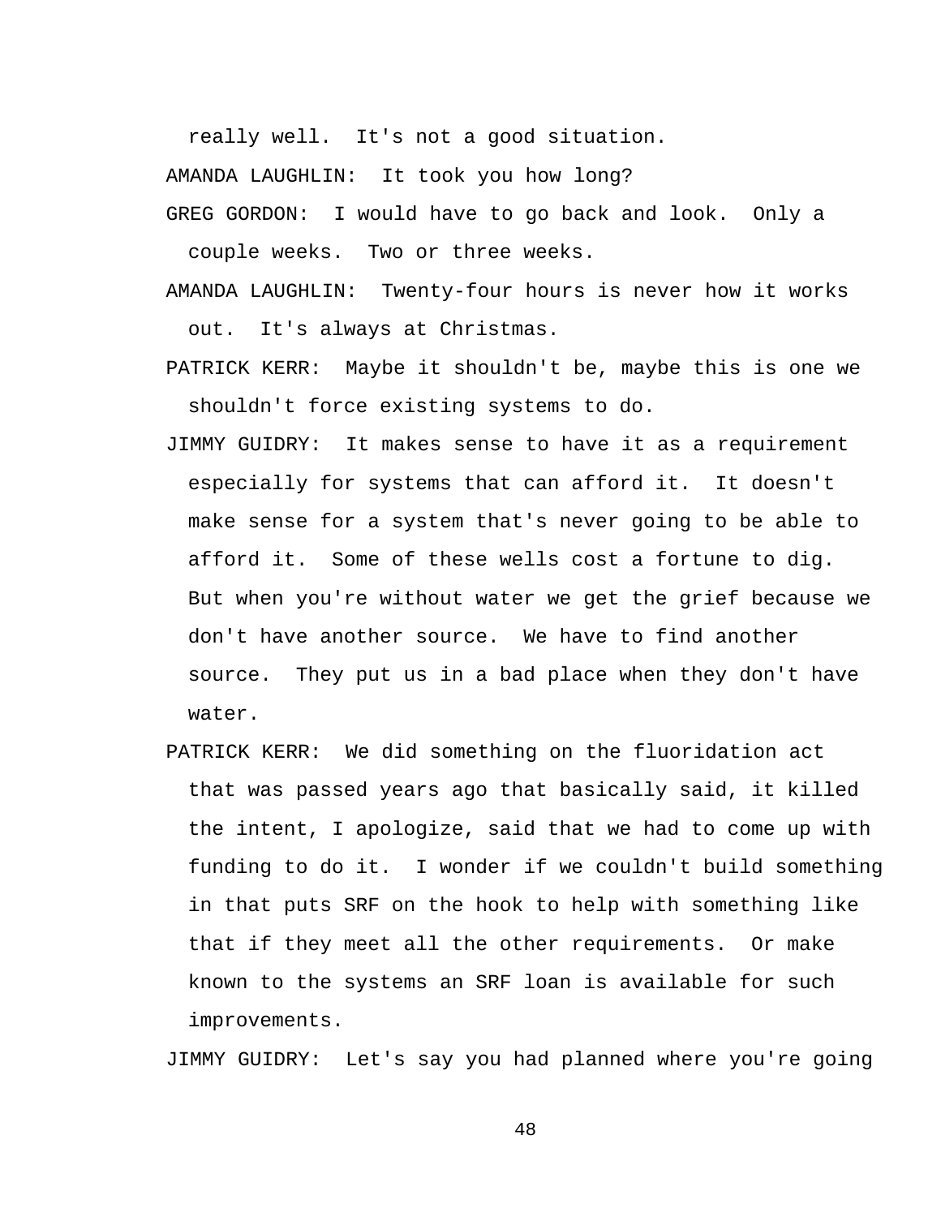really well.  It's not a good situation.

AMANDA LAUGHLIN:  It took you how long?

GREG GORDON:  I would have to go back and look.  Only a couple weeks.  Two or three weeks.

AMANDA LAUGHLIN:  Twenty-four hours is never how it works out.  It's always at Christmas.

PATRICK KERR:  Maybe it shouldn't be, maybe this is one we shouldn't force existing systems to do.

JIMMY GUIDRY:  It makes sense to have it as a requirement especially for systems that can afford it.  It doesn't make sense for a system that's never going to be able to afford it.  Some of these wells cost a fortune to dig. But when you're without water we get the grief because we don't have another source.  We have to find another source.  They put us in a bad place when they don't have water.

PATRICK KERR:  We did something on the fluoridation act that was passed years ago that basically said, it killed the intent, I apologize, said that we had to come up with funding to do it.  I wonder if we couldn't build something in that puts SRF on the hook to help with something like that if they meet all the other requirements.  Or make known to the systems an SRF loan is available for such improvements.

JIMMY GUIDRY:  Let's say you had planned where you're going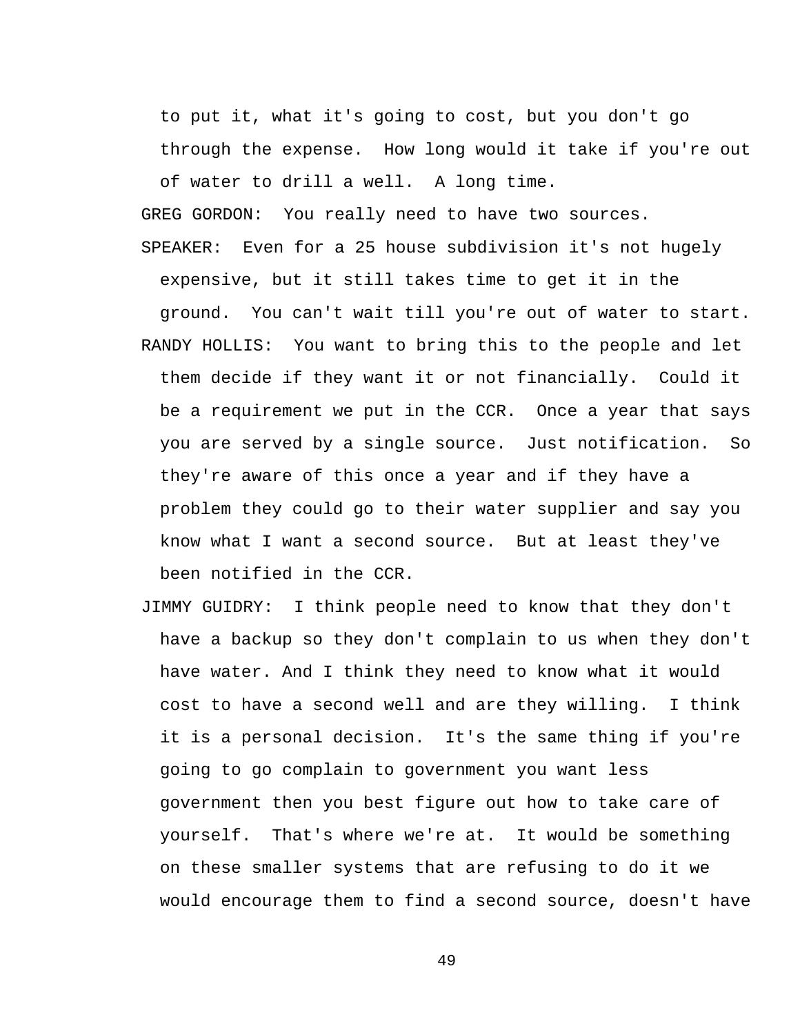to put it, what it's going to cost, but you don't go through the expense. How long would it take if you're out of water to drill a well. A long time.

GREG GORDON: You really need to have two sources.

SPEAKER: Even for a 25 house subdivision it's not hugely expensive, but it still takes time to get it in the ground. You can't wait till you're out of water to start.

RANDY HOLLIS: You want to bring this to the people and let them decide if they want it or not financially. Could it be a requirement we put in the CCR. Once a year that says you are served by a single source. Just notification. So they're aware of this once a year and if they have a problem they could go to their water supplier and say you know what I want a second source. But at least they've been notified in the CCR.

JIMMY GUIDRY: I think people need to know that they don't have a backup so they don't complain to us when they don't have water. And I think they need to know what it would cost to have a second well and are they willing. I think it is a personal decision. It's the same thing if you're going to go complain to government you want less government then you best figure out how to take care of yourself. That's where we're at. It would be something on these smaller systems that are refusing to do it we would encourage them to find a second source, doesn't have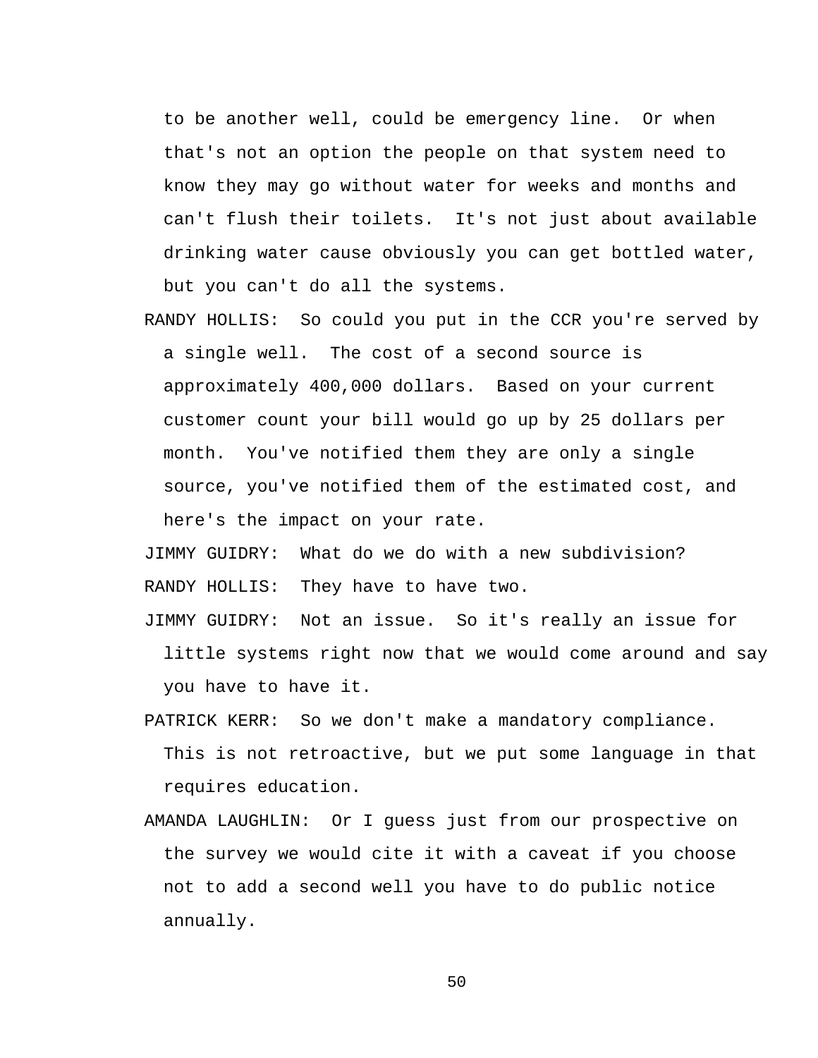to be another well, could be emergency line. Or when that's not an option the people on that system need to know they may go without water for weeks and months and can't flush their toilets. It's not just about available drinking water cause obviously you can get bottled water, but you can't do all the systems.

RANDY HOLLIS: So could you put in the CCR you're served by a single well. The cost of a second source is approximately 400,000 dollars. Based on your current customer count your bill would go up by 25 dollars per month. You've notified them they are only a single source, you've notified them of the estimated cost, and here's the impact on your rate.

JIMMY GUIDRY: What do we do with a new subdivision?

RANDY HOLLIS: They have to have two.

JIMMY GUIDRY: Not an issue. So it's really an issue for little systems right now that we would come around and say you have to have it.

PATRICK KERR: So we don't make a mandatory compliance. This is not retroactive, but we put some language in that requires education.

AMANDA LAUGHLIN: Or I guess just from our prospective on the survey we would cite it with a caveat if you choose not to add a second well you have to do public notice annually.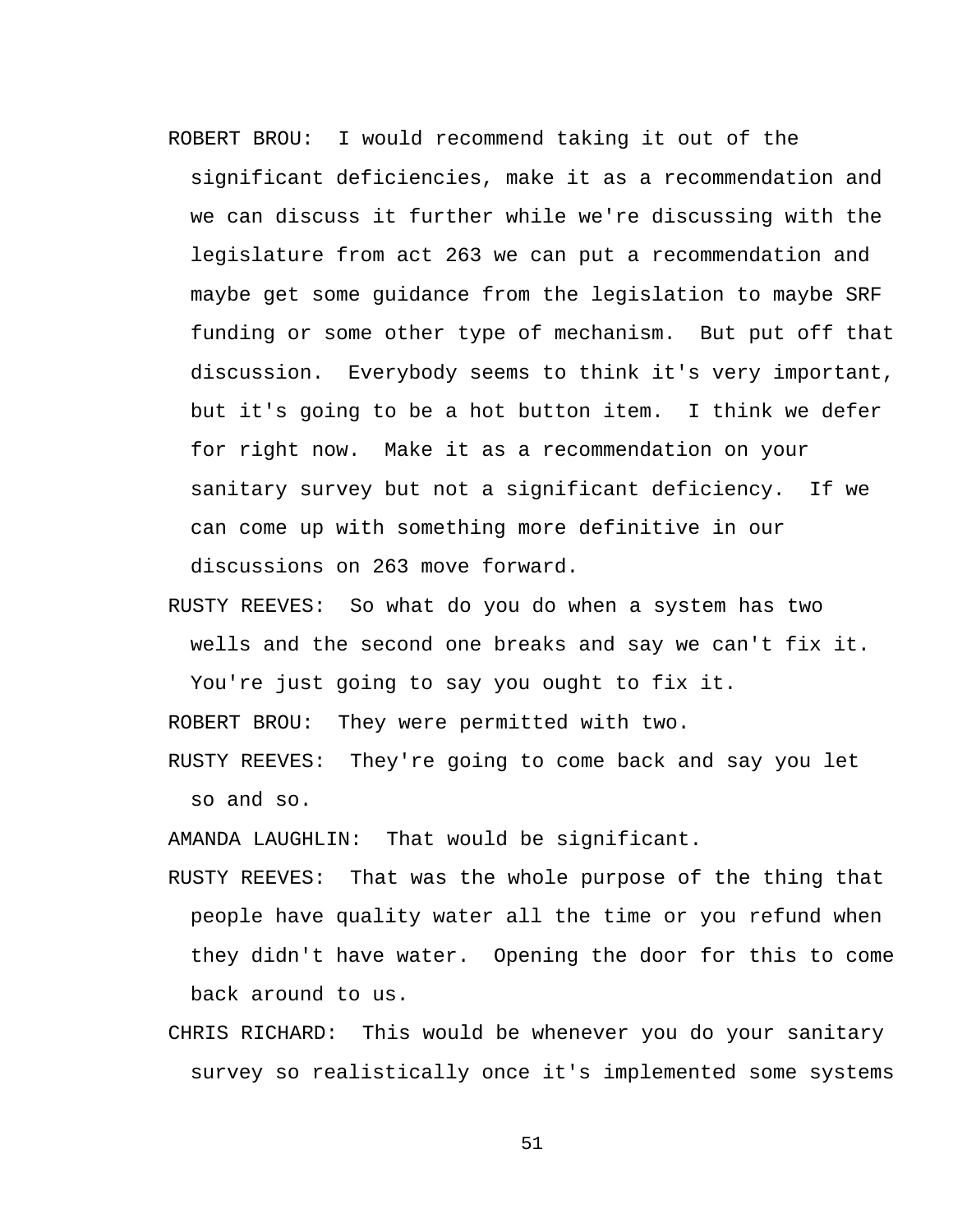ROBERT BROU: I would recommend taking it out of the significant deficiencies, make it as a recommendation and we can discuss it further while we're discussing with the legislature from act 263 we can put a recommendation and maybe get some guidance from the legislation to maybe SRF funding or some other type of mechanism. But put off that discussion. Everybody seems to think it's very important, but it's going to be a hot button item. I think we defer for right now. Make it as a recommendation on your sanitary survey but not a significant deficiency. If we can come up with something more definitive in our discussions on 263 move forward.

RUSTY REEVES: So what do you do when a system has two wells and the second one breaks and say we can't fix it. You're just going to say you ought to fix it.

ROBERT BROU: They were permitted with two.

RUSTY REEVES: They're going to come back and say you let so and so.

AMANDA LAUGHLIN: That would be significant.

RUSTY REEVES: That was the whole purpose of the thing that people have quality water all the time or you refund when they didn't have water. Opening the door for this to come back around to us.

CHRIS RICHARD: This would be whenever you do your sanitary survey so realistically once it's implemented some systems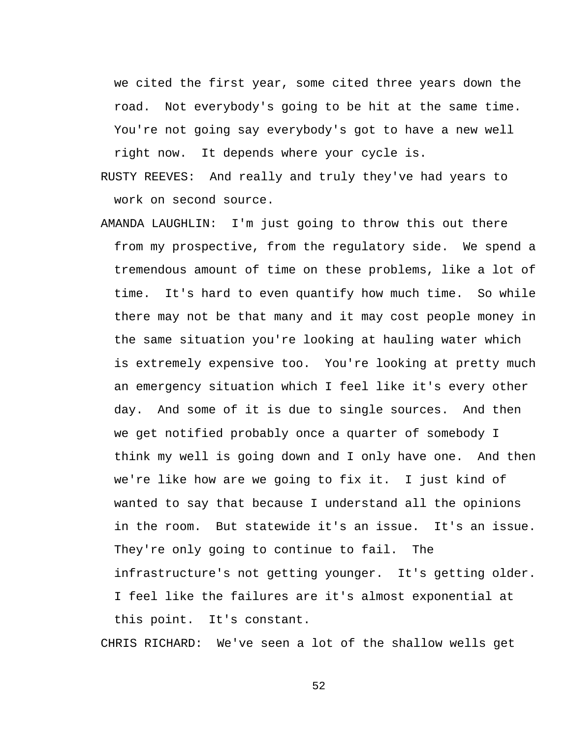we cited the first year, some cited three years down the road. Not everybody's going to be hit at the same time. You're not going say everybody's got to have a new well right now. It depends where your cycle is.

RUSTY REEVES: And really and truly they've had years to work on second source.

AMANDA LAUGHLIN: I'm just going to throw this out there from my prospective, from the regulatory side. We spend a tremendous amount of time on these problems, like a lot of time. It's hard to even quantify how much time. So while there may not be that many and it may cost people money in the same situation you're looking at hauling water which is extremely expensive too. You're looking at pretty much an emergency situation which I feel like it's every other day. And some of it is due to single sources. And then we get notified probably once a quarter of somebody I think my well is going down and I only have one. And then we're like how are we going to fix it. I just kind of wanted to say that because I understand all the opinions in the room. But statewide it's an issue. It's an issue. They're only going to continue to fail. The infrastructure's not getting younger. It's getting older. I feel like the failures are it's almost exponential at this point. It's constant.

CHRIS RICHARD: We've seen a lot of the shallow wells get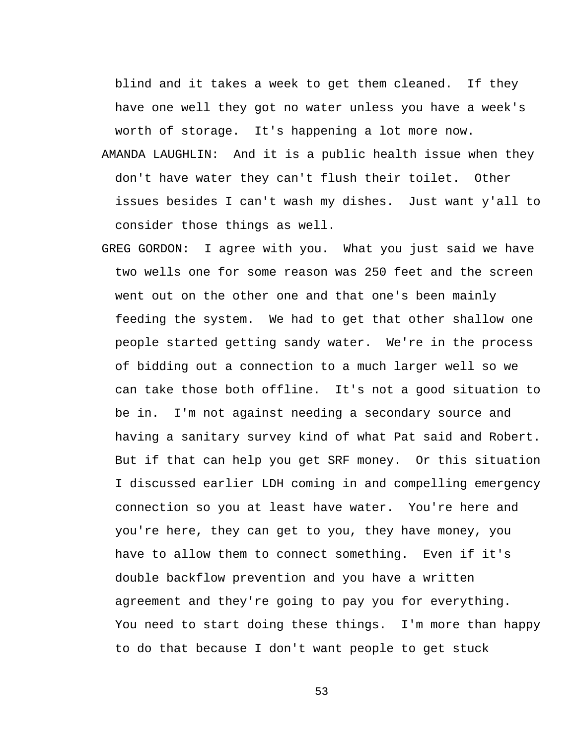blind and it takes a week to get them cleaned. If they have one well they got no water unless you have a week's worth of storage. It's happening a lot more now.

AMANDA LAUGHLIN: And it is a public health issue when they don't have water they can't flush their toilet. Other issues besides I can't wash my dishes. Just want y'all to consider those things as well.

GREG GORDON: I agree with you. What you just said we have two wells one for some reason was 250 feet and the screen went out on the other one and that one's been mainly feeding the system. We had to get that other shallow one people started getting sandy water. We're in the process of bidding out a connection to a much larger well so we can take those both offline. It's not a good situation to be in. I'm not against needing a secondary source and having a sanitary survey kind of what Pat said and Robert. But if that can help you get SRF money. Or this situation I discussed earlier LDH coming in and compelling emergency connection so you at least have water. You're here and you're here, they can get to you, they have money, you have to allow them to connect something. Even if it's double backflow prevention and you have a written agreement and they're going to pay you for everything. You need to start doing these things. I'm more than happy to do that because I don't want people to get stuck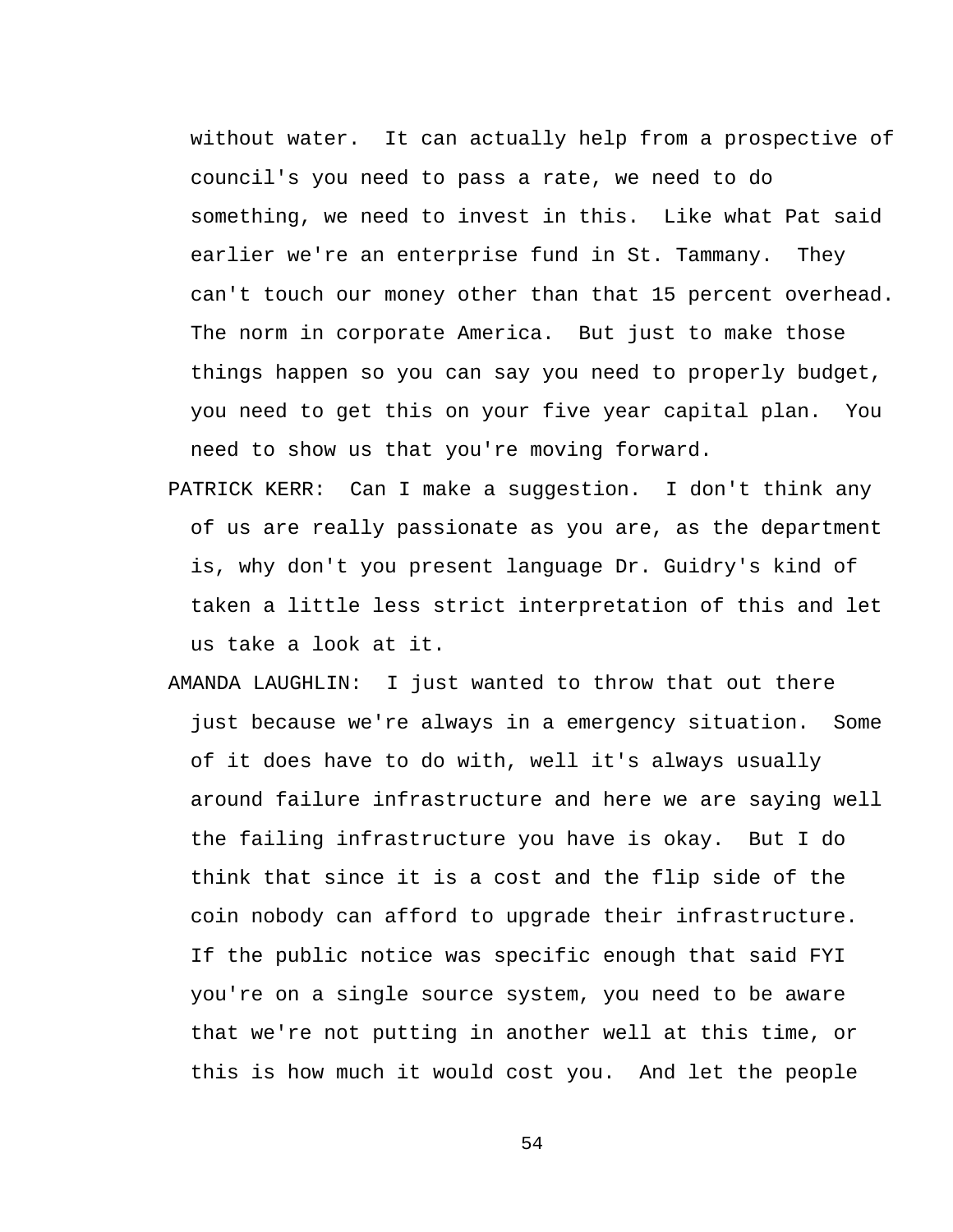without water.  It can actually help from a prospective of council's you need to pass a rate, we need to do something, we need to invest in this.  Like what Pat said earlier we're an enterprise fund in St. Tammany.  They can't touch our money other than that 15 percent overhead. The norm in corporate America.  But just to make those things happen so you can say you need to properly budget, you need to get this on your five year capital plan.  You need to show us that you're moving forward.

PATRICK KERR:  Can I make a suggestion.  I don't think any of us are really passionate as you are, as the department is, why don't you present language Dr. Guidry's kind of taken a little less strict interpretation of this and let us take a look at it.

AMANDA LAUGHLIN:  I just wanted to throw that out there just because we're always in a emergency situation.  Some of it does have to do with, well it's always usually around failure infrastructure and here we are saying well the failing infrastructure you have is okay.  But I do think that since it is a cost and the flip side of the coin nobody can afford to upgrade their infrastructure. If the public notice was specific enough that said FYI you're on a single source system, you need to be aware that we're not putting in another well at this time, or this is how much it would cost you.  And let the people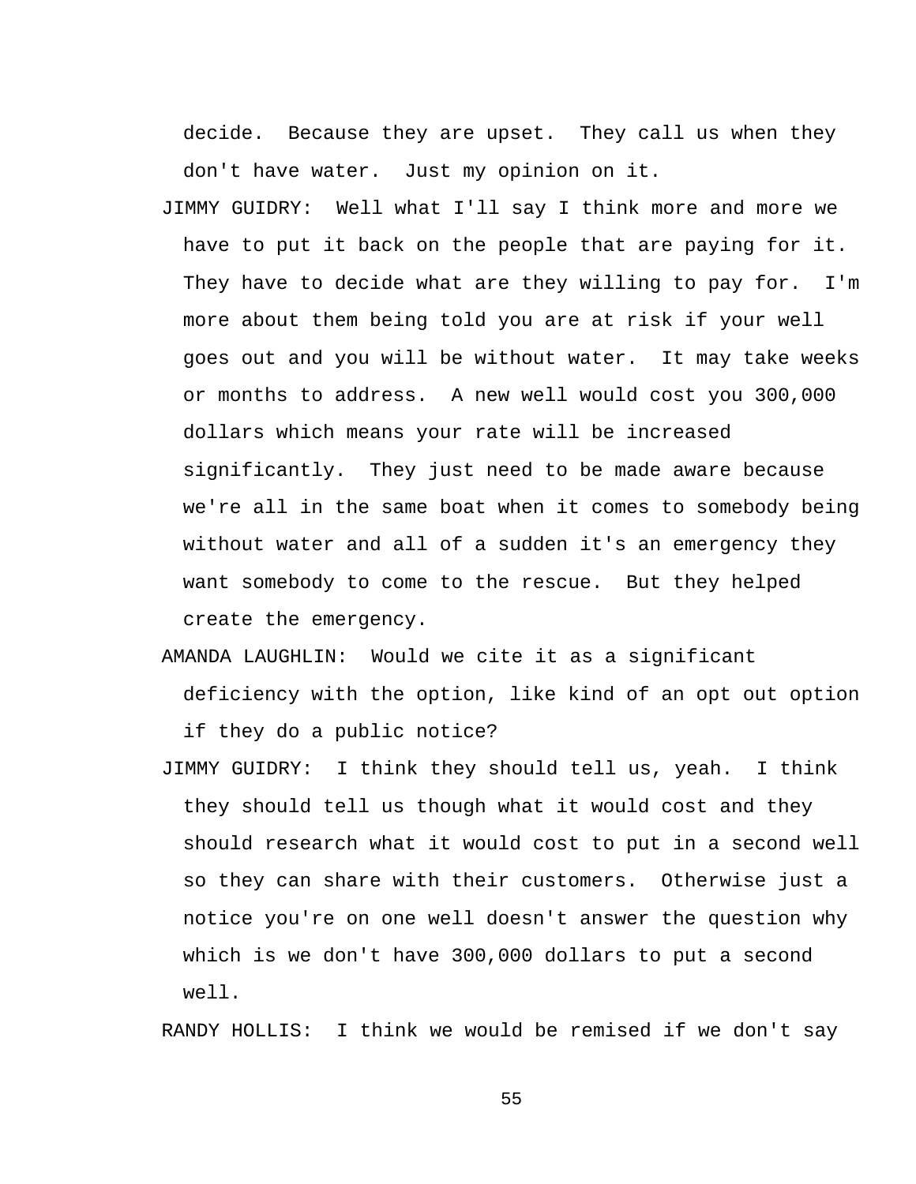decide. Because they are upset. They call us when they don't have water. Just my opinion on it.

JIMMY GUIDRY: Well what I'll say I think more and more we have to put it back on the people that are paying for it. They have to decide what are they willing to pay for. I'm more about them being told you are at risk if your well goes out and you will be without water. It may take weeks or months to address. A new well would cost you 300,000 dollars which means your rate will be increased significantly. They just need to be made aware because we're all in the same boat when it comes to somebody being without water and all of a sudden it's an emergency they want somebody to come to the rescue. But they helped create the emergency.

AMANDA LAUGHLIN: Would we cite it as a significant deficiency with the option, like kind of an opt out option if they do a public notice?

JIMMY GUIDRY: I think they should tell us, yeah. I think they should tell us though what it would cost and they should research what it would cost to put in a second well so they can share with their customers. Otherwise just a notice you're on one well doesn't answer the question why which is we don't have 300,000 dollars to put a second well.

RANDY HOLLIS: I think we would be remised if we don't say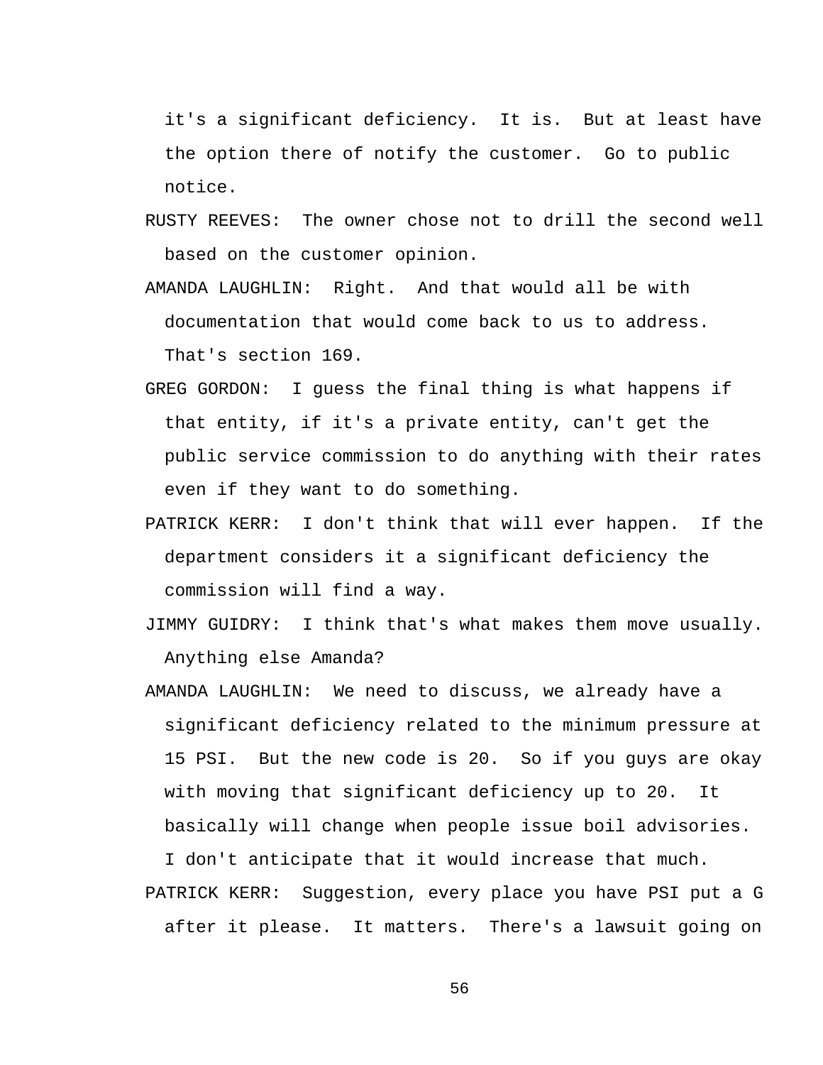it's a significant deficiency. It is. But at least have the option there of notify the customer. Go to public notice.

RUSTY REEVES: The owner chose not to drill the second well based on the customer opinion.

AMANDA LAUGHLIN: Right. And that would all be with documentation that would come back to us to address. That's section 169.

GREG GORDON: I guess the final thing is what happens if that entity, if it's a private entity, can't get the public service commission to do anything with their rates even if they want to do something.

PATRICK KERR: I don't think that will ever happen. If the department considers it a significant deficiency the commission will find a way.

JIMMY GUIDRY: I think that's what makes them move usually. Anything else Amanda?

AMANDA LAUGHLIN: We need to discuss, we already have a significant deficiency related to the minimum pressure at 15 PSI. But the new code is 20. So if you guys are okay with moving that significant deficiency up to 20. It basically will change when people issue boil advisories. I don't anticipate that it would increase that much.

PATRICK KERR: Suggestion, every place you have PSI put a G after it please. It matters. There's a lawsuit going on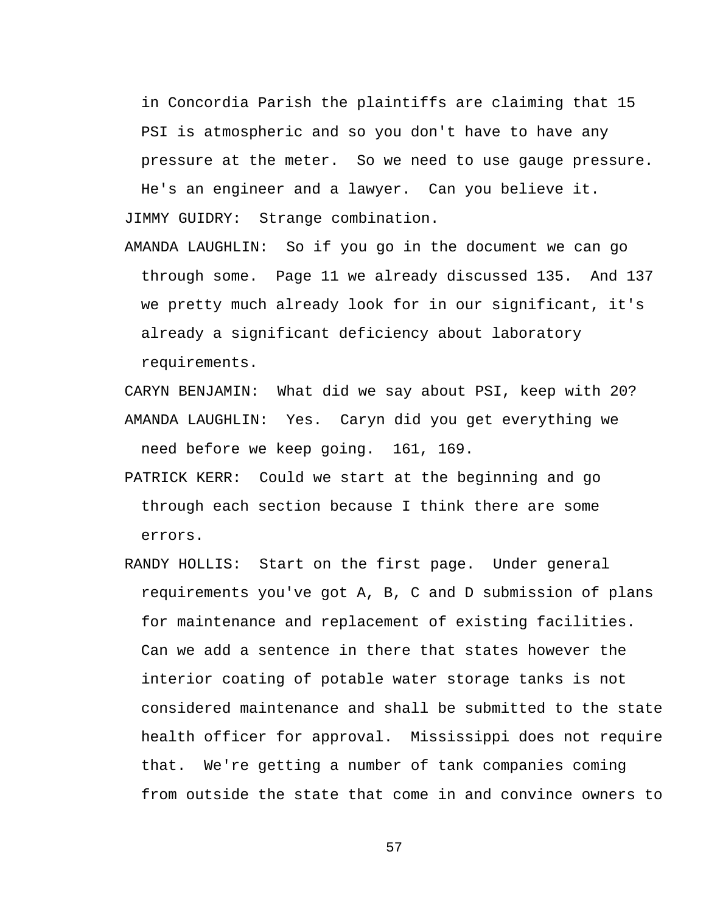in Concordia Parish the plaintiffs are claiming that 15 PSI is atmospheric and so you don't have to have any pressure at the meter. So we need to use gauge pressure. He's an engineer and a lawyer. Can you believe it.

JIMMY GUIDRY: Strange combination.

AMANDA LAUGHLIN: So if you go in the document we can go through some. Page 11 we already discussed 135. And 137 we pretty much already look for in our significant, it's already a significant deficiency about laboratory requirements.

CARYN BENJAMIN: What did we say about PSI, keep with 20?

AMANDA LAUGHLIN: Yes. Caryn did you get everything we need before we keep going. 161, 169.

PATRICK KERR: Could we start at the beginning and go through each section because I think there are some errors.

RANDY HOLLIS: Start on the first page. Under general requirements you've got A, B, C and D submission of plans for maintenance and replacement of existing facilities. Can we add a sentence in there that states however the interior coating of potable water storage tanks is not considered maintenance and shall be submitted to the state health officer for approval. Mississippi does not require that. We're getting a number of tank companies coming from outside the state that come in and convince owners to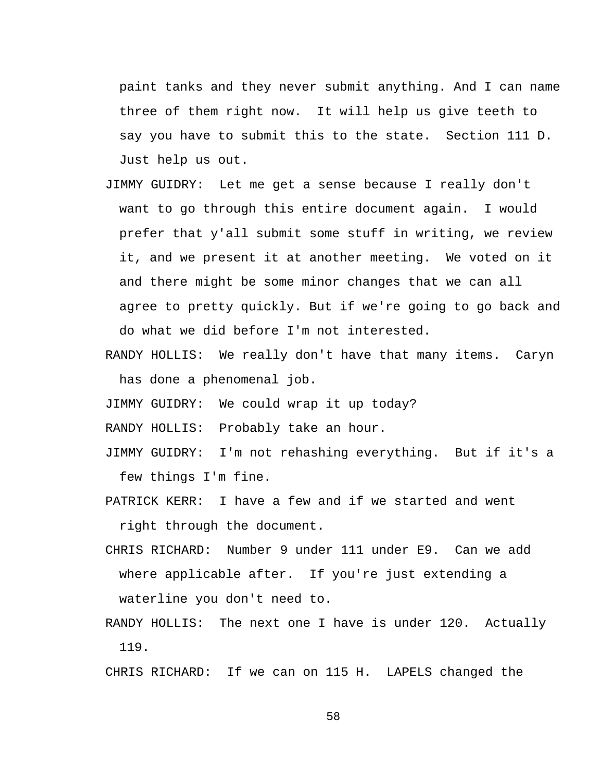paint tanks and they never submit anything. And I can name three of them right now.  It will help us give teeth to say you have to submit this to the state.  Section 111 D. Just help us out.

JIMMY GUIDRY:  Let me get a sense because I really don't want to go through this entire document again.  I would prefer that y'all submit some stuff in writing, we review it, and we present it at another meeting.  We voted on it and there might be some minor changes that we can all agree to pretty quickly. But if we're going to go back and do what we did before I'm not interested.

RANDY HOLLIS:  We really don't have that many items.  Caryn has done a phenomenal job.

JIMMY GUIDRY:  We could wrap it up today?

RANDY HOLLIS:  Probably take an hour.

JIMMY GUIDRY:  I'm not rehashing everything.  But if it's a few things I'm fine.

PATRICK KERR:  I have a few and if we started and went right through the document.

CHRIS RICHARD:  Number 9 under 111 under E9.  Can we add where applicable after.  If you're just extending a waterline you don't need to.

RANDY HOLLIS:  The next one I have is under 120.  Actually 119.

CHRIS RICHARD:  If we can on 115 H.  LAPELS changed the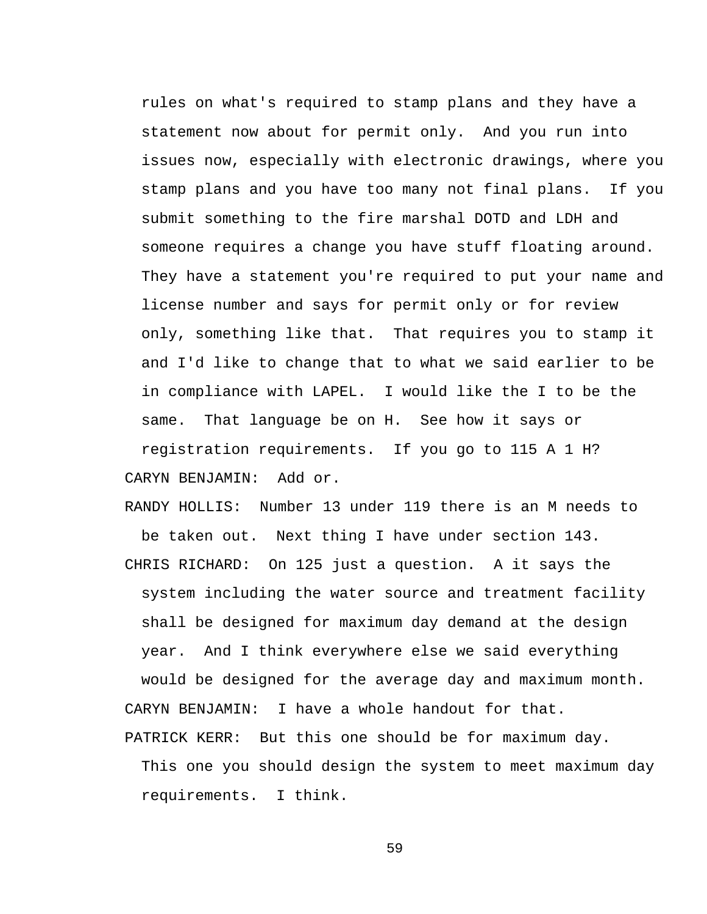rules on what's required to stamp plans and they have a statement now about for permit only. And you run into issues now, especially with electronic drawings, where you stamp plans and you have too many not final plans. If you submit something to the fire marshal DOTD and LDH and someone requires a change you have stuff floating around. They have a statement you're required to put your name and license number and says for permit only or for review only, something like that. That requires you to stamp it and I'd like to change that to what we said earlier to be in compliance with LAPEL. I would like the I to be the same. That language be on H. See how it says or registration requirements. If you go to 115 A 1 H?

CARYN BENJAMIN: Add or.

RANDY HOLLIS: Number 13 under 119 there is an M needs to be taken out. Next thing I have under section 143.

CHRIS RICHARD: On 125 just a question. A it says the system including the water source and treatment facility shall be designed for maximum day demand at the design year. And I think everywhere else we said everything would be designed for the average day and maximum month.

CARYN BENJAMIN: I have a whole handout for that.

PATRICK KERR: But this one should be for maximum day. This one you should design the system to meet maximum day requirements. I think.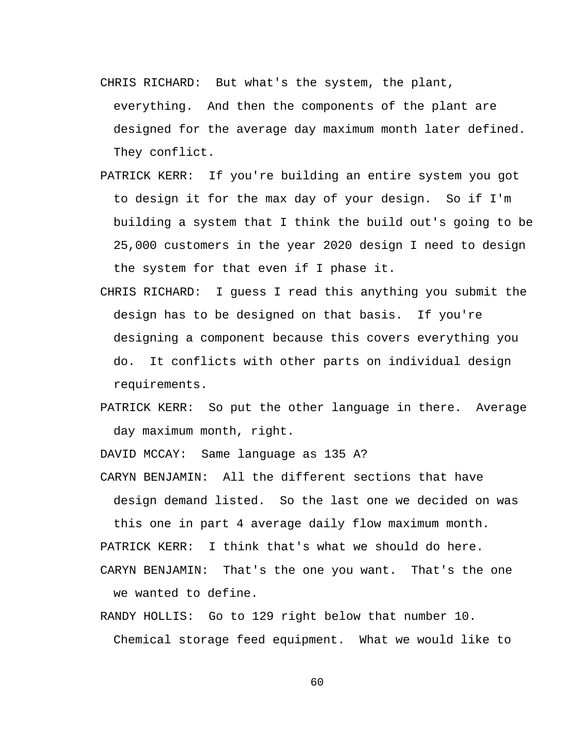CHRIS RICHARD: But what's the system, the plant, everything. And then the components of the plant are designed for the average day maximum month later defined. They conflict.

PATRICK KERR: If you're building an entire system you got to design it for the max day of your design. So if I'm building a system that I think the build out's going to be 25,000 customers in the year 2020 design I need to design the system for that even if I phase it.

CHRIS RICHARD: I guess I read this anything you submit the design has to be designed on that basis. If you're designing a component because this covers everything you do. It conflicts with other parts on individual design requirements.

PATRICK KERR: So put the other language in there. Average day maximum month, right.

DAVID MCCAY: Same language as 135 A?

CARYN BENJAMIN: All the different sections that have design demand listed. So the last one we decided on was this one in part 4 average daily flow maximum month.

PATRICK KERR: I think that's what we should do here.

CARYN BENJAMIN: That's the one you want. That's the one we wanted to define.

RANDY HOLLIS: Go to 129 right below that number 10. Chemical storage feed equipment. What we would like to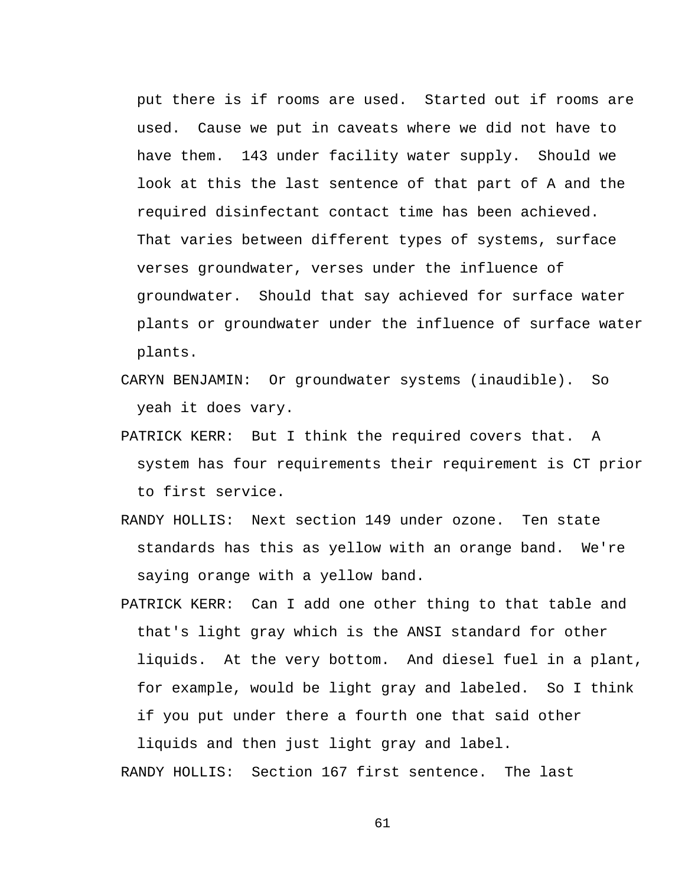put there is if rooms are used. Started out if rooms are used. Cause we put in caveats where we did not have to have them. 143 under facility water supply. Should we look at this the last sentence of that part of A and the required disinfectant contact time has been achieved. That varies between different types of systems, surface verses groundwater, verses under the influence of groundwater. Should that say achieved for surface water plants or groundwater under the influence of surface water plants.

CARYN BENJAMIN: Or groundwater systems (inaudible). So yeah it does vary.

PATRICK KERR: But I think the required covers that. A system has four requirements their requirement is CT prior to first service.

RANDY HOLLIS: Next section 149 under ozone. Ten state standards has this as yellow with an orange band. We're saying orange with a yellow band.

PATRICK KERR: Can I add one other thing to that table and that's light gray which is the ANSI standard for other liquids. At the very bottom. And diesel fuel in a plant, for example, would be light gray and labeled. So I think if you put under there a fourth one that said other liquids and then just light gray and label.

RANDY HOLLIS: Section 167 first sentence. The last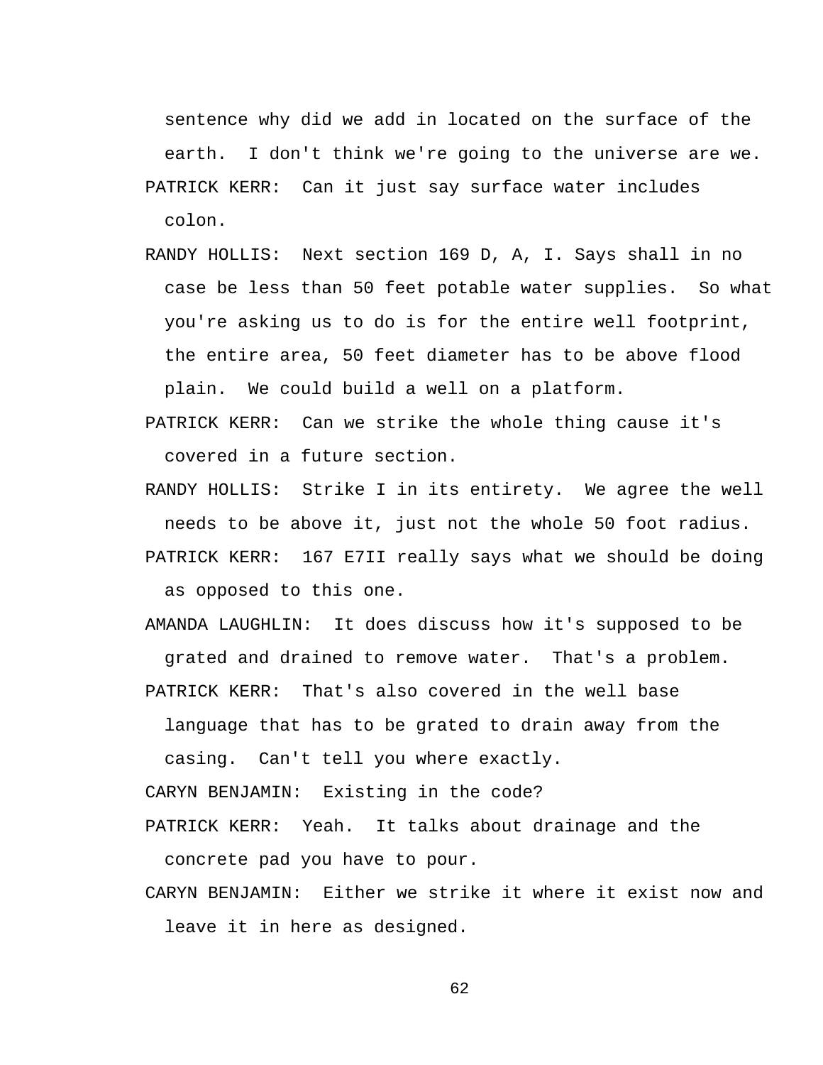sentence why did we add in located on the surface of the earth. I don't think we're going to the universe are we.

PATRICK KERR: Can it just say surface water includes colon.

RANDY HOLLIS: Next section 169 D, A, I. Says shall in no case be less than 50 feet potable water supplies. So what you're asking us to do is for the entire well footprint, the entire area, 50 feet diameter has to be above flood plain. We could build a well on a platform.

PATRICK KERR: Can we strike the whole thing cause it's covered in a future section.

RANDY HOLLIS: Strike I in its entirety. We agree the well needs to be above it, just not the whole 50 foot radius.

PATRICK KERR: 167 E7II really says what we should be doing as opposed to this one.

AMANDA LAUGHLIN: It does discuss how it's supposed to be grated and drained to remove water. That's a problem.

PATRICK KERR: That's also covered in the well base language that has to be grated to drain away from the casing. Can't tell you where exactly.

CARYN BENJAMIN: Existing in the code?

PATRICK KERR: Yeah. It talks about drainage and the concrete pad you have to pour.

CARYN BENJAMIN: Either we strike it where it exist now and leave it in here as designed.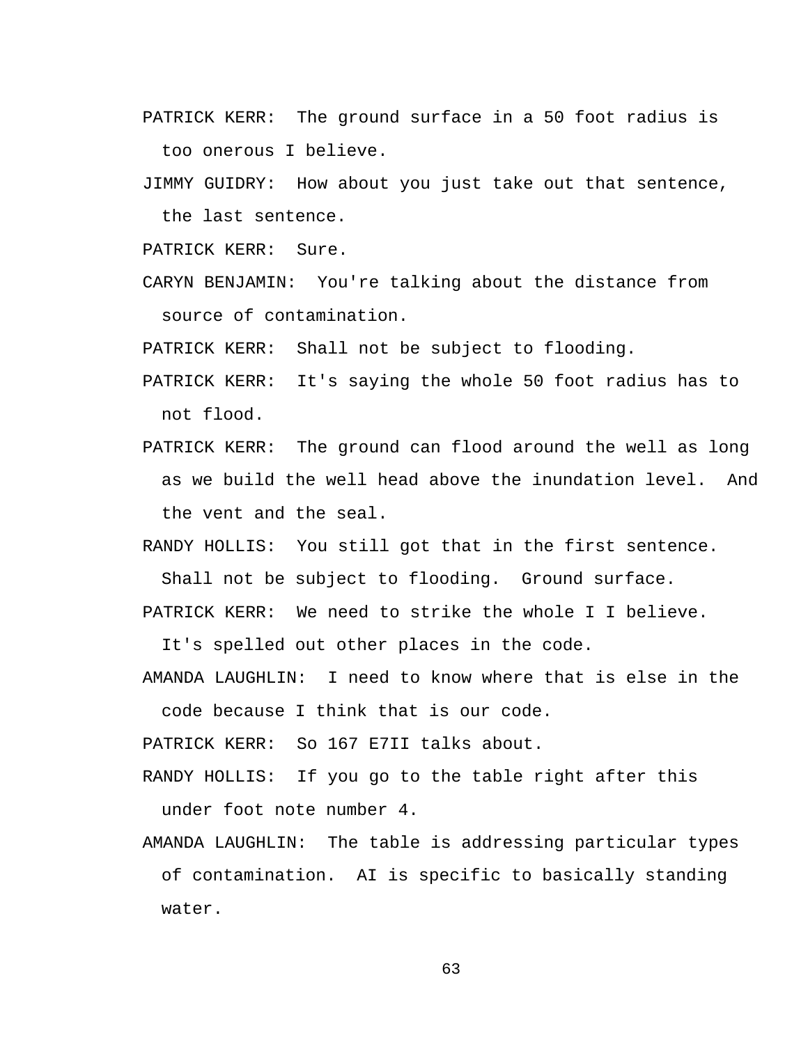PATRICK KERR: The ground surface in a 50 foot radius is too onerous I believe.

JIMMY GUIDRY: How about you just take out that sentence, the last sentence.

PATRICK KERR: Sure.

CARYN BENJAMIN: You're talking about the distance from source of contamination.

PATRICK KERR: Shall not be subject to flooding.

PATRICK KERR: It's saying the whole 50 foot radius has to not flood.

PATRICK KERR: The ground can flood around the well as long as we build the well head above the inundation level. And the vent and the seal.

RANDY HOLLIS: You still got that in the first sentence. Shall not be subject to flooding. Ground surface.

PATRICK KERR: We need to strike the whole I I believe. It's spelled out other places in the code.

AMANDA LAUGHLIN: I need to know where that is else in the code because I think that is our code.

PATRICK KERR: So 167 E7II talks about.

RANDY HOLLIS: If you go to the table right after this under foot note number 4.

AMANDA LAUGHLIN: The table is addressing particular types of contamination. AI is specific to basically standing water.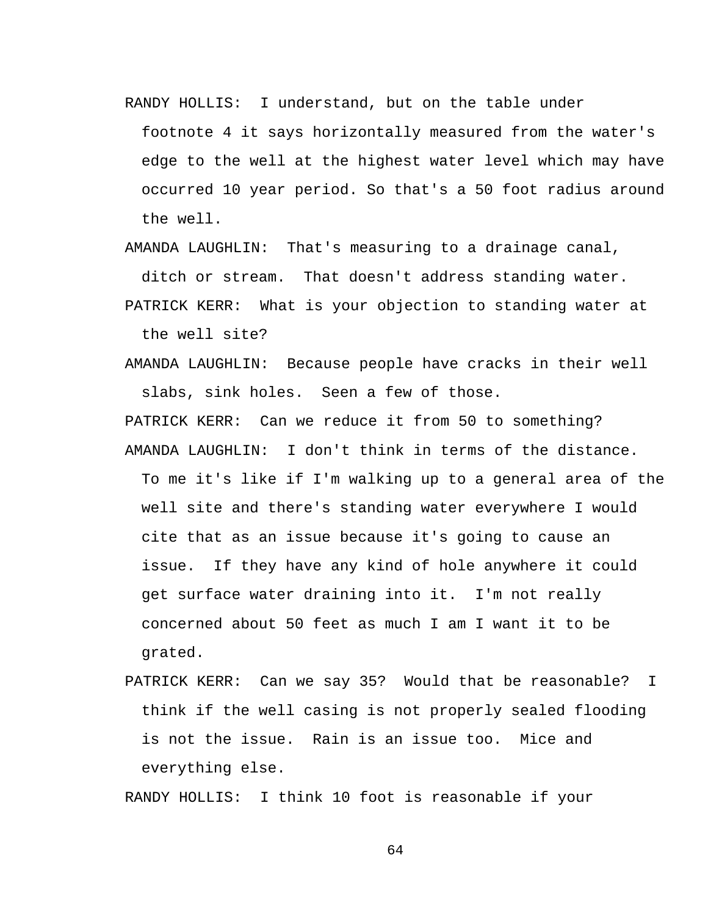RANDY HOLLIS: I understand, but on the table under footnote 4 it says horizontally measured from the water's edge to the well at the highest water level which may have occurred 10 year period. So that's a 50 foot radius around the well.

AMANDA LAUGHLIN: That's measuring to a drainage canal, ditch or stream. That doesn't address standing water.

PATRICK KERR: What is your objection to standing water at the well site?

AMANDA LAUGHLIN: Because people have cracks in their well slabs, sink holes. Seen a few of those.

PATRICK KERR: Can we reduce it from 50 to something?

AMANDA LAUGHLIN: I don't think in terms of the distance. To me it's like if I'm walking up to a general area of the well site and there's standing water everywhere I would cite that as an issue because it's going to cause an issue. If they have any kind of hole anywhere it could get surface water draining into it. I'm not really concerned about 50 feet as much I am I want it to be grated.

PATRICK KERR: Can we say 35? Would that be reasonable? I think if the well casing is not properly sealed flooding is not the issue. Rain is an issue too. Mice and everything else.

RANDY HOLLIS: I think 10 foot is reasonable if your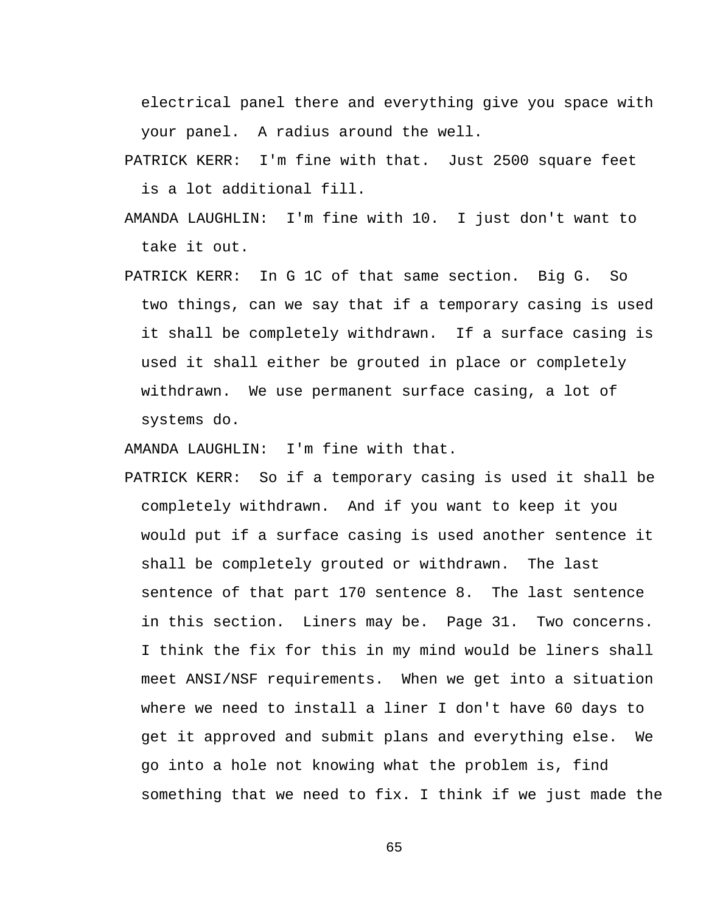electrical panel there and everything give you space with your panel. A radius around the well.

PATRICK KERR: I'm fine with that. Just 2500 square feet is a lot additional fill.

AMANDA LAUGHLIN: I'm fine with 10. I just don't want to take it out.

PATRICK KERR: In G 1C of that same section. Big G. So two things, can we say that if a temporary casing is used it shall be completely withdrawn. If a surface casing is used it shall either be grouted in place or completely withdrawn. We use permanent surface casing, a lot of systems do.

AMANDA LAUGHLIN: I'm fine with that.

PATRICK KERR: So if a temporary casing is used it shall be completely withdrawn. And if you want to keep it you would put if a surface casing is used another sentence it shall be completely grouted or withdrawn. The last sentence of that part 170 sentence 8. The last sentence in this section. Liners may be. Page 31. Two concerns. I think the fix for this in my mind would be liners shall meet ANSI/NSF requirements. When we get into a situation where we need to install a liner I don't have 60 days to get it approved and submit plans and everything else. We go into a hole not knowing what the problem is, find something that we need to fix. I think if we just made the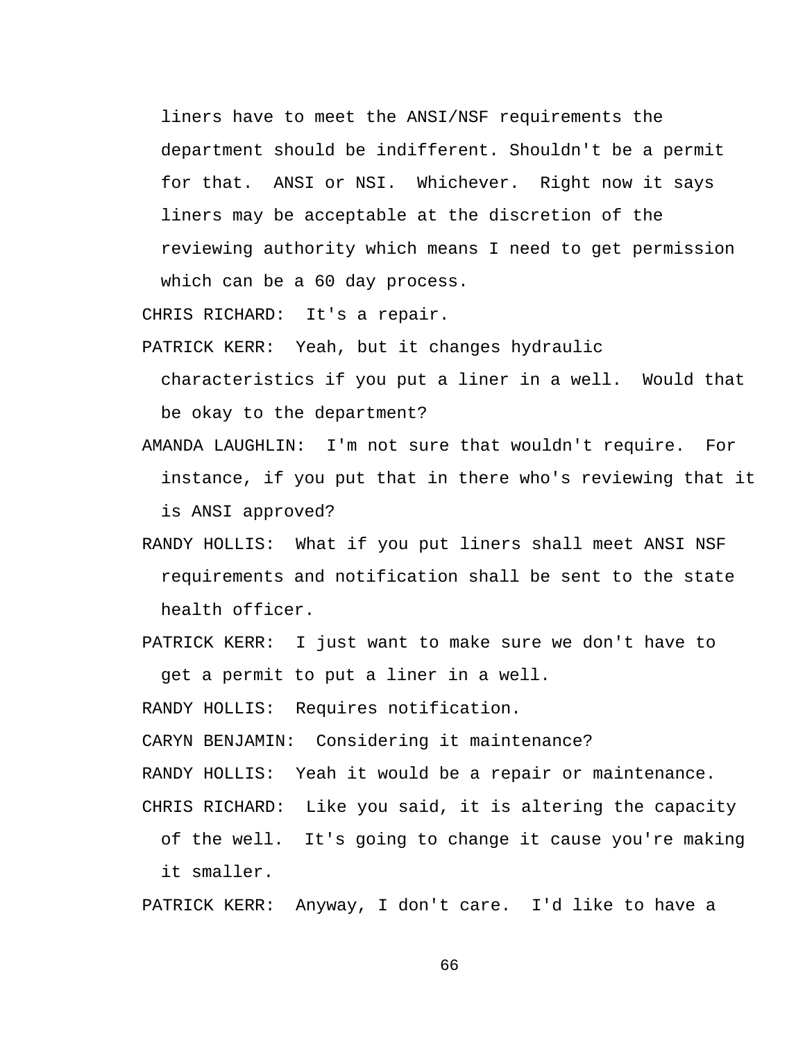liners have to meet the ANSI/NSF requirements the department should be indifferent. Shouldn't be a permit for that. ANSI or NSI. Whichever. Right now it says liners may be acceptable at the discretion of the reviewing authority which means I need to get permission which can be a 60 day process.

CHRIS RICHARD: It's a repair.

PATRICK KERR: Yeah, but it changes hydraulic characteristics if you put a liner in a well. Would that be okay to the department?

AMANDA LAUGHLIN: I'm not sure that wouldn't require. For instance, if you put that in there who's reviewing that it is ANSI approved?

RANDY HOLLIS: What if you put liners shall meet ANSI NSF requirements and notification shall be sent to the state health officer.

PATRICK KERR: I just want to make sure we don't have to get a permit to put a liner in a well.

RANDY HOLLIS: Requires notification.

CARYN BENJAMIN: Considering it maintenance?

RANDY HOLLIS: Yeah it would be a repair or maintenance.

CHRIS RICHARD: Like you said, it is altering the capacity of the well. It's going to change it cause you're making it smaller.

PATRICK KERR: Anyway, I don't care. I'd like to have a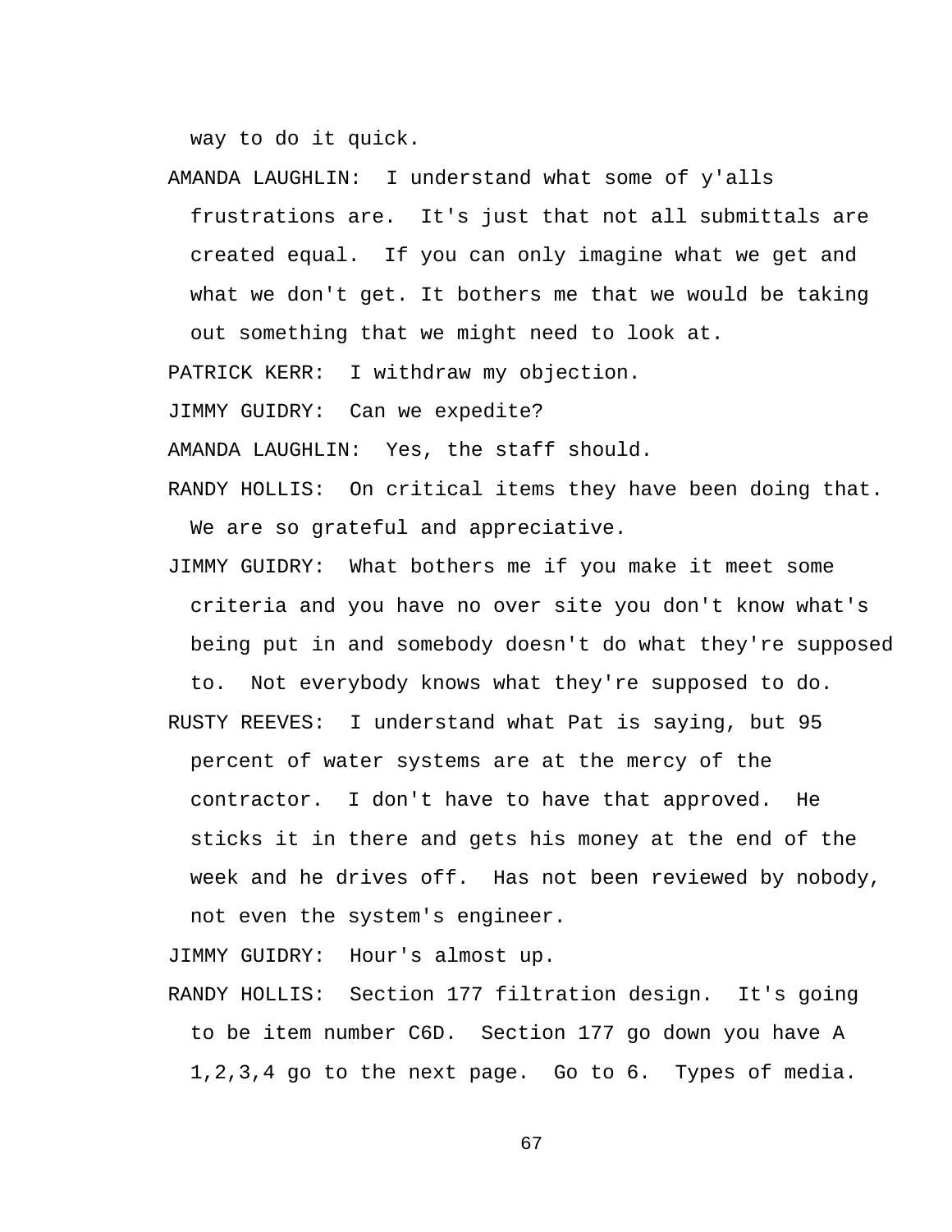way to do it quick.

AMANDA LAUGHLIN: I understand what some of y'alls frustrations are. It's just that not all submittals are created equal. If you can only imagine what we get and what we don't get. It bothers me that we would be taking out something that we might need to look at.

PATRICK KERR: I withdraw my objection.

JIMMY GUIDRY: Can we expedite?

AMANDA LAUGHLIN: Yes, the staff should.

RANDY HOLLIS: On critical items they have been doing that. We are so grateful and appreciative.

JIMMY GUIDRY: What bothers me if you make it meet some criteria and you have no over site you don't know what's being put in and somebody doesn't do what they're supposed to. Not everybody knows what they're supposed to do.

RUSTY REEVES: I understand what Pat is saying, but 95 percent of water systems are at the mercy of the contractor. I don't have to have that approved. He sticks it in there and gets his money at the end of the week and he drives off. Has not been reviewed by nobody, not even the system's engineer.

JIMMY GUIDRY: Hour's almost up.

RANDY HOLLIS: Section 177 filtration design. It's going to be item number C6D. Section 177 go down you have A 1,2,3,4 go to the next page. Go to 6. Types of media.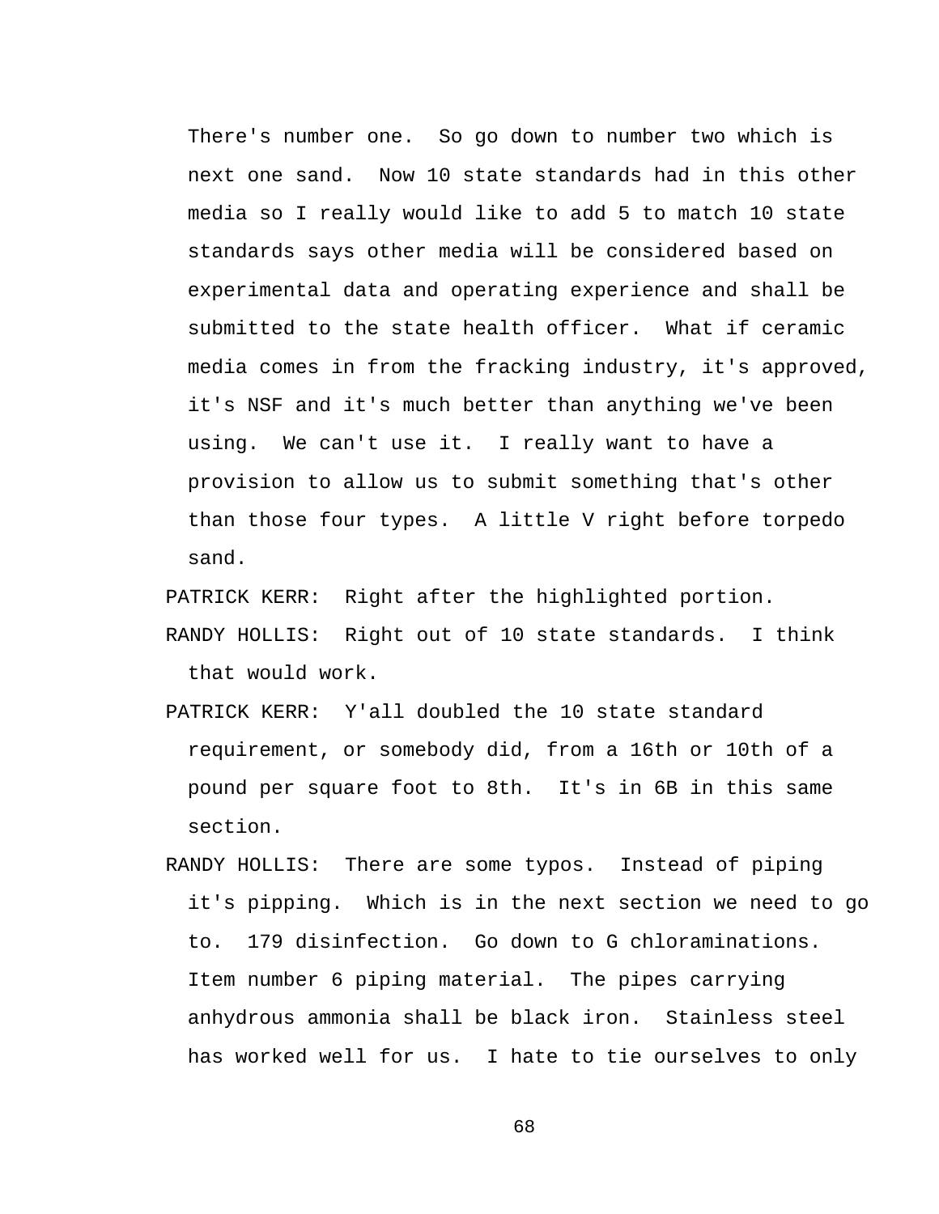There's number one. So go down to number two which is next one sand. Now 10 state standards had in this other media so I really would like to add 5 to match 10 state standards says other media will be considered based on experimental data and operating experience and shall be submitted to the state health officer. What if ceramic media comes in from the fracking industry, it's approved, it's NSF and it's much better than anything we've been using. We can't use it. I really want to have a provision to allow us to submit something that's other than those four types. A little V right before torpedo sand.

PATRICK KERR: Right after the highlighted portion.

RANDY HOLLIS: Right out of 10 state standards. I think that would work.

PATRICK KERR: Y'all doubled the 10 state standard requirement, or somebody did, from a 16th or 10th of a pound per square foot to 8th. It's in 6B in this same section.

RANDY HOLLIS: There are some typos. Instead of piping it's pipping. Which is in the next section we need to go to. 179 disinfection. Go down to G chloraminations. Item number 6 piping material. The pipes carrying anhydrous ammonia shall be black iron. Stainless steel has worked well for us. I hate to tie ourselves to only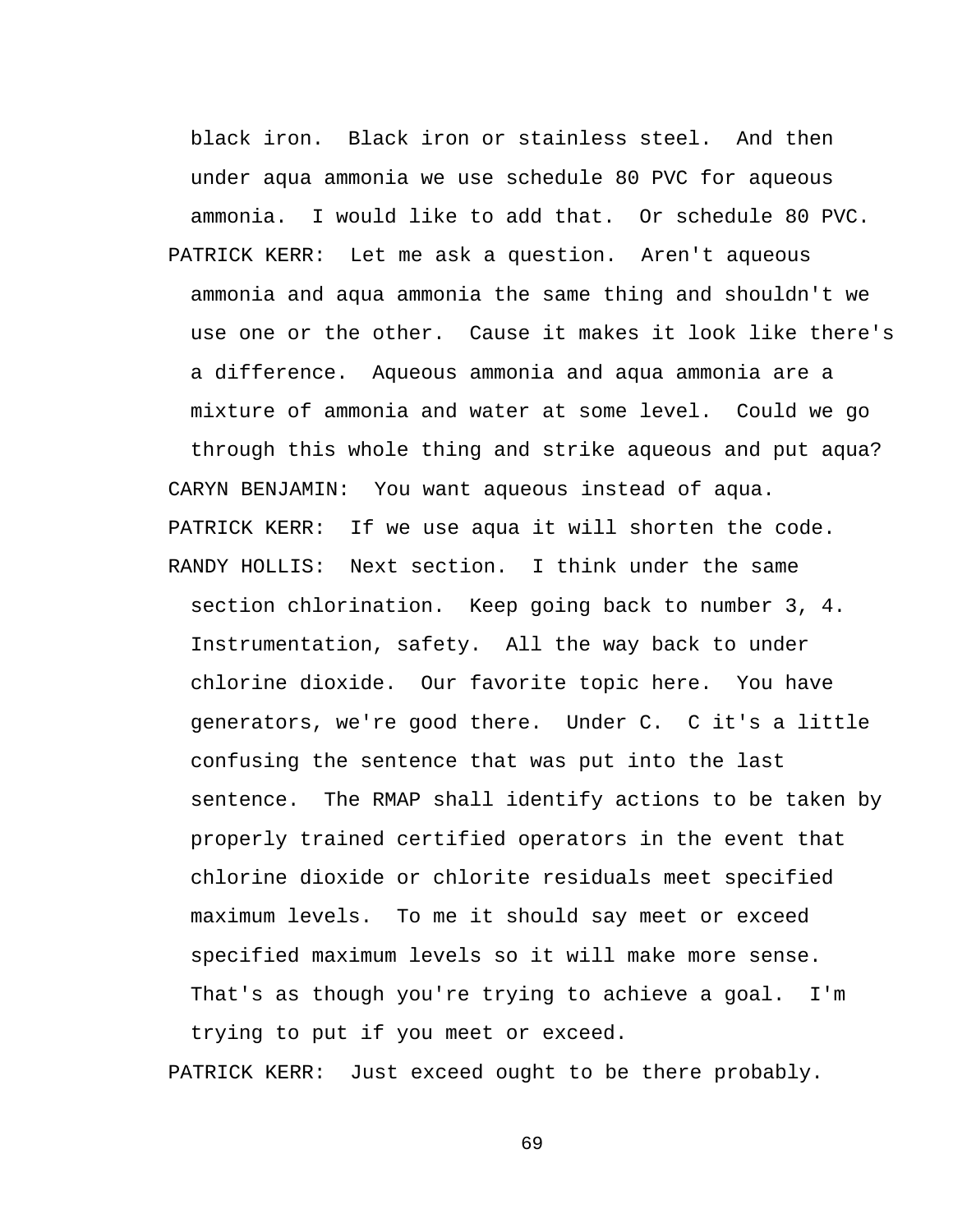black iron. Black iron or stainless steel. And then under aqua ammonia we use schedule 80 PVC for aqueous ammonia. I would like to add that. Or schedule 80 PVC.

PATRICK KERR: Let me ask a question. Aren't aqueous ammonia and aqua ammonia the same thing and shouldn't we use one or the other. Cause it makes it look like there's a difference. Aqueous ammonia and aqua ammonia are a mixture of ammonia and water at some level. Could we go through this whole thing and strike aqueous and put aqua?

CARYN BENJAMIN: You want aqueous instead of aqua.

PATRICK KERR: If we use aqua it will shorten the code.

RANDY HOLLIS: Next section. I think under the same section chlorination. Keep going back to number 3, 4. Instrumentation, safety. All the way back to under chlorine dioxide. Our favorite topic here. You have generators, we're good there. Under C. C it's a little confusing the sentence that was put into the last sentence. The RMAP shall identify actions to be taken by properly trained certified operators in the event that chlorine dioxide or chlorite residuals meet specified maximum levels. To me it should say meet or exceed specified maximum levels so it will make more sense. That's as though you're trying to achieve a goal. I'm trying to put if you meet or exceed.

PATRICK KERR: Just exceed ought to be there probably.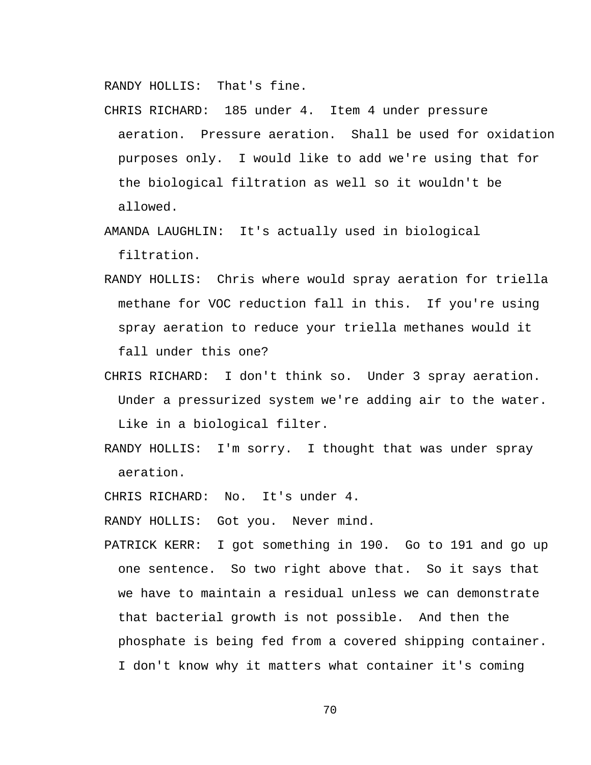RANDY HOLLIS: That's fine.

CHRIS RICHARD: 185 under 4. Item 4 under pressure aeration. Pressure aeration. Shall be used for oxidation purposes only. I would like to add we're using that for the biological filtration as well so it wouldn't be allowed.

AMANDA LAUGHLIN: It's actually used in biological filtration.

RANDY HOLLIS: Chris where would spray aeration for triella methane for VOC reduction fall in this. If you're using spray aeration to reduce your triella methanes would it fall under this one?

CHRIS RICHARD: I don't think so. Under 3 spray aeration. Under a pressurized system we're adding air to the water. Like in a biological filter.

RANDY HOLLIS: I'm sorry. I thought that was under spray aeration.

CHRIS RICHARD: No. It's under 4.

RANDY HOLLIS: Got you. Never mind.

PATRICK KERR: I got something in 190. Go to 191 and go up one sentence. So two right above that. So it says that we have to maintain a residual unless we can demonstrate that bacterial growth is not possible. And then the phosphate is being fed from a covered shipping container. I don't know why it matters what container it's coming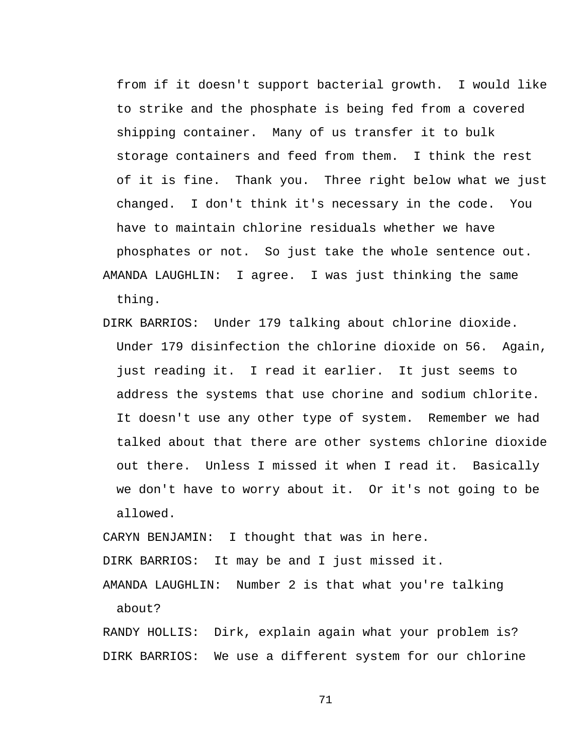from if it doesn't support bacterial growth. I would like to strike and the phosphate is being fed from a covered shipping container. Many of us transfer it to bulk storage containers and feed from them. I think the rest of it is fine. Thank you. Three right below what we just changed. I don't think it's necessary in the code. You have to maintain chlorine residuals whether we have phosphates or not. So just take the whole sentence out.

AMANDA LAUGHLIN: I agree. I was just thinking the same thing.

DIRK BARRIOS: Under 179 talking about chlorine dioxide. Under 179 disinfection the chlorine dioxide on 56. Again, just reading it. I read it earlier. It just seems to address the systems that use chorine and sodium chlorite. It doesn't use any other type of system. Remember we had talked about that there are other systems chlorine dioxide out there. Unless I missed it when I read it. Basically we don't have to worry about it. Or it's not going to be allowed.

CARYN BENJAMIN: I thought that was in here.

DIRK BARRIOS: It may be and I just missed it.

AMANDA LAUGHLIN: Number 2 is that what you're talking about?

RANDY HOLLIS: Dirk, explain again what your problem is?

DIRK BARRIOS: We use a different system for our chlorine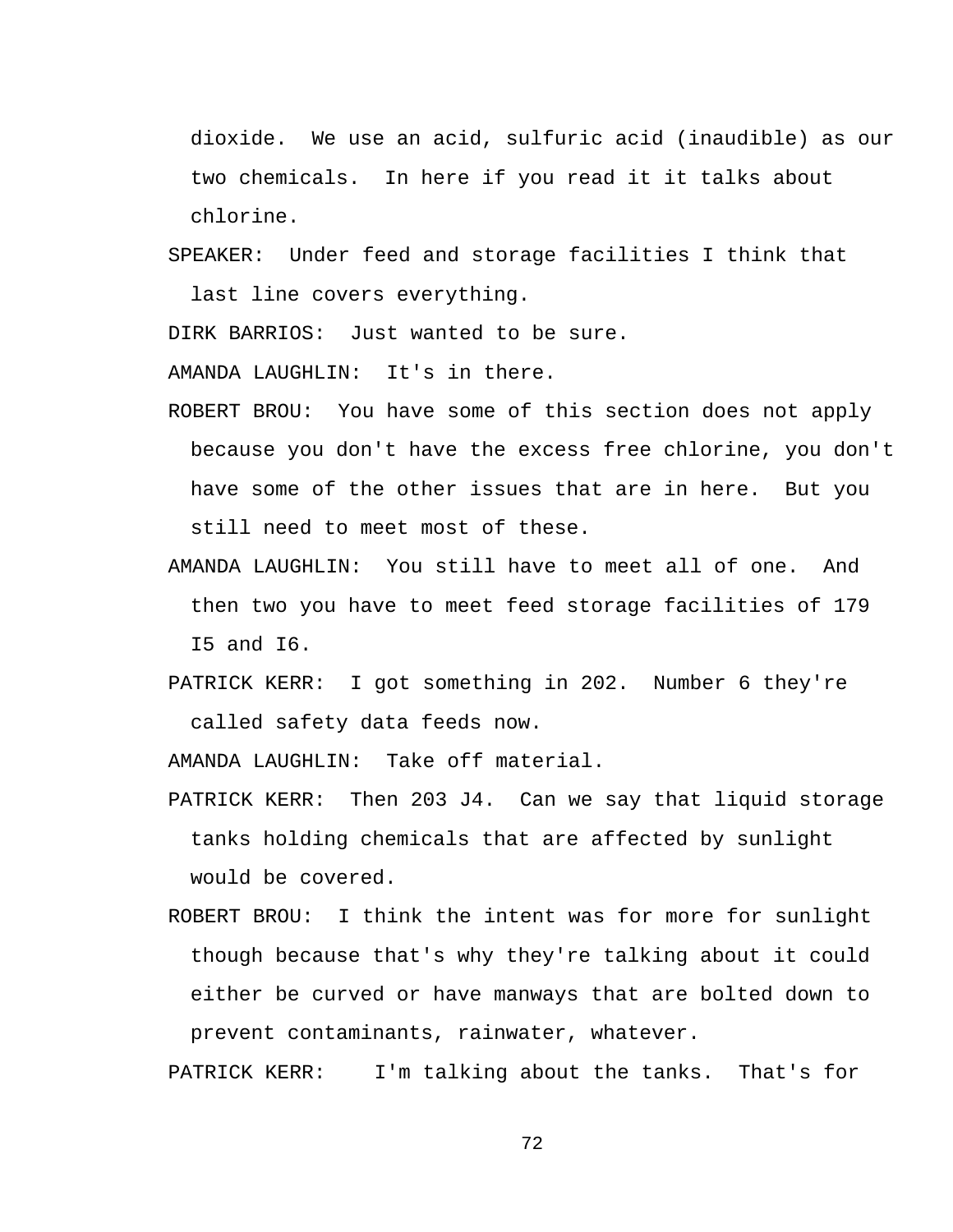dioxide. We use an acid, sulfuric acid (inaudible) as our two chemicals. In here if you read it it talks about chlorine.

SPEAKER: Under feed and storage facilities I think that last line covers everything.

DIRK BARRIOS: Just wanted to be sure.

AMANDA LAUGHLIN: It's in there.

ROBERT BROU: You have some of this section does not apply because you don't have the excess free chlorine, you don't have some of the other issues that are in here. But you still need to meet most of these.

AMANDA LAUGHLIN: You still have to meet all of one. And then two you have to meet feed storage facilities of 179 I5 and I6.

PATRICK KERR: I got something in 202. Number 6 they're called safety data feeds now.

AMANDA LAUGHLIN: Take off material.

PATRICK KERR: Then 203 J4. Can we say that liquid storage tanks holding chemicals that are affected by sunlight would be covered.

ROBERT BROU: I think the intent was for more for sunlight though because that's why they're talking about it could either be curved or have manways that are bolted down to prevent contaminants, rainwater, whatever.

PATRICK KERR: I'm talking about the tanks. That's for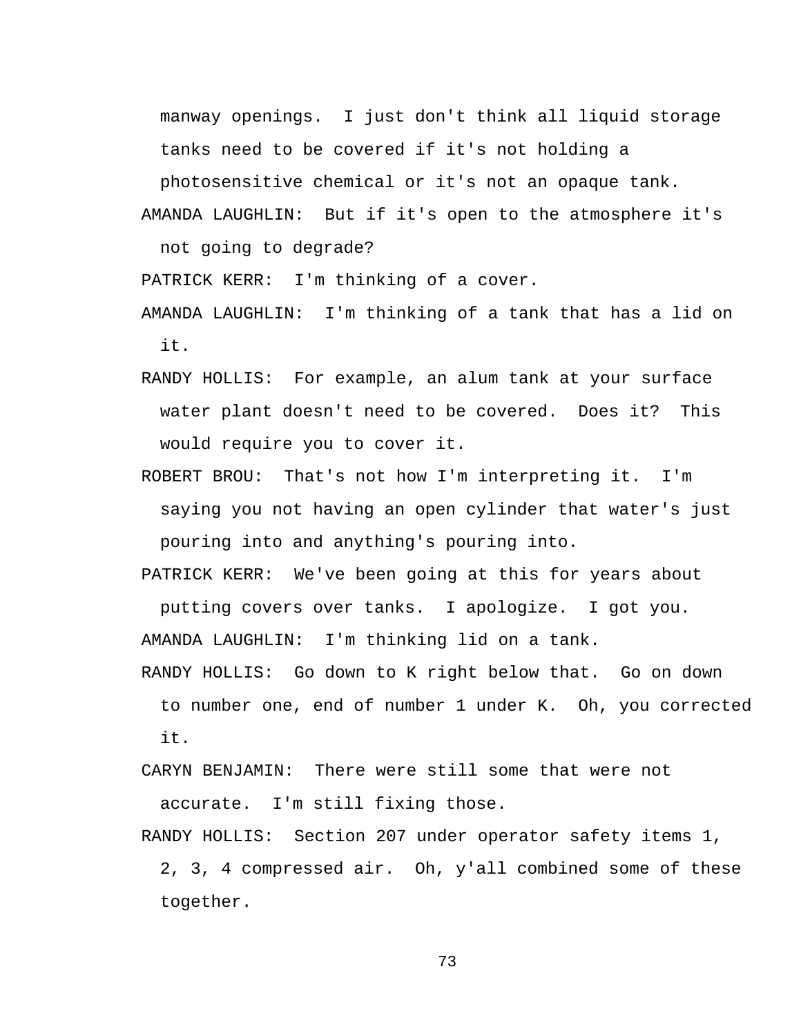manway openings. I just don't think all liquid storage tanks need to be covered if it's not holding a photosensitive chemical or it's not an opaque tank.

AMANDA LAUGHLIN: But if it's open to the atmosphere it's not going to degrade?

PATRICK KERR: I'm thinking of a cover.

AMANDA LAUGHLIN: I'm thinking of a tank that has a lid on it.

RANDY HOLLIS: For example, an alum tank at your surface water plant doesn't need to be covered. Does it? This would require you to cover it.

ROBERT BROU: That's not how I'm interpreting it. I'm saying you not having an open cylinder that water's just pouring into and anything's pouring into.

PATRICK KERR: We've been going at this for years about putting covers over tanks. I apologize. I got you.

AMANDA LAUGHLIN: I'm thinking lid on a tank.

RANDY HOLLIS: Go down to K right below that. Go on down to number one, end of number 1 under K. Oh, you corrected it.

CARYN BENJAMIN: There were still some that were not accurate. I'm still fixing those.

RANDY HOLLIS: Section 207 under operator safety items 1, 2, 3, 4 compressed air. Oh, y'all combined some of these together.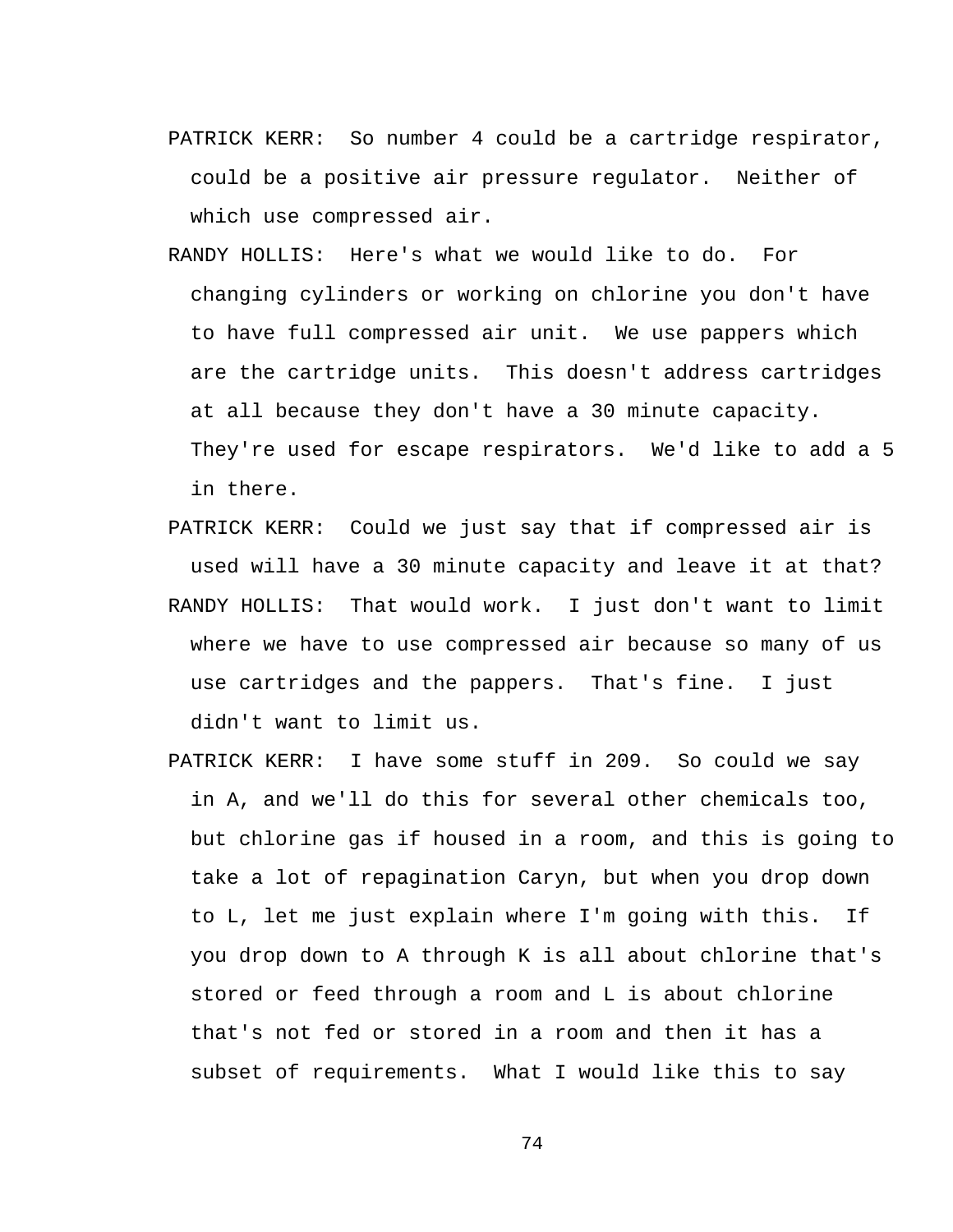PATRICK KERR: So number 4 could be a cartridge respirator, could be a positive air pressure regulator. Neither of which use compressed air.

RANDY HOLLIS: Here's what we would like to do. For changing cylinders or working on chlorine you don't have to have full compressed air unit. We use pappers which are the cartridge units. This doesn't address cartridges at all because they don't have a 30 minute capacity. They're used for escape respirators. We'd like to add a 5 in there.

PATRICK KERR: Could we just say that if compressed air is used will have a 30 minute capacity and leave it at that?

RANDY HOLLIS: That would work. I just don't want to limit where we have to use compressed air because so many of us use cartridges and the pappers. That's fine. I just didn't want to limit us.

PATRICK KERR: I have some stuff in 209. So could we say in A, and we'll do this for several other chemicals too, but chlorine gas if housed in a room, and this is going to take a lot of repagination Caryn, but when you drop down to L, let me just explain where I'm going with this. If you drop down to A through K is all about chlorine that's stored or feed through a room and L is about chlorine that's not fed or stored in a room and then it has a subset of requirements. What I would like this to say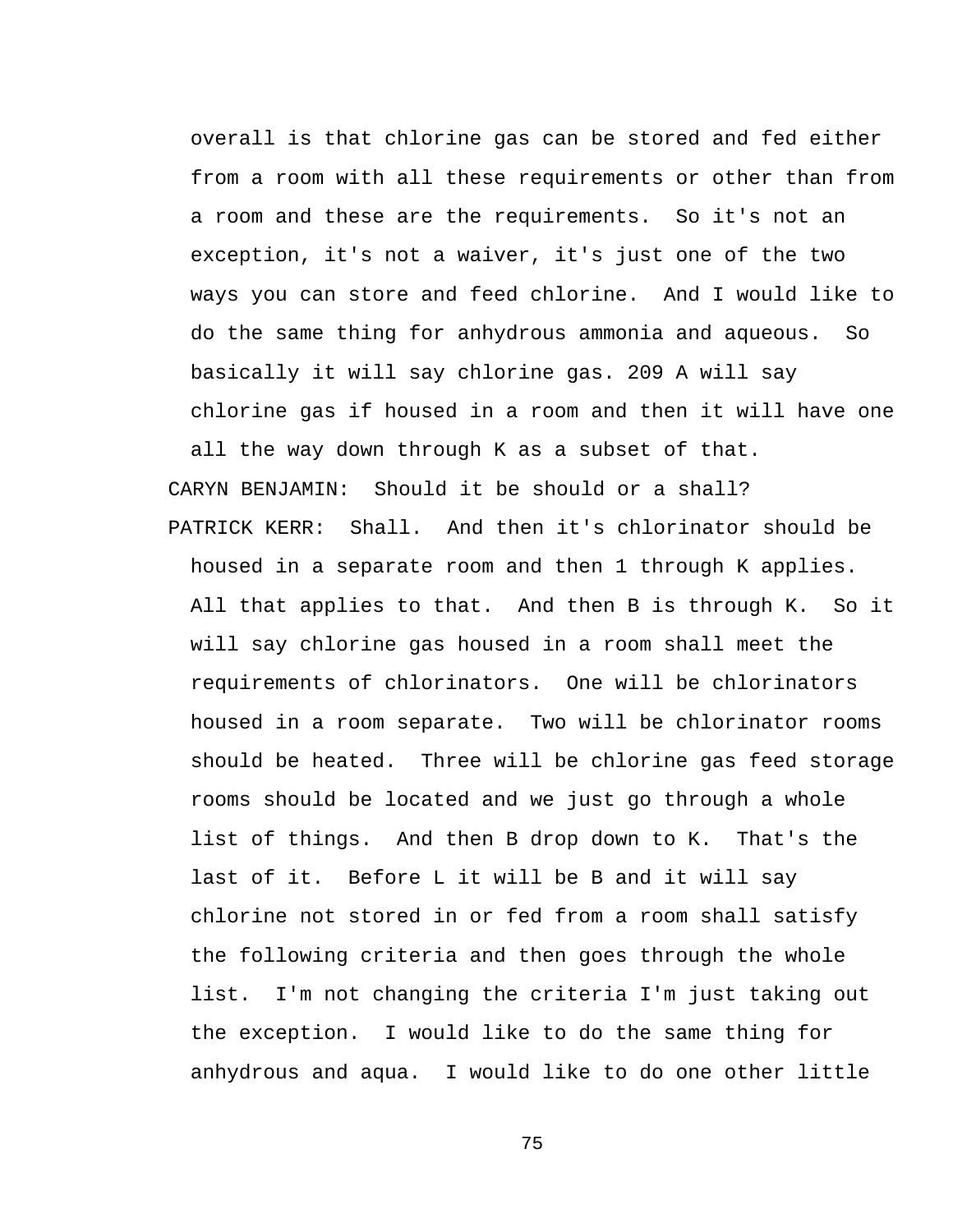overall is that chlorine gas can be stored and fed either from a room with all these requirements or other than from a room and these are the requirements. So it's not an exception, it's not a waiver, it's just one of the two ways you can store and feed chlorine. And I would like to do the same thing for anhydrous ammonia and aqueous. So basically it will say chlorine gas. 209 A will say chlorine gas if housed in a room and then it will have one all the way down through K as a subset of that.

CARYN BENJAMIN: Should it be should or a shall?

PATRICK KERR: Shall. And then it's chlorinator should be housed in a separate room and then 1 through K applies. All that applies to that. And then B is through K. So it will say chlorine gas housed in a room shall meet the requirements of chlorinators. One will be chlorinators housed in a room separate. Two will be chlorinator rooms should be heated. Three will be chlorine gas feed storage rooms should be located and we just go through a whole list of things. And then B drop down to K. That's the last of it. Before L it will be B and it will say chlorine not stored in or fed from a room shall satisfy the following criteria and then goes through the whole list. I'm not changing the criteria I'm just taking out the exception. I would like to do the same thing for anhydrous and aqua. I would like to do one other little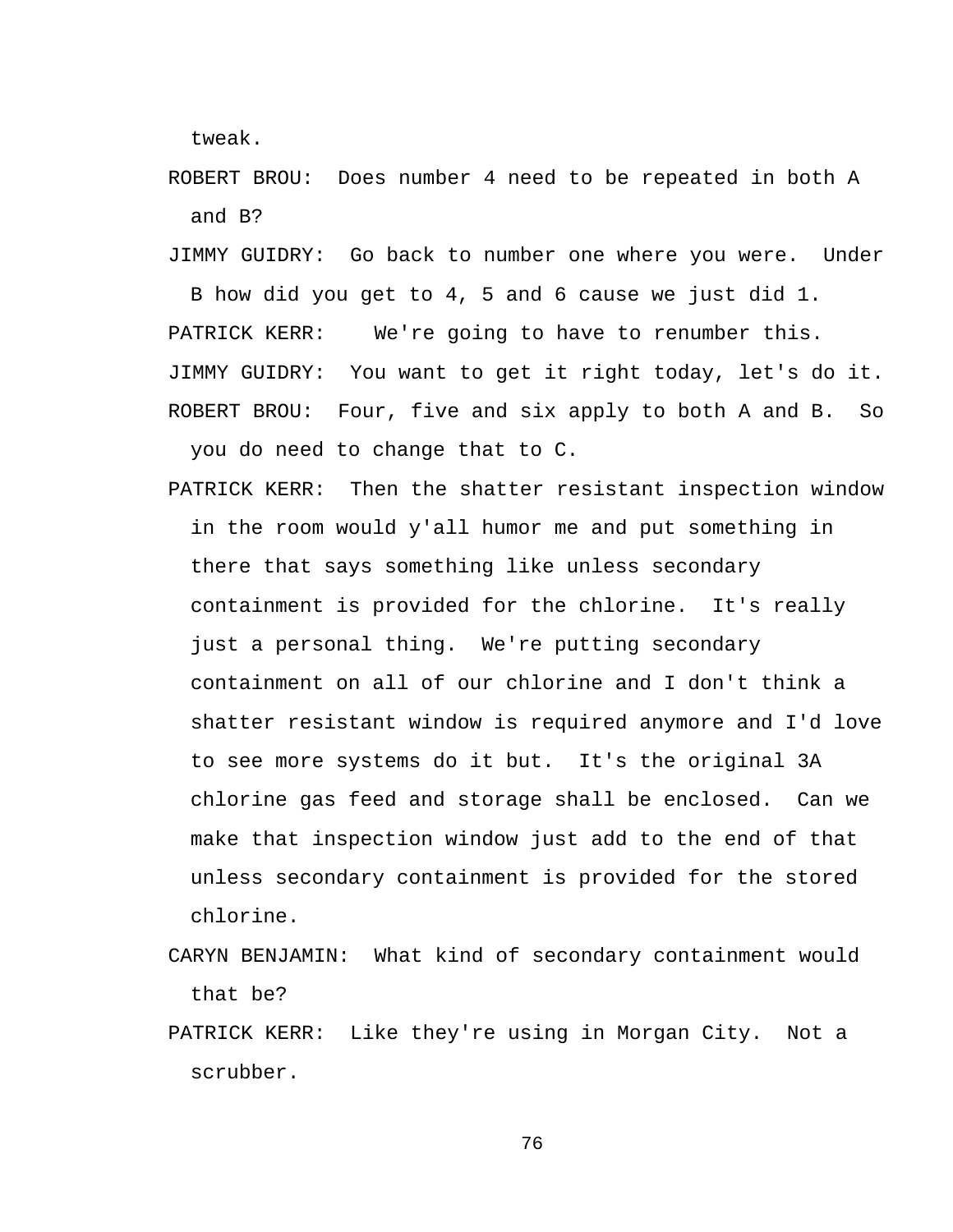tweak.

ROBERT BROU: Does number 4 need to be repeated in both A and B?

JIMMY GUIDRY: Go back to number one where you were. Under B how did you get to 4, 5 and 6 cause we just did 1.

PATRICK KERR: We're going to have to renumber this.

JIMMY GUIDRY: You want to get it right today, let's do it.

ROBERT BROU: Four, five and six apply to both A and B. So you do need to change that to C.

PATRICK KERR: Then the shatter resistant inspection window in the room would y'all humor me and put something in there that says something like unless secondary containment is provided for the chlorine. It's really just a personal thing. We're putting secondary containment on all of our chlorine and I don't think a shatter resistant window is required anymore and I'd love to see more systems do it but. It's the original 3A chlorine gas feed and storage shall be enclosed. Can we make that inspection window just add to the end of that unless secondary containment is provided for the stored chlorine.

CARYN BENJAMIN: What kind of secondary containment would that be?

PATRICK KERR: Like they're using in Morgan City. Not a scrubber.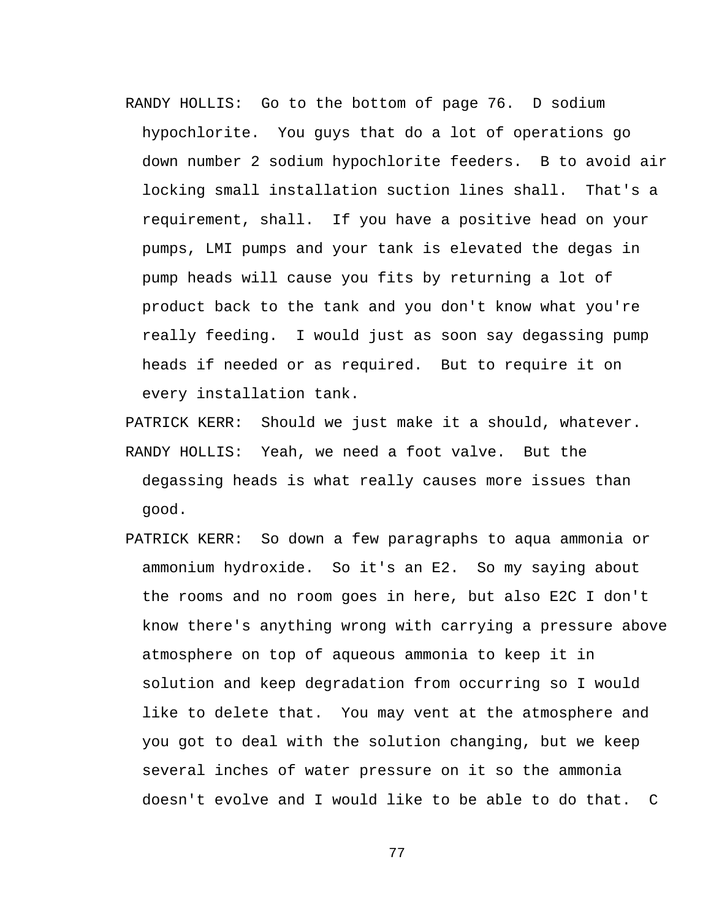RANDY HOLLIS: Go to the bottom of page 76. D sodium hypochlorite. You guys that do a lot of operations go down number 2 sodium hypochlorite feeders. B to avoid air locking small installation suction lines shall. That's a requirement, shall. If you have a positive head on your pumps, LMI pumps and your tank is elevated the degas in pump heads will cause you fits by returning a lot of product back to the tank and you don't know what you're really feeding. I would just as soon say degassing pump heads if needed or as required. But to require it on every installation tank.

PATRICK KERR: Should we just make it a should, whatever.

RANDY HOLLIS: Yeah, we need a foot valve. But the degassing heads is what really causes more issues than good.

PATRICK KERR: So down a few paragraphs to aqua ammonia or ammonium hydroxide. So it's an E2. So my saying about the rooms and no room goes in here, but also E2C I don't know there's anything wrong with carrying a pressure above atmosphere on top of aqueous ammonia to keep it in solution and keep degradation from occurring so I would like to delete that. You may vent at the atmosphere and you got to deal with the solution changing, but we keep several inches of water pressure on it so the ammonia doesn't evolve and I would like to be able to do that. C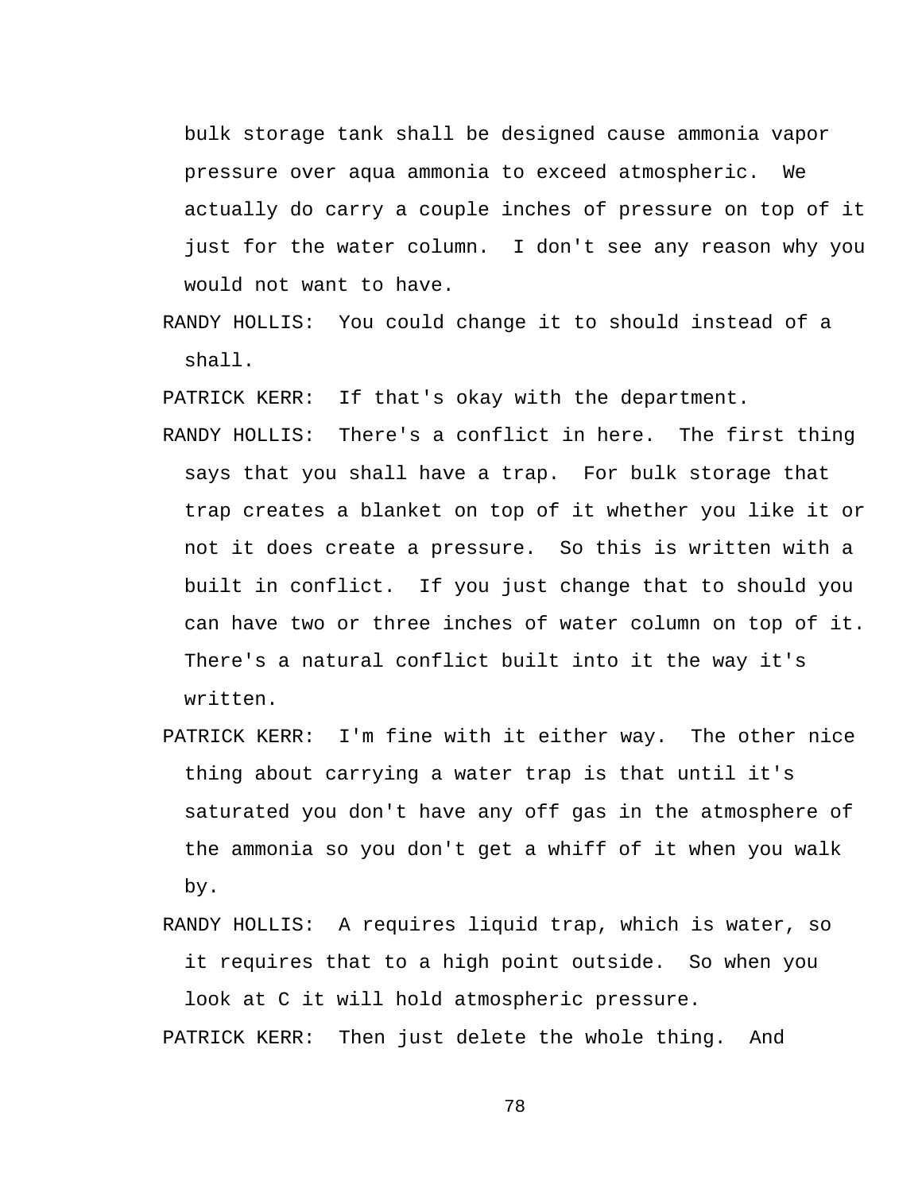bulk storage tank shall be designed cause ammonia vapor pressure over aqua ammonia to exceed atmospheric. We actually do carry a couple inches of pressure on top of it just for the water column. I don't see any reason why you would not want to have.

RANDY HOLLIS: You could change it to should instead of a shall.

PATRICK KERR: If that's okay with the department.

RANDY HOLLIS: There's a conflict in here. The first thing says that you shall have a trap. For bulk storage that trap creates a blanket on top of it whether you like it or not it does create a pressure. So this is written with a built in conflict. If you just change that to should you can have two or three inches of water column on top of it. There's a natural conflict built into it the way it's written.

PATRICK KERR: I'm fine with it either way. The other nice thing about carrying a water trap is that until it's saturated you don't have any off gas in the atmosphere of the ammonia so you don't get a whiff of it when you walk by.

RANDY HOLLIS: A requires liquid trap, which is water, so it requires that to a high point outside. So when you look at C it will hold atmospheric pressure.

PATRICK KERR: Then just delete the whole thing. And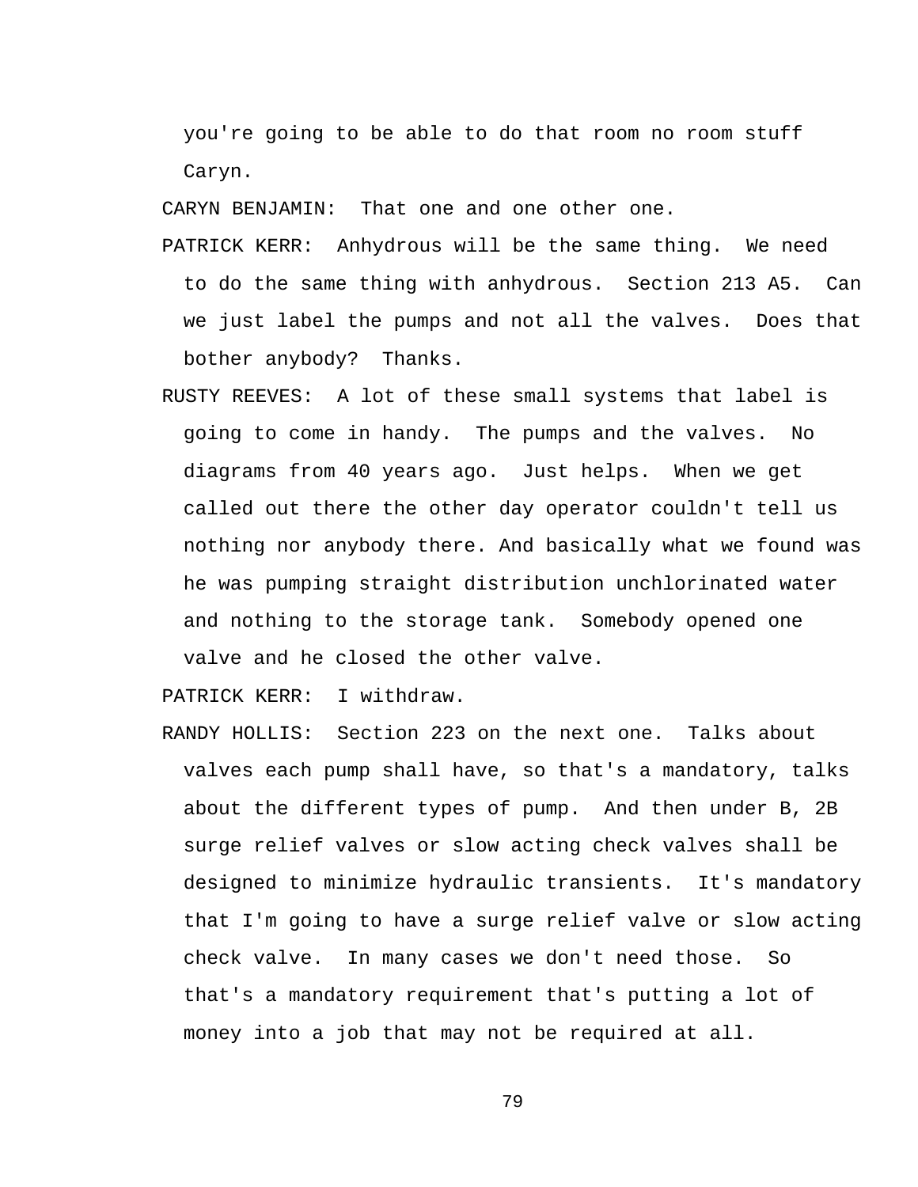you're going to be able to do that room no room stuff Caryn.

CARYN BENJAMIN: That one and one other one.

PATRICK KERR: Anhydrous will be the same thing. We need to do the same thing with anhydrous. Section 213 A5. Can we just label the pumps and not all the valves. Does that bother anybody? Thanks.

RUSTY REEVES: A lot of these small systems that label is going to come in handy. The pumps and the valves. No diagrams from 40 years ago. Just helps. When we get called out there the other day operator couldn't tell us nothing nor anybody there. And basically what we found was he was pumping straight distribution unchlorinated water and nothing to the storage tank. Somebody opened one valve and he closed the other valve.

PATRICK KERR: I withdraw.

RANDY HOLLIS: Section 223 on the next one. Talks about valves each pump shall have, so that's a mandatory, talks about the different types of pump. And then under B, 2B surge relief valves or slow acting check valves shall be designed to minimize hydraulic transients. It's mandatory that I'm going to have a surge relief valve or slow acting check valve. In many cases we don't need those. So that's a mandatory requirement that's putting a lot of money into a job that may not be required at all.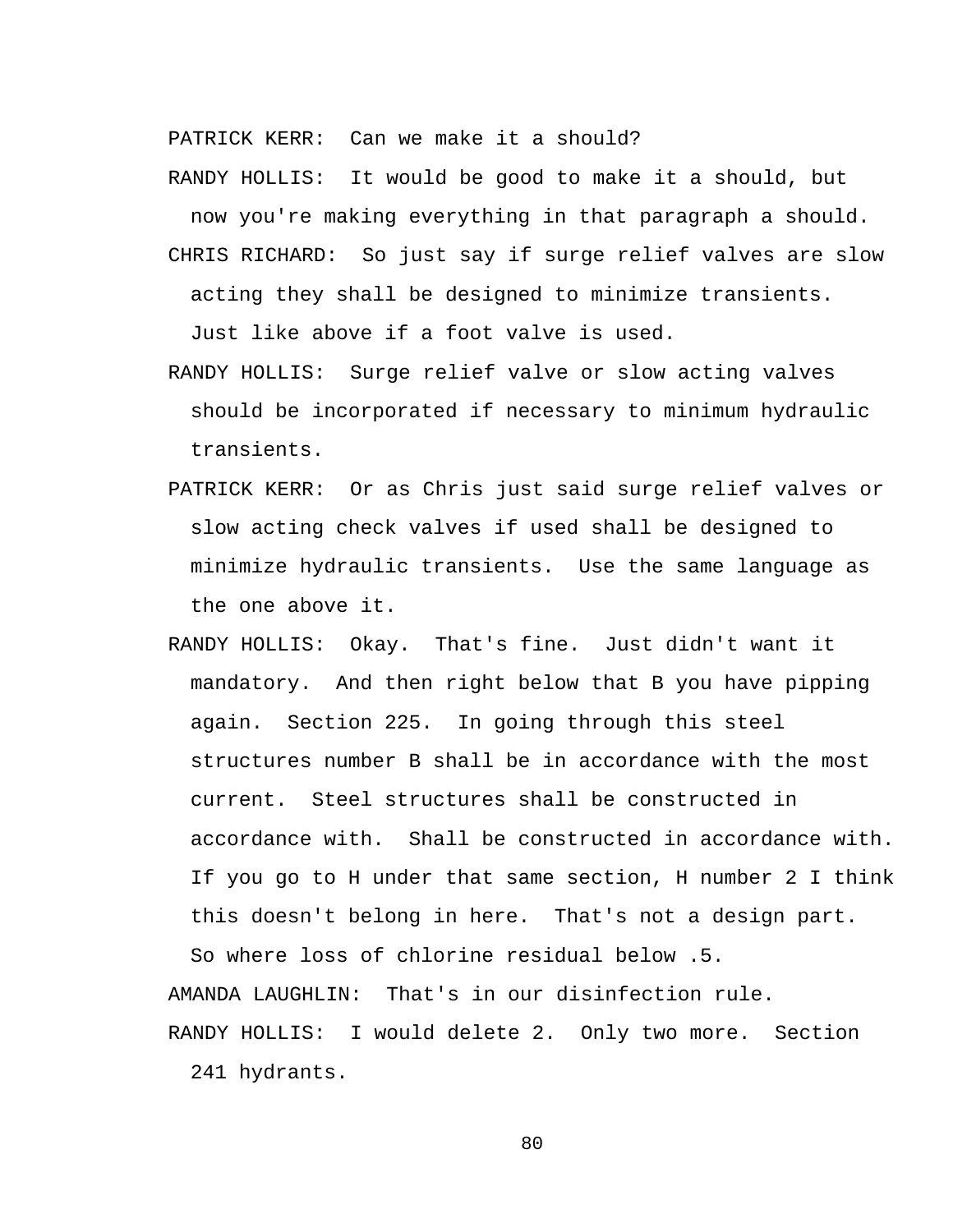PATRICK KERR: Can we make it a should?

RANDY HOLLIS: It would be good to make it a should, but now you're making everything in that paragraph a should.

CHRIS RICHARD: So just say if surge relief valves are slow acting they shall be designed to minimize transients. Just like above if a foot valve is used.

RANDY HOLLIS: Surge relief valve or slow acting valves should be incorporated if necessary to minimum hydraulic transients.

PATRICK KERR: Or as Chris just said surge relief valves or slow acting check valves if used shall be designed to minimize hydraulic transients. Use the same language as the one above it.

RANDY HOLLIS: Okay. That's fine. Just didn't want it mandatory. And then right below that B you have pipping again. Section 225. In going through this steel structures number B shall be in accordance with the most current. Steel structures shall be constructed in accordance with. Shall be constructed in accordance with. If you go to H under that same section, H number 2 I think this doesn't belong in here. That's not a design part. So where loss of chlorine residual below .5.

AMANDA LAUGHLIN: That's in our disinfection rule.

RANDY HOLLIS: I would delete 2. Only two more. Section 241 hydrants.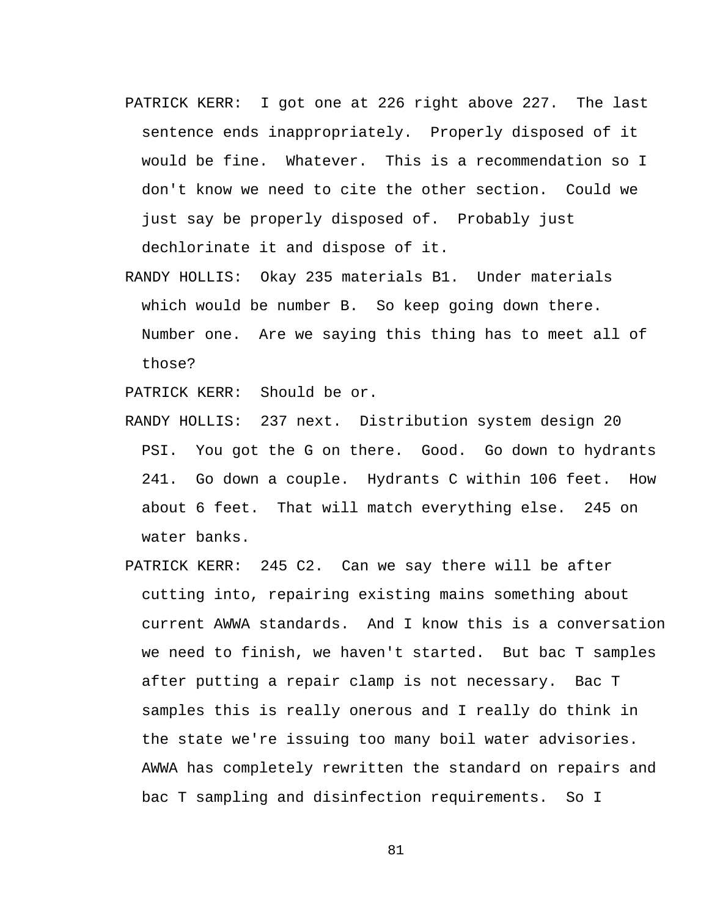PATRICK KERR: I got one at 226 right above 227. The last sentence ends inappropriately. Properly disposed of it would be fine. Whatever. This is a recommendation so I don't know we need to cite the other section. Could we just say be properly disposed of. Probably just dechlorinate it and dispose of it.

RANDY HOLLIS: Okay 235 materials B1. Under materials which would be number B. So keep going down there. Number one. Are we saying this thing has to meet all of those?

PATRICK KERR: Should be or.

RANDY HOLLIS: 237 next. Distribution system design 20 PSI. You got the G on there. Good. Go down to hydrants 241. Go down a couple. Hydrants C within 106 feet. How about 6 feet. That will match everything else. 245 on water banks.

PATRICK KERR: 245 C2. Can we say there will be after cutting into, repairing existing mains something about current AWWA standards. And I know this is a conversation we need to finish, we haven't started. But bac T samples after putting a repair clamp is not necessary. Bac T samples this is really onerous and I really do think in the state we're issuing too many boil water advisories. AWWA has completely rewritten the standard on repairs and bac T sampling and disinfection requirements. So I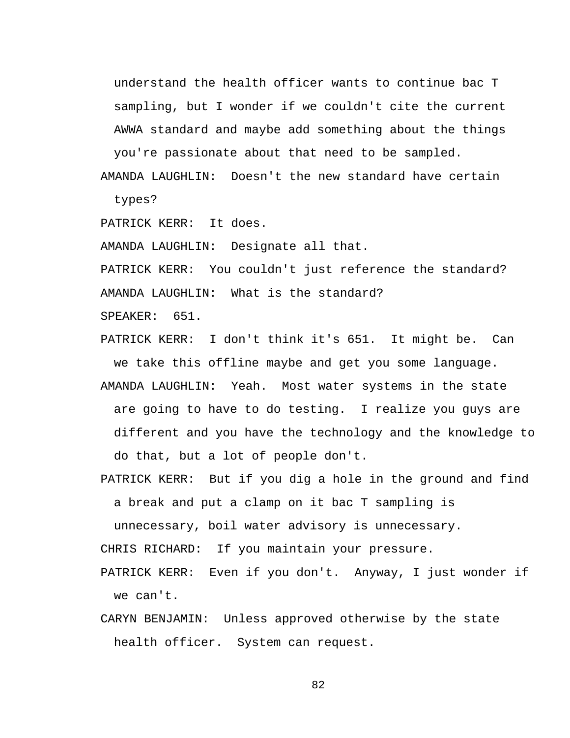understand the health officer wants to continue bac T sampling, but I wonder if we couldn't cite the current AWWA standard and maybe add something about the things you're passionate about that need to be sampled.

AMANDA LAUGHLIN: Doesn't the new standard have certain types?

PATRICK KERR: It does.

AMANDA LAUGHLIN: Designate all that.

PATRICK KERR: You couldn't just reference the standard?

AMANDA LAUGHLIN: What is the standard?

SPEAKER: 651.

PATRICK KERR: I don't think it's 651. It might be. Can we take this offline maybe and get you some language.

AMANDA LAUGHLIN: Yeah. Most water systems in the state are going to have to do testing. I realize you guys are different and you have the technology and the knowledge to do that, but a lot of people don't.

PATRICK KERR: But if you dig a hole in the ground and find a break and put a clamp on it bac T sampling is unnecessary, boil water advisory is unnecessary.

CHRIS RICHARD: If you maintain your pressure.

PATRICK KERR: Even if you don't. Anyway, I just wonder if we can't.

CARYN BENJAMIN: Unless approved otherwise by the state health officer. System can request.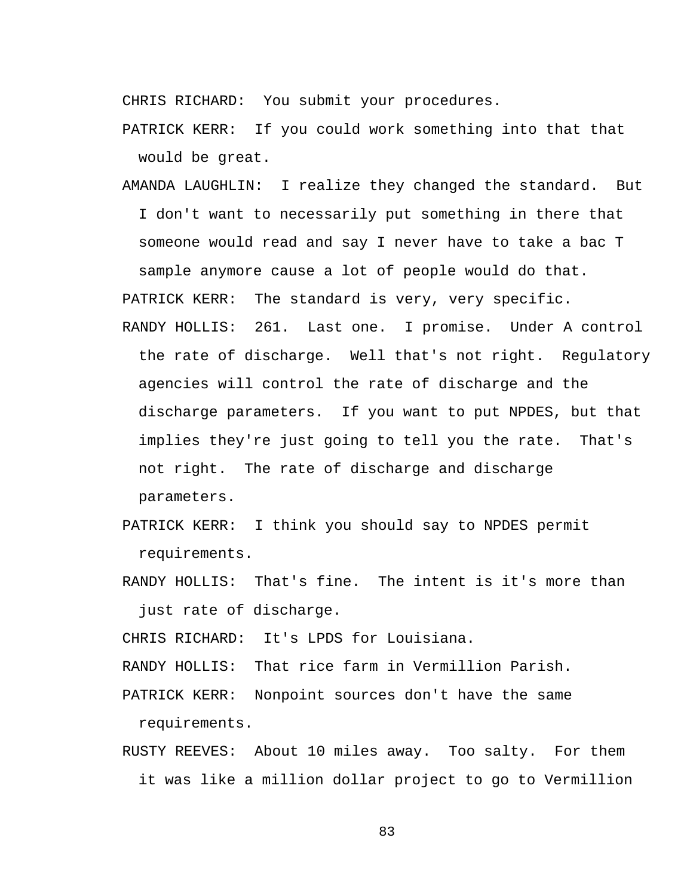CHRIS RICHARD: You submit your procedures.

PATRICK KERR: If you could work something into that that would be great.

AMANDA LAUGHLIN: I realize they changed the standard. But I don't want to necessarily put something in there that someone would read and say I never have to take a bac T sample anymore cause a lot of people would do that.

PATRICK KERR: The standard is very, very specific.

RANDY HOLLIS: 261. Last one. I promise. Under A control the rate of discharge. Well that's not right. Regulatory agencies will control the rate of discharge and the discharge parameters. If you want to put NPDES, but that implies they're just going to tell you the rate. That's not right. The rate of discharge and discharge parameters.

PATRICK KERR: I think you should say to NPDES permit requirements.

RANDY HOLLIS: That's fine. The intent is it's more than just rate of discharge.

CHRIS RICHARD: It's LPDS for Louisiana.

RANDY HOLLIS: That rice farm in Vermillion Parish.

PATRICK KERR: Nonpoint sources don't have the same requirements.

RUSTY REEVES: About 10 miles away. Too salty. For them it was like a million dollar project to go to Vermillion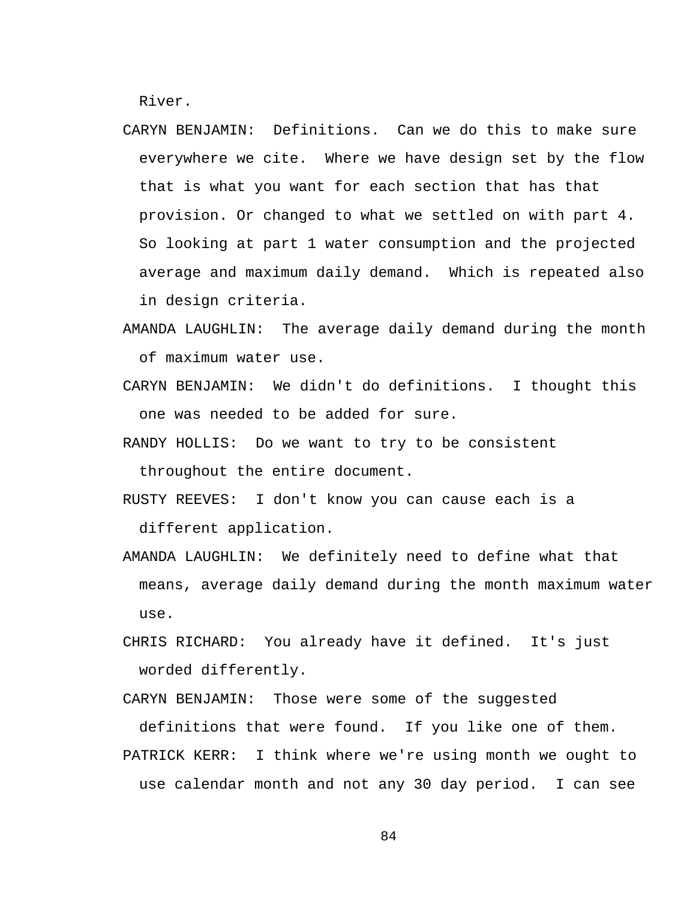River.

CARYN BENJAMIN: Definitions. Can we do this to make sure everywhere we cite. Where we have design set by the flow that is what you want for each section that has that provision. Or changed to what we settled on with part 4. So looking at part 1 water consumption and the projected average and maximum daily demand. Which is repeated also in design criteria.

AMANDA LAUGHLIN: The average daily demand during the month of maximum water use.

CARYN BENJAMIN: We didn't do definitions. I thought this one was needed to be added for sure.

RANDY HOLLIS: Do we want to try to be consistent throughout the entire document.

RUSTY REEVES: I don't know you can cause each is a different application.

AMANDA LAUGHLIN: We definitely need to define what that means, average daily demand during the month maximum water use.

CHRIS RICHARD: You already have it defined. It's just worded differently.

CARYN BENJAMIN: Those were some of the suggested definitions that were found. If you like one of them.

PATRICK KERR: I think where we're using month we ought to use calendar month and not any 30 day period. I can see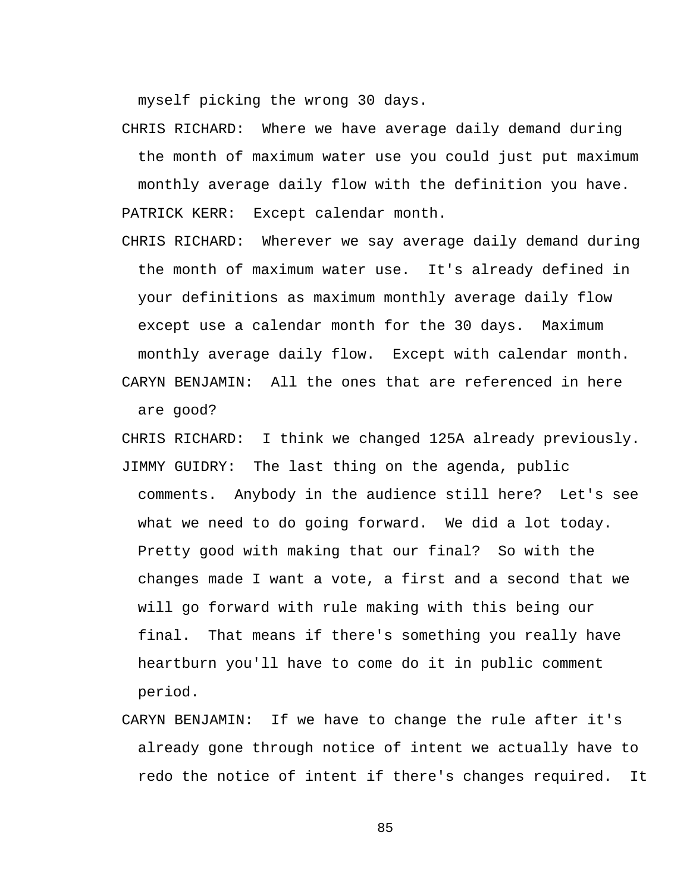myself picking the wrong 30 days.

CHRIS RICHARD: Where we have average daily demand during the month of maximum water use you could just put maximum monthly average daily flow with the definition you have.

PATRICK KERR: Except calendar month.

CHRIS RICHARD: Wherever we say average daily demand during the month of maximum water use. It's already defined in your definitions as maximum monthly average daily flow except use a calendar month for the 30 days. Maximum monthly average daily flow. Except with calendar month.

CARYN BENJAMIN: All the ones that are referenced in here are good?

CHRIS RICHARD: I think we changed 125A already previously.

JIMMY GUIDRY: The last thing on the agenda, public comments. Anybody in the audience still here? Let's see what we need to do going forward. We did a lot today. Pretty good with making that our final? So with the changes made I want a vote, a first and a second that we will go forward with rule making with this being our final. That means if there's something you really have heartburn you'll have to come do it in public comment period.

CARYN BENJAMIN: If we have to change the rule after it's already gone through notice of intent we actually have to redo the notice of intent if there's changes required. It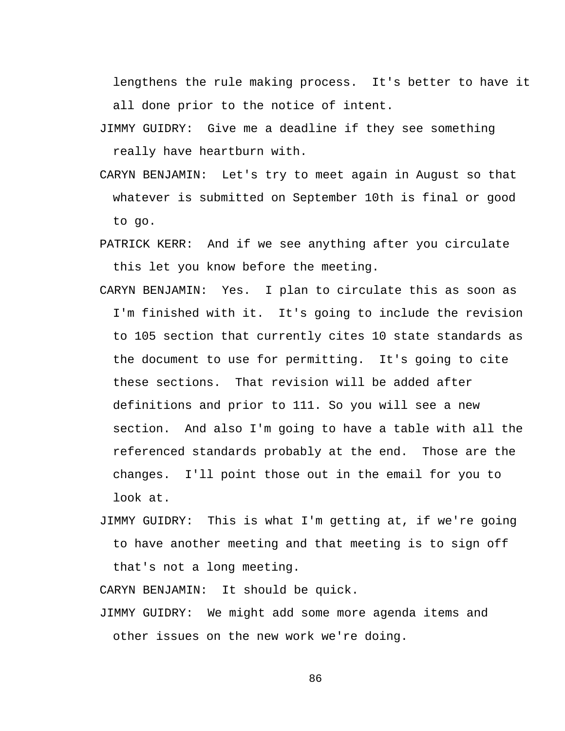lengthens the rule making process. It's better to have it all done prior to the notice of intent.

JIMMY GUIDRY: Give me a deadline if they see something really have heartburn with.

CARYN BENJAMIN: Let's try to meet again in August so that whatever is submitted on September 10th is final or good to go.

PATRICK KERR: And if we see anything after you circulate this let you know before the meeting.

CARYN BENJAMIN: Yes. I plan to circulate this as soon as I'm finished with it. It's going to include the revision to 105 section that currently cites 10 state standards as the document to use for permitting. It's going to cite these sections. That revision will be added after definitions and prior to 111. So you will see a new section. And also I'm going to have a table with all the referenced standards probably at the end. Those are the changes. I'll point those out in the email for you to look at.

JIMMY GUIDRY: This is what I'm getting at, if we're going to have another meeting and that meeting is to sign off that's not a long meeting.

CARYN BENJAMIN: It should be quick.

JIMMY GUIDRY: We might add some more agenda items and other issues on the new work we're doing.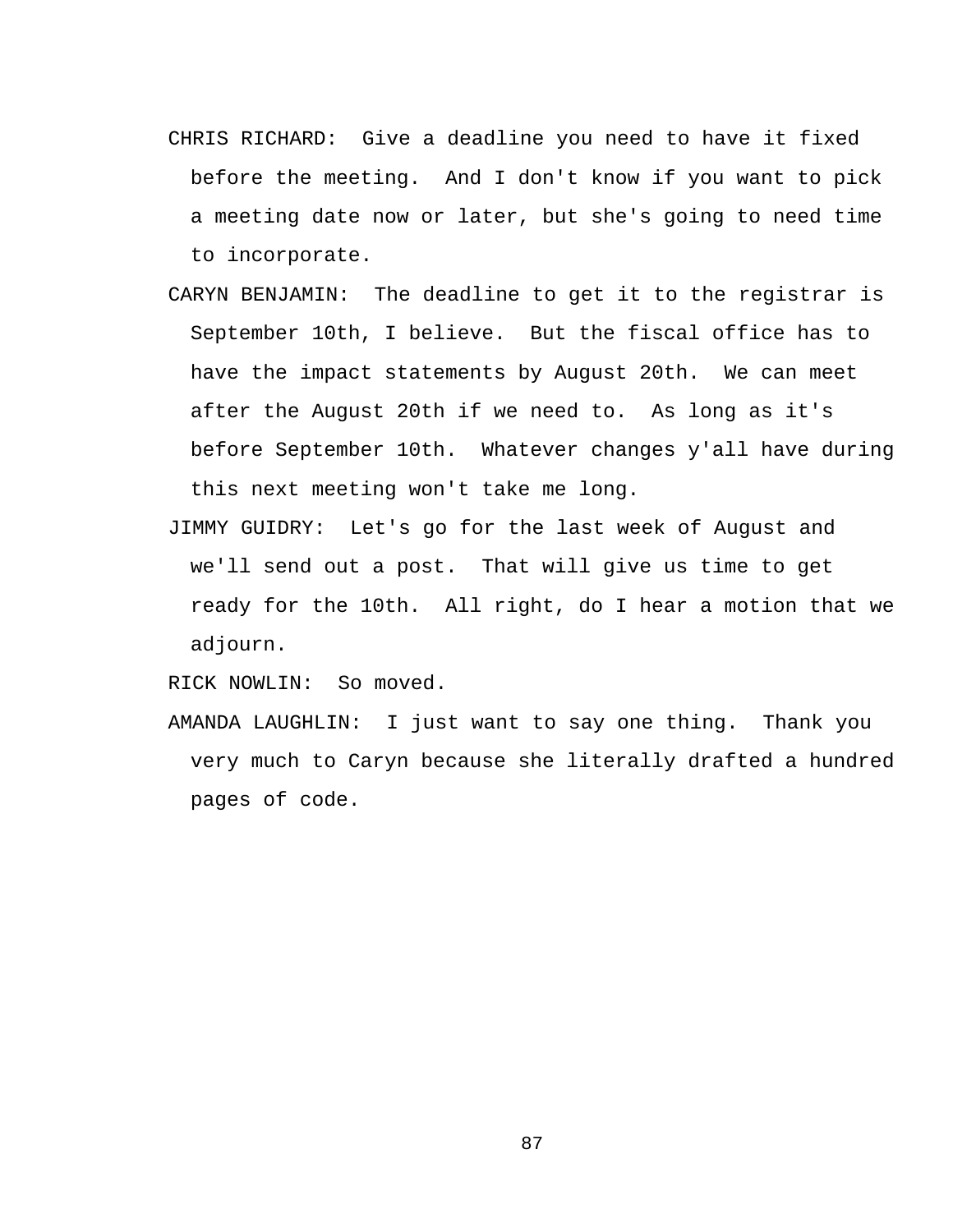CHRIS RICHARD: Give a deadline you need to have it fixed before the meeting. And I don't know if you want to pick a meeting date now or later, but she's going to need time to incorporate.

CARYN BENJAMIN: The deadline to get it to the registrar is September 10th, I believe. But the fiscal office has to have the impact statements by August 20th. We can meet after the August 20th if we need to. As long as it's before September 10th. Whatever changes y'all have during this next meeting won't take me long.

JIMMY GUIDRY: Let's go for the last week of August and we'll send out a post. That will give us time to get ready for the 10th. All right, do I hear a motion that we adjourn.

RICK NOWLIN: So moved.

AMANDA LAUGHLIN: I just want to say one thing. Thank you very much to Caryn because she literally drafted a hundred pages of code.